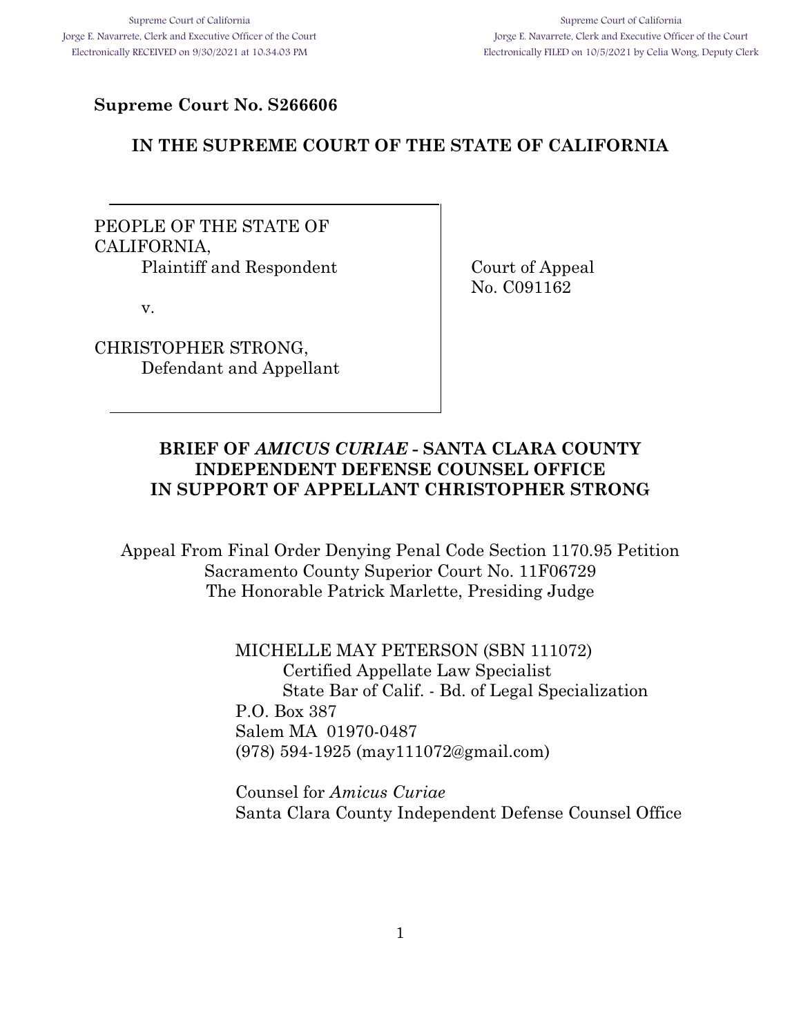Supreme Court of California
Jorge E. Navarrete, Clerk and Executive Officer of the Court
Electronically RECEIVED on 9/30/2021 at 10:34:03 PM

Supreme Court of California
Jorge E. Navarrete, Clerk and Executive Officer of the Court
Electronically FILED on 10/5/2021 by Celia Wong, Deputy Clerk

**Supreme Court No. S266606**

**IN THE SUPREME COURT OF THE STATE OF CALIFORNIA**

| | |
|---|---|
| PEOPLE OF THE STATE OF CALIFORNIA,<br>Plaintiff and Respondent<br><br>v.<br><br>CHRISTOPHER STRONG,<br>Defendant and Appellant | Court of Appeal<br>No. C091162 |

**BRIEF OF *AMICUS CURIAE* - SANTA CLARA COUNTY INDEPENDENT DEFENSE COUNSEL OFFICE IN SUPPORT OF APPELLANT CHRISTOPHER STRONG**

Appeal From Final Order Denying Penal Code Section 1170.95 Petition
Sacramento County Superior Court No. 11F06729
The Honorable Patrick Marlette, Presiding Judge

MICHELLE MAY PETERSON (SBN 111072)
Certified Appellate Law Specialist
State Bar of Calif. - Bd. of Legal Specialization
P.O. Box 387
Salem MA 01970-0487
(978) 594-1925 (may111072@gmail.com)

Counsel for *Amicus Curiae*
Santa Clara County Independent Defense Counsel Office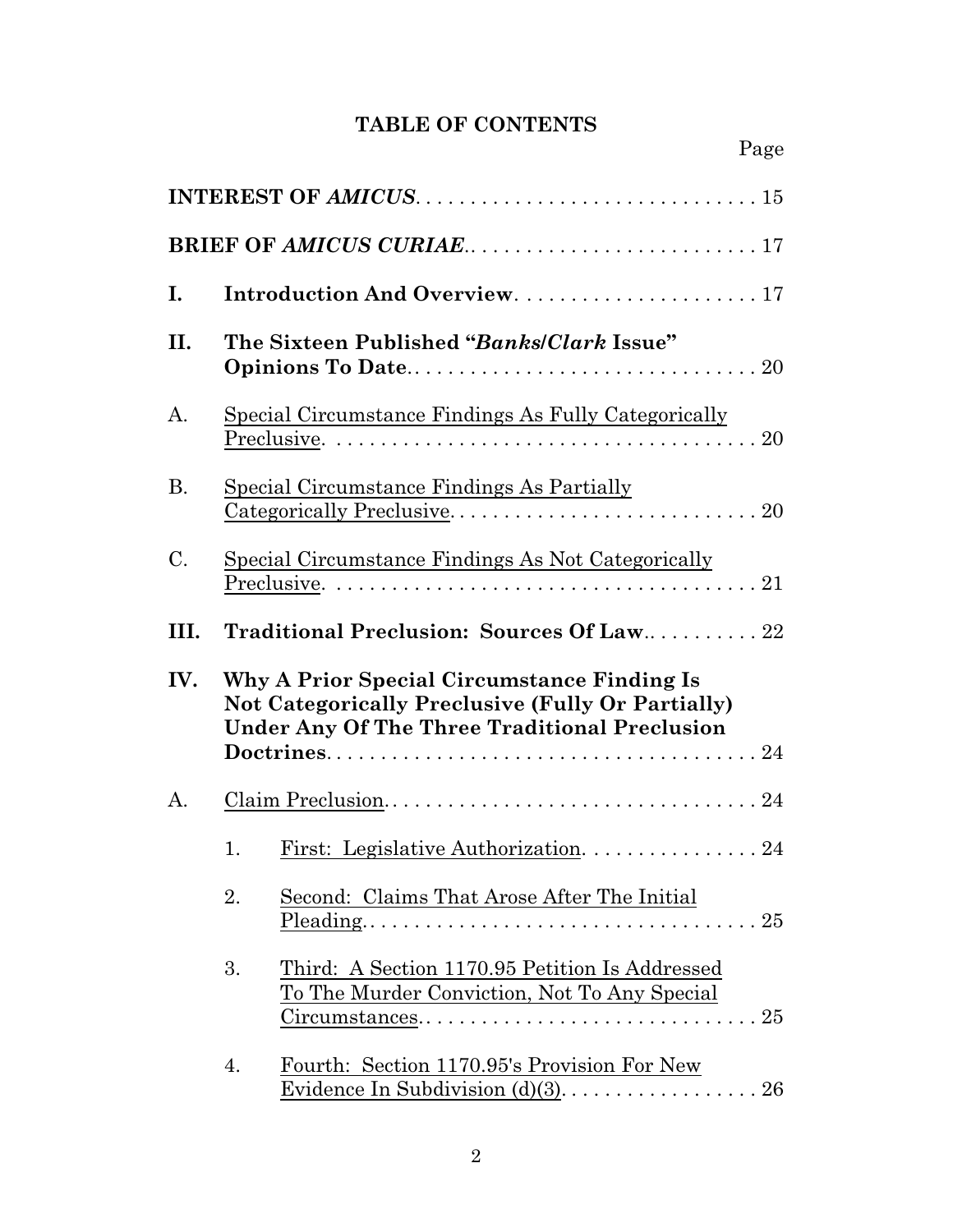# TABLE OF CONTENTS

Page

**INTEREST OF *AMICUS*** . . . . . . . . . . . . . . . . . . . . . . . . . . . . . . . 15

**BRIEF OF *AMICUS CURIAE*** . . . . . . . . . . . . . . . . . . . . . . . . . . . 17

**I. Introduction And Overview** . . . . . . . . . . . . . . . . . . . . . . 17

**II. The Sixteen Published "*Banks/Clark* Issue" Opinions To Date** . . . . . . . . . . . . . . . . . . . . . . . . . . . . . . . 20

A. Special Circumstance Findings As Fully Categorically Preclusive . . . . . . . . . . . . . . . . . . . . . . . . . . . . . . . . . . . . 20

B. Special Circumstance Findings As Partially Categorically Preclusive . . . . . . . . . . . . . . . . . . . . . . . . . . . 20

C. Special Circumstance Findings As Not Categorically Preclusive . . . . . . . . . . . . . . . . . . . . . . . . . . . . . . . . . . . . 21

**III. Traditional Preclusion: Sources Of Law** . . . . . . . . . . 22

**IV. Why A Prior Special Circumstance Finding Is Not Categorically Preclusive (Fully Or Partially) Under Any Of The Three Traditional Preclusion Doctrines** . . . . . . . . . . . . . . . . . . . . . . . . . . . . . . . . . . . . . . 24

A. Claim Preclusion . . . . . . . . . . . . . . . . . . . . . . . . . . . . . . . . . 24

1. First: Legislative Authorization . . . . . . . . . . . . . . . . 24

2. Second: Claims That Arose After The Initial Pleading . . . . . . . . . . . . . . . . . . . . . . . . . . . . . . . . . . . . . . 25

3. Third: A Section 1170.95 Petition Is Addressed To The Murder Conviction, Not To Any Special Circumstances . . . . . . . . . . . . . . . . . . . . . . . . . . . . . . . . 25

4. Fourth: Section 1170.95's Provision For New Evidence In Subdivision (d)(3) . . . . . . . . . . . . . . . . . . 26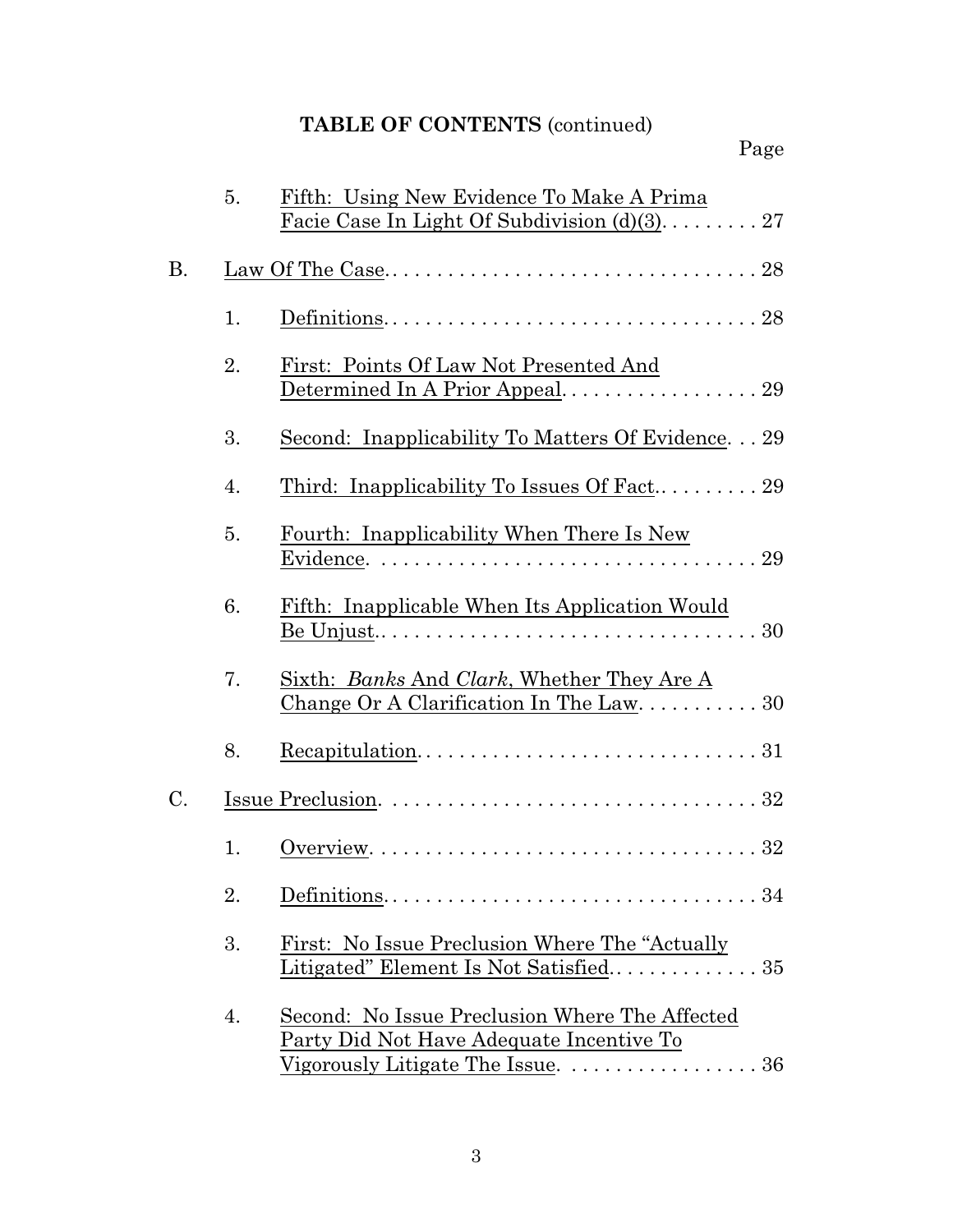**TABLE OF CONTENTS** (continued)

Page

- 5. Fifth: Using New Evidence To Make A Prima Facie Case In Light Of Subdivision (d)(3). . . . . . . . . 27

B. Law Of The Case. . . . . . . . . . . . . . . . . . . . . . . . . . . . . . . . . . . 28

- 1. Definitions. . . . . . . . . . . . . . . . . . . . . . . . . . . . . . . . . . 28
- 2. First: Points Of Law Not Presented And Determined In A Prior Appeal. . . . . . . . . . . . . . . . . . 29
- 3. Second: Inapplicability To Matters Of Evidence. . . 29
- 4. Third: Inapplicability To Issues Of Fact.. . . . . . . . . 29
- 5. Fourth: Inapplicability When There Is New Evidence. . . . . . . . . . . . . . . . . . . . . . . . . . . . . . . . . . 29
- 6. Fifth: Inapplicable When Its Application Would Be Unjust.. . . . . . . . . . . . . . . . . . . . . . . . . . . . . . . . . 30
- 7. Sixth: *Banks* And *Clark*, Whether They Are A Change Or A Clarification In The Law. . . . . . . . . . . 30
- 8. Recapitulation. . . . . . . . . . . . . . . . . . . . . . . . . . . . . . . 31

C. Issue Preclusion. . . . . . . . . . . . . . . . . . . . . . . . . . . . . . . . . . 32

- 1. Overview. . . . . . . . . . . . . . . . . . . . . . . . . . . . . . . . . . . 32
- 2. Definitions. . . . . . . . . . . . . . . . . . . . . . . . . . . . . . . . . . 34
- 3. First: No Issue Preclusion Where The "Actually Litigated" Element Is Not Satisfied.. . . . . . . . . . . . . 35
- 4. Second: No Issue Preclusion Where The Affected Party Did Not Have Adequate Incentive To Vigorously Litigate The Issue. . . . . . . . . . . . . . . . . . 36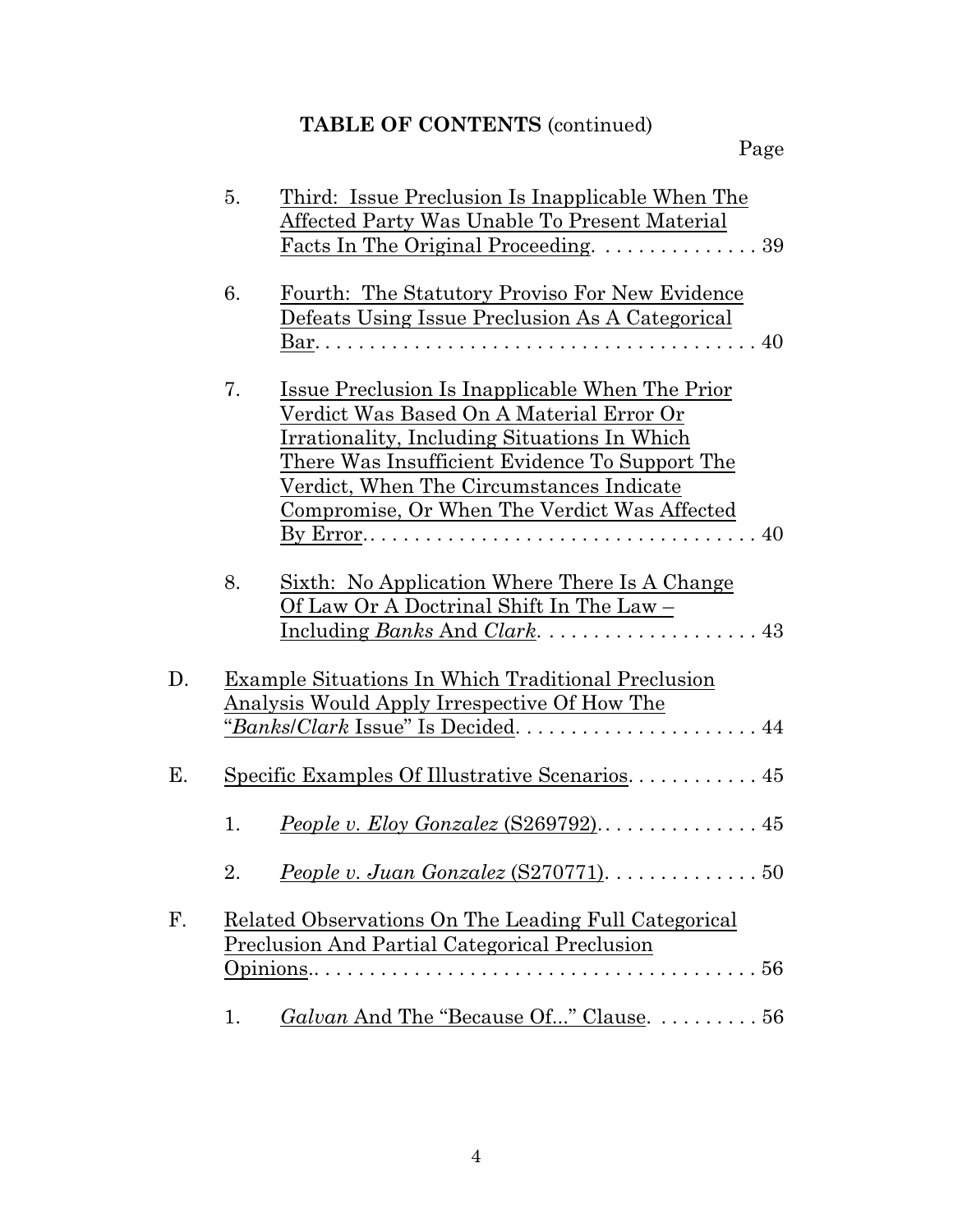**TABLE OF CONTENTS** (continued)

Page

5. Third: Issue Preclusion Is Inapplicable When The Affected Party Was Unable To Present Material Facts In The Original Proceeding. . . . . . . . . . . . . . . 39

6. Fourth: The Statutory Proviso For New Evidence Defeats Using Issue Preclusion As A Categorical Bar. . . . . . . . . . . . . . . . . . . . . . . . . . . . . . . . . . . . . . . 40

7. Issue Preclusion Is Inapplicable When The Prior Verdict Was Based On A Material Error Or Irrationality, Including Situations In Which There Was Insufficient Evidence To Support The Verdict, When The Circumstances Indicate Compromise, Or When The Verdict Was Affected By Error. . . . . . . . . . . . . . . . . . . . . . . . . . . . . . . . . . 40

8. Sixth: No Application Where There Is A Change Of Law Or A Doctrinal Shift In The Law – Including *Banks* And *Clark*. . . . . . . . . . . . . . . . . . . . 43

D. Example Situations In Which Traditional Preclusion Analysis Would Apply Irrespective Of How The "*Banks/Clark* Issue" Is Decided. . . . . . . . . . . . . . . . . . . . . . 44

E. Specific Examples Of Illustrative Scenarios. . . . . . . . . . . . 45

1. *People v. Eloy Gonzalez* (S269792). . . . . . . . . . . . . . . 45

2. *People v. Juan Gonzalez* (S270771). . . . . . . . . . . . . . 50

F. Related Observations On The Leading Full Categorical Preclusion And Partial Categorical Preclusion Opinions.. . . . . . . . . . . . . . . . . . . . . . . . . . . . . . . . . . . . . . . 56

1. *Galvan* And The "Because Of..." Clause. . . . . . . . . 56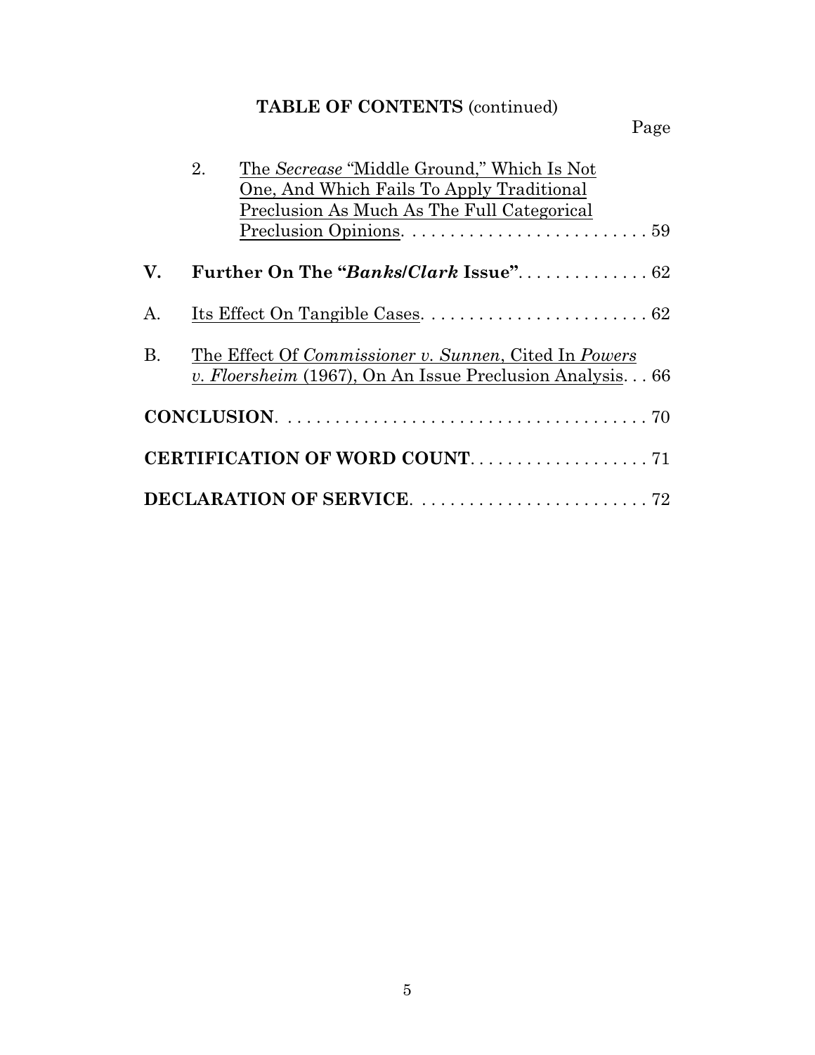**TABLE OF CONTENTS** (continued)

Page

2. The *Secrease* "Middle Ground," Which Is Not One, And Which Fails To Apply Traditional Preclusion As Much As The Full Categorical Preclusion Opinions. . . . . . . . . . . . . . . . . . . . . . . . . 59

**V. Further On The "*Banks/Clark* Issue"**. . . . . . . . . . . . . . 62

A. Its Effect On Tangible Cases. . . . . . . . . . . . . . . . . . . . . . . . 62

B. The Effect Of *Commissioner v. Sunnen*, Cited In *Powers v. Floersheim* (1967), On An Issue Preclusion Analysis. . . 66

**CONCLUSION**. . . . . . . . . . . . . . . . . . . . . . . . . . . . . . . . . . . . . . 70

**CERTIFICATION OF WORD COUNT**. . . . . . . . . . . . . . . . . . . 71

**DECLARATION OF SERVICE**. . . . . . . . . . . . . . . . . . . . . . . . 72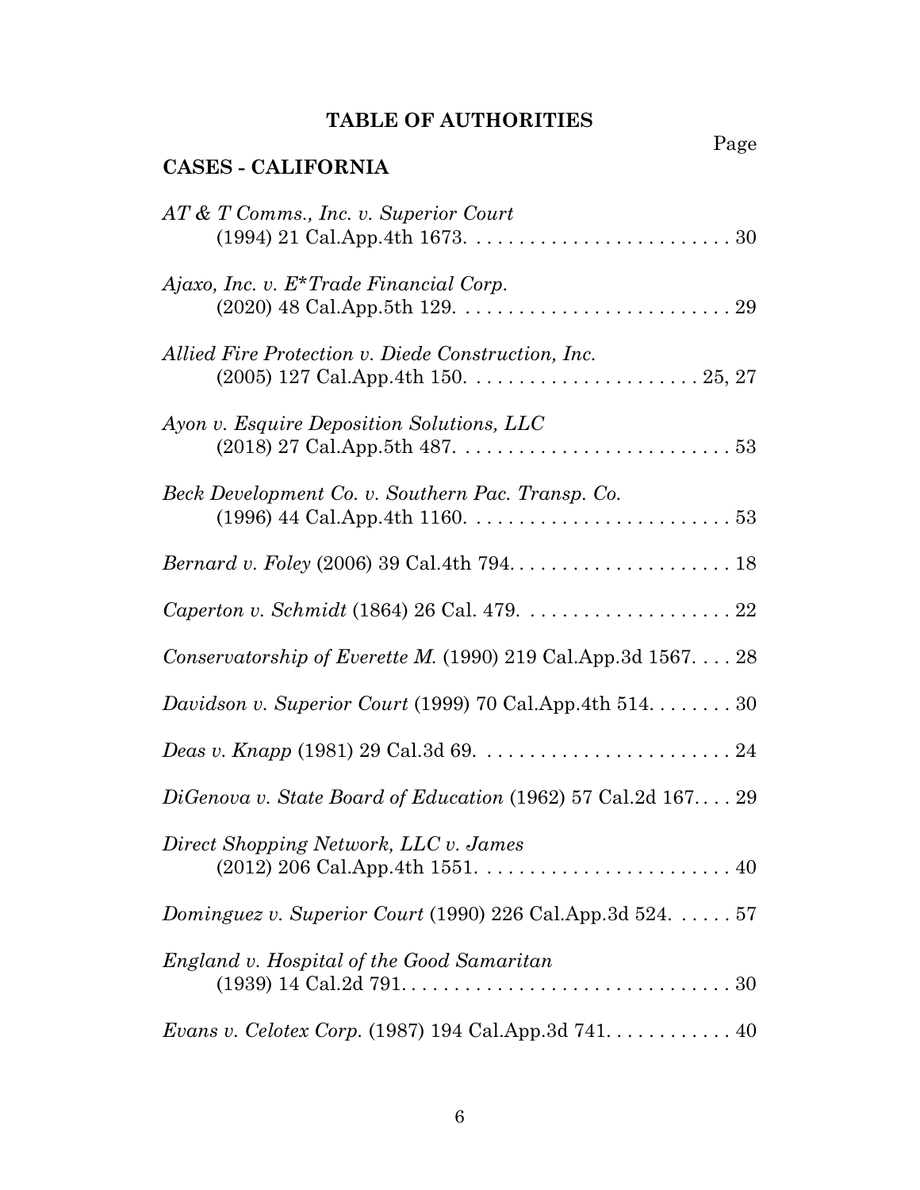# TABLE OF AUTHORITIES

Page

## CASES - CALIFORNIA

*AT & T Comms., Inc. v. Superior Court* (1994) 21 Cal.App.4th 1673. . . . . . . . . . . . . . . . . . . . . . . . . 30

*Ajaxo, Inc. v. E*Trade Financial Corp.* (2020) 48 Cal.App.5th 129. . . . . . . . . . . . . . . . . . . . . . . . . . 29

*Allied Fire Protection v. Diede Construction, Inc.* (2005) 127 Cal.App.4th 150. . . . . . . . . . . . . . . . . . . . . . 25, 27

*Ayon v. Esquire Deposition Solutions, LLC* (2018) 27 Cal.App.5th 487. . . . . . . . . . . . . . . . . . . . . . . . . . 53

*Beck Development Co. v. Southern Pac. Transp. Co.* (1996) 44 Cal.App.4th 1160. . . . . . . . . . . . . . . . . . . . . . . . . 53

*Bernard v. Foley* (2006) 39 Cal.4th 794. . . . . . . . . . . . . . . . . . . . . 18

*Caperton v. Schmidt* (1864) 26 Cal. 479. . . . . . . . . . . . . . . . . . . . 22

*Conservatorship of Everette M.* (1990) 219 Cal.App.3d 1567. . . . 28

*Davidson v. Superior Court* (1999) 70 Cal.App.4th 514. . . . . . . . 30

*Deas v. Knapp* (1981) 29 Cal.3d 69. . . . . . . . . . . . . . . . . . . . . . . . 24

*DiGenova v. State Board of Education* (1962) 57 Cal.2d 167. . . . 29

*Direct Shopping Network, LLC v. James* (2012) 206 Cal.App.4th 1551. . . . . . . . . . . . . . . . . . . . . . . . 40

*Dominguez v. Superior Court* (1990) 226 Cal.App.3d 524. . . . . . 57

*England v. Hospital of the Good Samaritan* (1939) 14 Cal.2d 791. . . . . . . . . . . . . . . . . . . . . . . . . . . . . . . 30

*Evans v. Celotex Corp.* (1987) 194 Cal.App.3d 741. . . . . . . . . . . . 40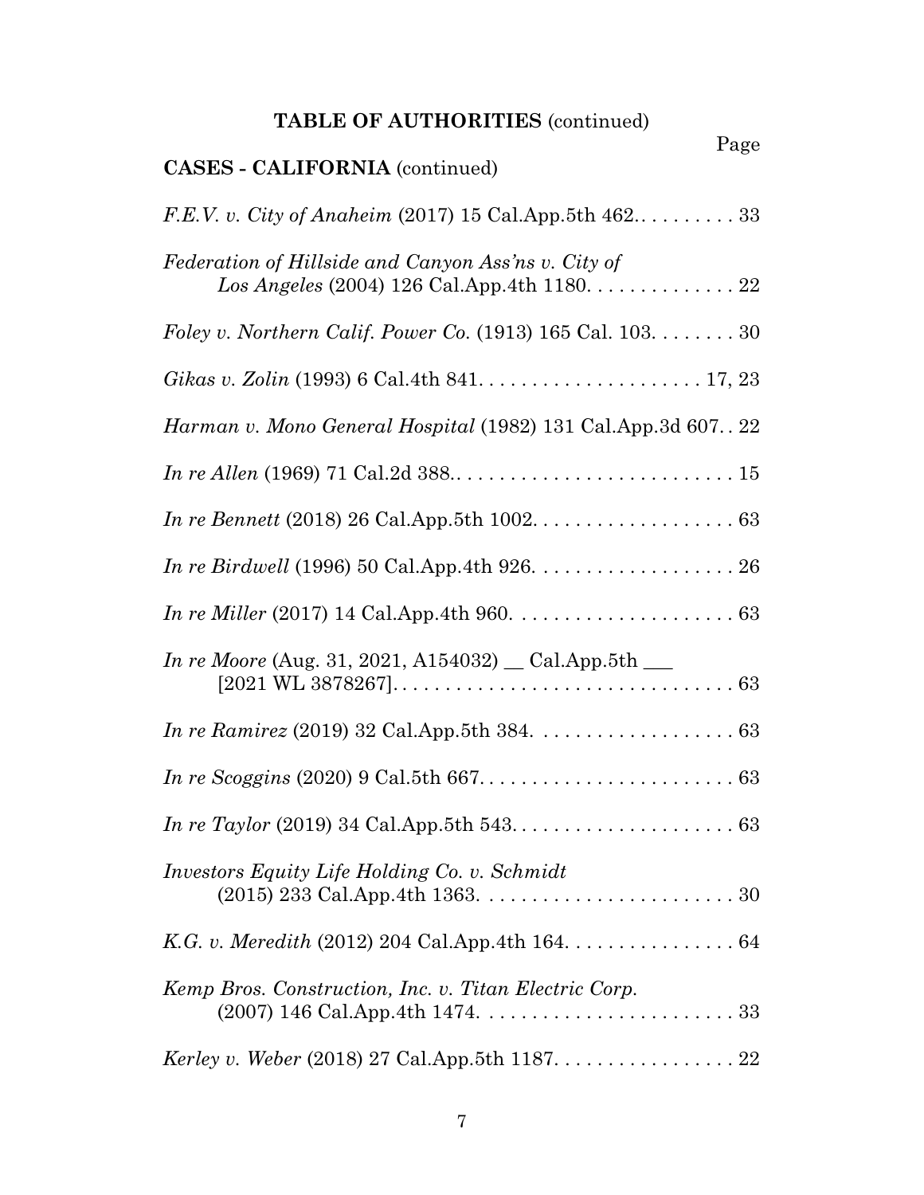**TABLE OF AUTHORITIES** (continued)

Page

**CASES - CALIFORNIA** (continued)

*F.E.V. v. City of Anaheim* (2017) 15 Cal.App.5th 462. . . . . . . . . . 33

*Federation of Hillside and Canyon Ass'ns v. City of Los Angeles* (2004) 126 Cal.App.4th 1180. . . . . . . . . . . . . . 22

*Foley v. Northern Calif. Power Co.* (1913) 165 Cal. 103. . . . . . . . 30

*Gikas v. Zolin* (1993) 6 Cal.4th 841. . . . . . . . . . . . . . . . . . . . . 17, 23

*Harman v. Mono General Hospital* (1982) 131 Cal.App.3d 607. . 22

*In re Allen* (1969) 71 Cal.2d 388.. . . . . . . . . . . . . . . . . . . . . . . . . . 15

*In re Bennett* (2018) 26 Cal.App.5th 1002. . . . . . . . . . . . . . . . . . . 63

*In re Birdwell* (1996) 50 Cal.App.4th 926. . . . . . . . . . . . . . . . . . . 26

*In re Miller* (2017) 14 Cal.App.4th 960. . . . . . . . . . . . . . . . . . . . . 63

*In re Moore* (Aug. 31, 2021, A154032) __ Cal.App.5th ___ [2021 WL 3878267]. . . . . . . . . . . . . . . . . . . . . . . . . . . . . . . . 63

*In re Ramirez* (2019) 32 Cal.App.5th 384. . . . . . . . . . . . . . . . . . . 63

*In re Scoggins* (2020) 9 Cal.5th 667. . . . . . . . . . . . . . . . . . . . . . . . 63

*In re Taylor* (2019) 34 Cal.App.5th 543. . . . . . . . . . . . . . . . . . . . . 63

*Investors Equity Life Holding Co. v. Schmidt* (2015) 233 Cal.App.4th 1363. . . . . . . . . . . . . . . . . . . . . . . . 30

*K.G. v. Meredith* (2012) 204 Cal.App.4th 164. . . . . . . . . . . . . . . . 64

*Kemp Bros. Construction, Inc. v. Titan Electric Corp.* (2007) 146 Cal.App.4th 1474. . . . . . . . . . . . . . . . . . . . . . . . 33

*Kerley v. Weber* (2018) 27 Cal.App.5th 1187. . . . . . . . . . . . . . . . . 22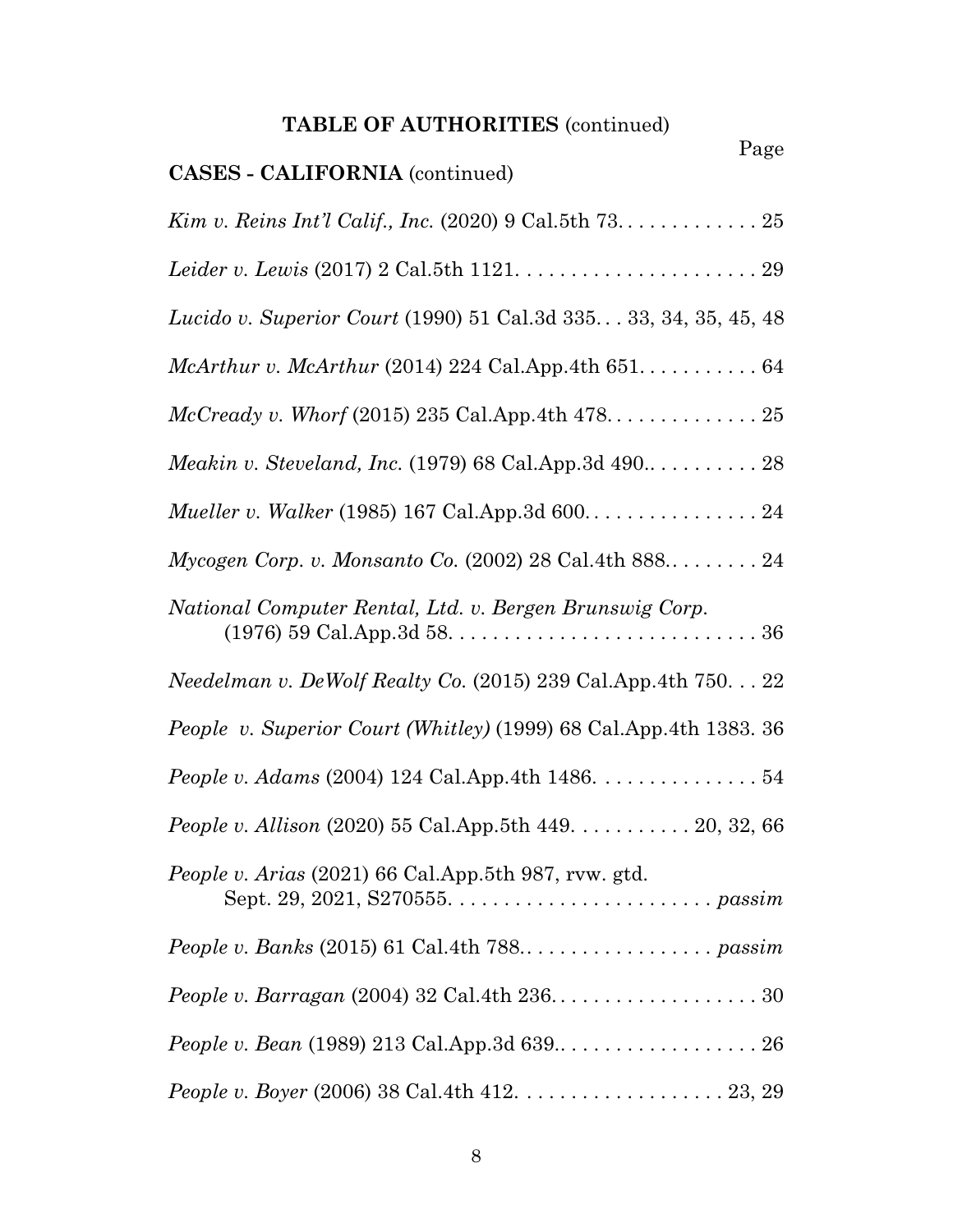**TABLE OF AUTHORITIES** (continued)

Page

**CASES - CALIFORNIA** (continued)

*Kim v. Reins Int'l Calif., Inc.* (2020) 9 Cal.5th 73. . . . . . . . . . . . . 25

*Leider v. Lewis* (2017) 2 Cal.5th 1121. . . . . . . . . . . . . . . . . . . . . . 29

*Lucido v. Superior Court* (1990) 51 Cal.3d 335. . . 33, 34, 35, 45, 48

*McArthur v. McArthur* (2014) 224 Cal.App.4th 651. . . . . . . . . . . 64

*McCready v. Whorf* (2015) 235 Cal.App.4th 478. . . . . . . . . . . . . . 25

*Meakin v. Steveland, Inc.* (1979) 68 Cal.App.3d 490.. . . . . . . . . . 28

*Mueller v. Walker* (1985) 167 Cal.App.3d 600. . . . . . . . . . . . . . . . 24

*Mycogen Corp. v. Monsanto Co.* (2002) 28 Cal.4th 888.. . . . . . . . 24

*National Computer Rental, Ltd. v. Bergen Brunswig Corp.* (1976) 59 Cal.App.3d 58. . . . . . . . . . . . . . . . . . . . . . . . . . . . 36

*Needelman v. DeWolf Realty Co.* (2015) 239 Cal.App.4th 750. . . 22

*People v. Superior Court (Whitley)* (1999) 68 Cal.App.4th 1383. 36

*People v. Adams* (2004) 124 Cal.App.4th 1486. . . . . . . . . . . . . . . 54

*People v. Allison* (2020) 55 Cal.App.5th 449. . . . . . . . . . . 20, 32, 66

*People v. Arias* (2021) 66 Cal.App.5th 987, rvw. gtd. Sept. 29, 2021, S270555. . . . . . . . . . . . . . . . . . . . . . . . *passim*

*People v. Banks* (2015) 61 Cal.4th 788.. . . . . . . . . . . . . . . . . *passim*

*People v. Barragan* (2004) 32 Cal.4th 236. . . . . . . . . . . . . . . . . . . 30

*People v. Bean* (1989) 213 Cal.App.3d 639.. . . . . . . . . . . . . . . . . . 26

*People v. Boyer* (2006) 38 Cal.4th 412. . . . . . . . . . . . . . . . . . . 23, 29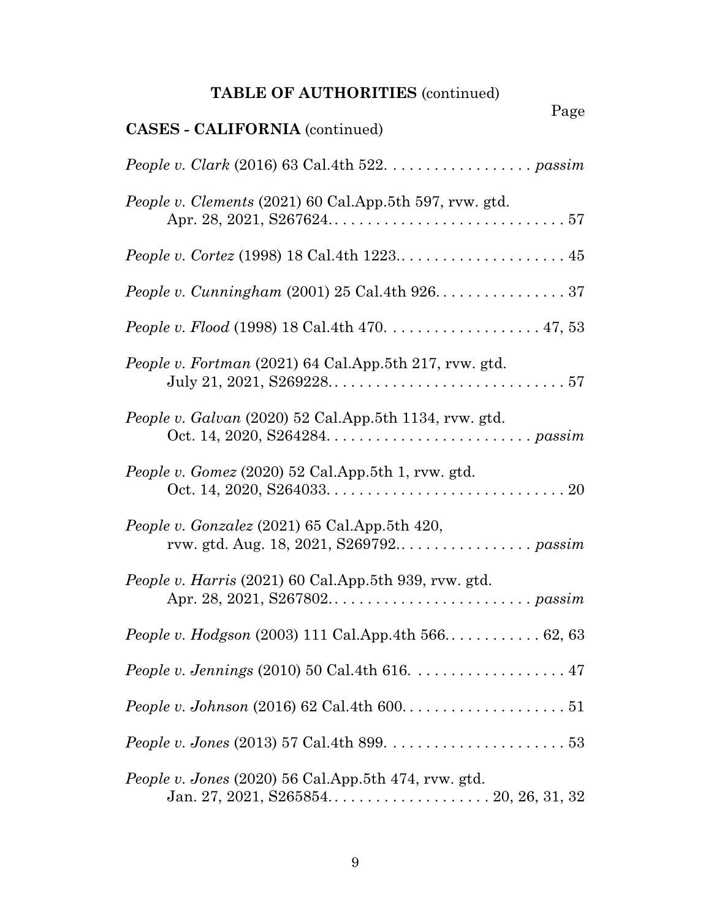**TABLE OF AUTHORITIES** (continued)

Page

**CASES - CALIFORNIA** (continued)

*People v. Clark* (2016) 63 Cal.4th 522. . . . . . . . . . . . . . . . . . *passim*

*People v. Clements* (2021) 60 Cal.App.5th 597, rvw. gtd. Apr. 28, 2021, S267624. . . . . . . . . . . . . . . . . . . . . . . . . . . . . 57

*People v. Cortez* (1998) 18 Cal.4th 1223.. . . . . . . . . . . . . . . . . . . . 45

*People v. Cunningham* (2001) 25 Cal.4th 926. . . . . . . . . . . . . . . . 37

*People v. Flood* (1998) 18 Cal.4th 470. . . . . . . . . . . . . . . . . . . 47, 53

*People v. Fortman* (2021) 64 Cal.App.5th 217, rvw. gtd. July 21, 2021, S269228. . . . . . . . . . . . . . . . . . . . . . . . . . . . . 57

*People v. Galvan* (2020) 52 Cal.App.5th 1134, rvw. gtd. Oct. 14, 2020, S264284. . . . . . . . . . . . . . . . . . . . . . . . . *passim*

*People v. Gomez* (2020) 52 Cal.App.5th 1, rvw. gtd. Oct. 14, 2020, S264033. . . . . . . . . . . . . . . . . . . . . . . . . . . . . 20

*People v. Gonzalez* (2021) 65 Cal.App.5th 420, rvw. gtd. Aug. 18, 2021, S269792.. . . . . . . . . . . . . . . . . *passim*

*People v. Harris* (2021) 60 Cal.App.5th 939, rvw. gtd. Apr. 28, 2021, S267802.. . . . . . . . . . . . . . . . . . . . . . . . *passim*

*People v. Hodgson* (2003) 111 Cal.App.4th 566.. . . . . . . . . . . . 62, 63

*People v. Jennings* (2010) 50 Cal.4th 616. . . . . . . . . . . . . . . . . . . 47

*People v. Johnson* (2016) 62 Cal.4th 600. . . . . . . . . . . . . . . . . . . . 51

*People v. Jones* (2013) 57 Cal.4th 899. . . . . . . . . . . . . . . . . . . . . . 53

*People v. Jones* (2020) 56 Cal.App.5th 474, rvw. gtd. Jan. 27, 2021, S265854. . . . . . . . . . . . . . . . . . . . 20, 26, 31, 32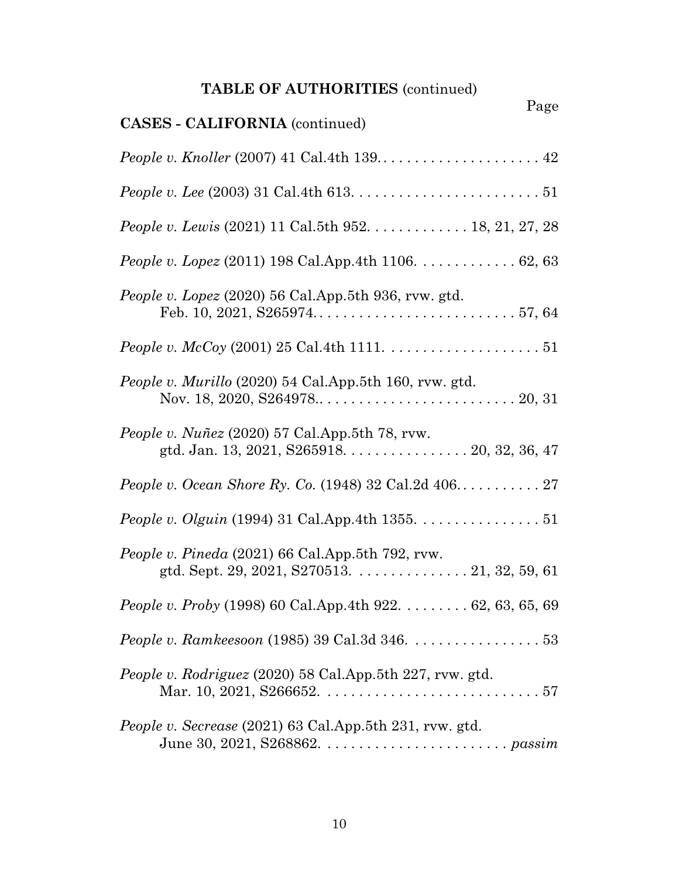**TABLE OF AUTHORITIES** (continued)

**CASES - CALIFORNIA** (continued)

Page

*People v. Knoller* (2007) 41 Cal.4th 139. . . . . . . . . . . . . . . . . . . . . 42

*People v. Lee* (2003) 31 Cal.4th 613. . . . . . . . . . . . . . . . . . . . . . . . 51

*People v. Lewis* (2021) 11 Cal.5th 952. . . . . . . . . . . . . 18, 21, 27, 28

*People v. Lopez* (2011) 198 Cal.App.4th 1106. . . . . . . . . . . . . 62, 63

*People v. Lopez* (2020) 56 Cal.App.5th 936, rvw. gtd. Feb. 10, 2021, S265974. . . . . . . . . . . . . . . . . . . . . . . . . . 57, 64

*People v. McCoy* (2001) 25 Cal.4th 1111. . . . . . . . . . . . . . . . . . . . 51

*People v. Murillo* (2020) 54 Cal.App.5th 160, rvw. gtd. Nov. 18, 2020, S264978.. . . . . . . . . . . . . . . . . . . . . . . . . 20, 31

*People v. Nuñez* (2020) 57 Cal.App.5th 78, rvw. gtd. Jan. 13, 2021, S265918. . . . . . . . . . . . . . . . 20, 32, 36, 47

*People v. Ocean Shore Ry. Co.* (1948) 32 Cal.2d 406. . . . . . . . . . . 27

*People v. Olguin* (1994) 31 Cal.App.4th 1355. . . . . . . . . . . . . . . . 51

*People v. Pineda* (2021) 66 Cal.App.5th 792, rvw. gtd. Sept. 29, 2021, S270513. . . . . . . . . . . . . . . 21, 32, 59, 61

*People v. Proby* (1998) 60 Cal.App.4th 922. . . . . . . . . 62, 63, 65, 69

*People v. Ramkeesoon* (1985) 39 Cal.3d 346. . . . . . . . . . . . . . . . . 53

*People v. Rodriguez* (2020) 58 Cal.App.5th 227, rvw. gtd. Mar. 10, 2021, S266652. . . . . . . . . . . . . . . . . . . . . . . . . . . . 57

*People v. Secrease* (2021) 63 Cal.App.5th 231, rvw. gtd. June 30, 2021, S268862. . . . . . . . . . . . . . . . . . . . . . . . *passim*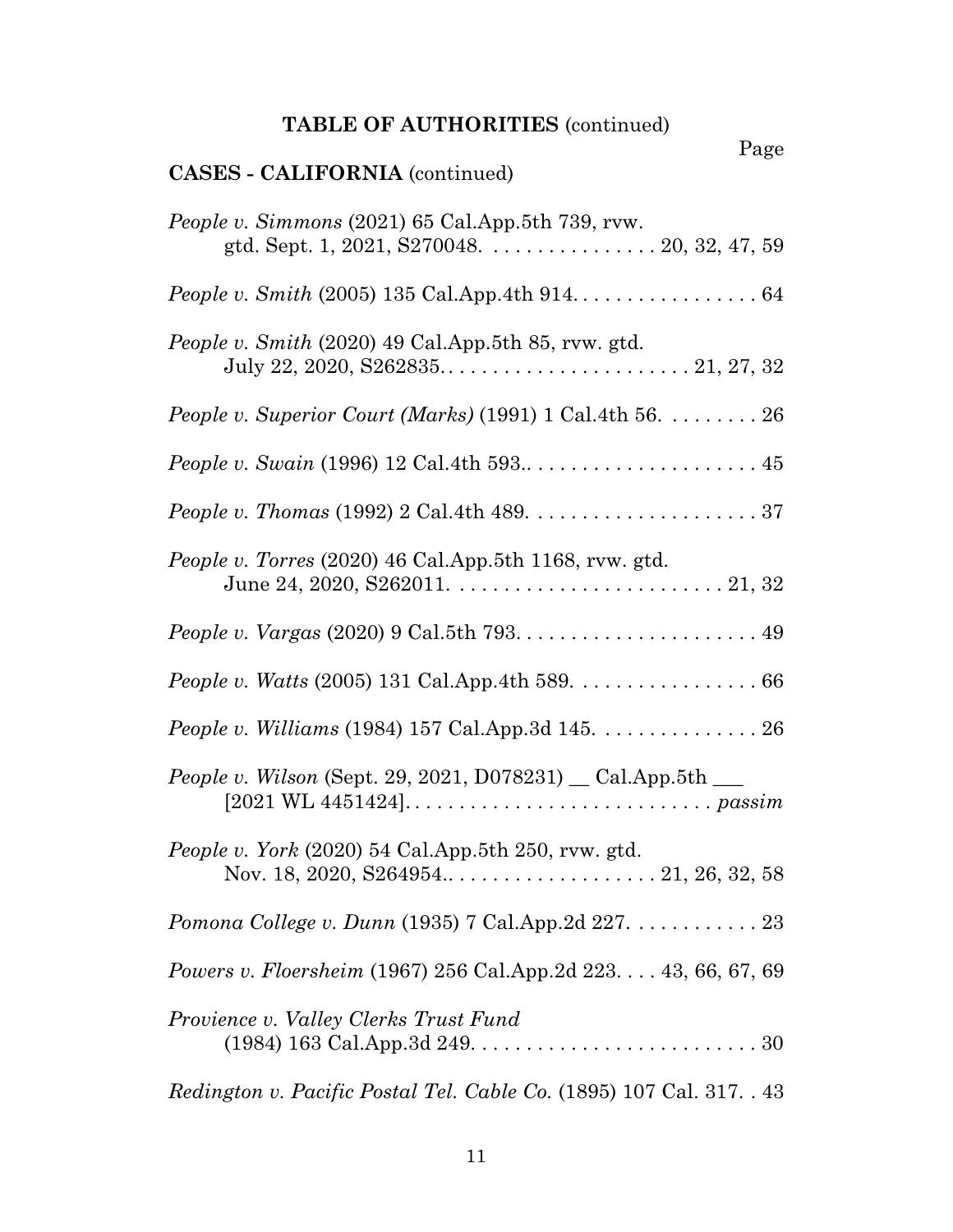## TABLE OF AUTHORITIES (continued)

Page

### CASES - CALIFORNIA (continued)

*People v. Simmons* (2021) 65 Cal.App.5th 739, rvw. gtd. Sept. 1, 2021, S270048. . . . . . . . . . . . . . . . 20, 32, 47, 59

*People v. Smith* (2005) 135 Cal.App.4th 914. . . . . . . . . . . . . . . . . 64

*People v. Smith* (2020) 49 Cal.App.5th 85, rvw. gtd. July 22, 2020, S262835. . . . . . . . . . . . . . . . . . . . . . . 21, 27, 32

*People v. Superior Court (Marks)* (1991) 1 Cal.4th 56. . . . . . . . . 26

*People v. Swain* (1996) 12 Cal.4th 593.. . . . . . . . . . . . . . . . . . . . 45

*People v. Thomas* (1992) 2 Cal.4th 489. . . . . . . . . . . . . . . . . . . . . 37

*People v. Torres* (2020) 46 Cal.App.5th 1168, rvw. gtd. June 24, 2020, S262011. . . . . . . . . . . . . . . . . . . . . . . . . 21, 32

*People v. Vargas* (2020) 9 Cal.5th 793. . . . . . . . . . . . . . . . . . . . . . 49

*People v. Watts* (2005) 131 Cal.App.4th 589. . . . . . . . . . . . . . . . . 66

*People v. Williams* (1984) 157 Cal.App.3d 145. . . . . . . . . . . . . . . 26

*People v. Wilson* (Sept. 29, 2021, D078231) __ Cal.App.5th ___ [2021 WL 4451424]. . . . . . . . . . . . . . . . . . . . . . . . . . . . *passim*

*People v. York* (2020) 54 Cal.App.5th 250, rvw. gtd. Nov. 18, 2020, S264954.. . . . . . . . . . . . . . . . . . . 21, 26, 32, 58

*Pomona College v. Dunn* (1935) 7 Cal.App.2d 227. . . . . . . . . . . . 23

*Powers v. Floersheim* (1967) 256 Cal.App.2d 223. . . . 43, 66, 67, 69

*Provience v. Valley Clerks Trust Fund* (1984) 163 Cal.App.3d 249. . . . . . . . . . . . . . . . . . . . . . . . . . 30

*Redington v. Pacific Postal Tel. Cable Co.* (1895) 107 Cal. 317. . 43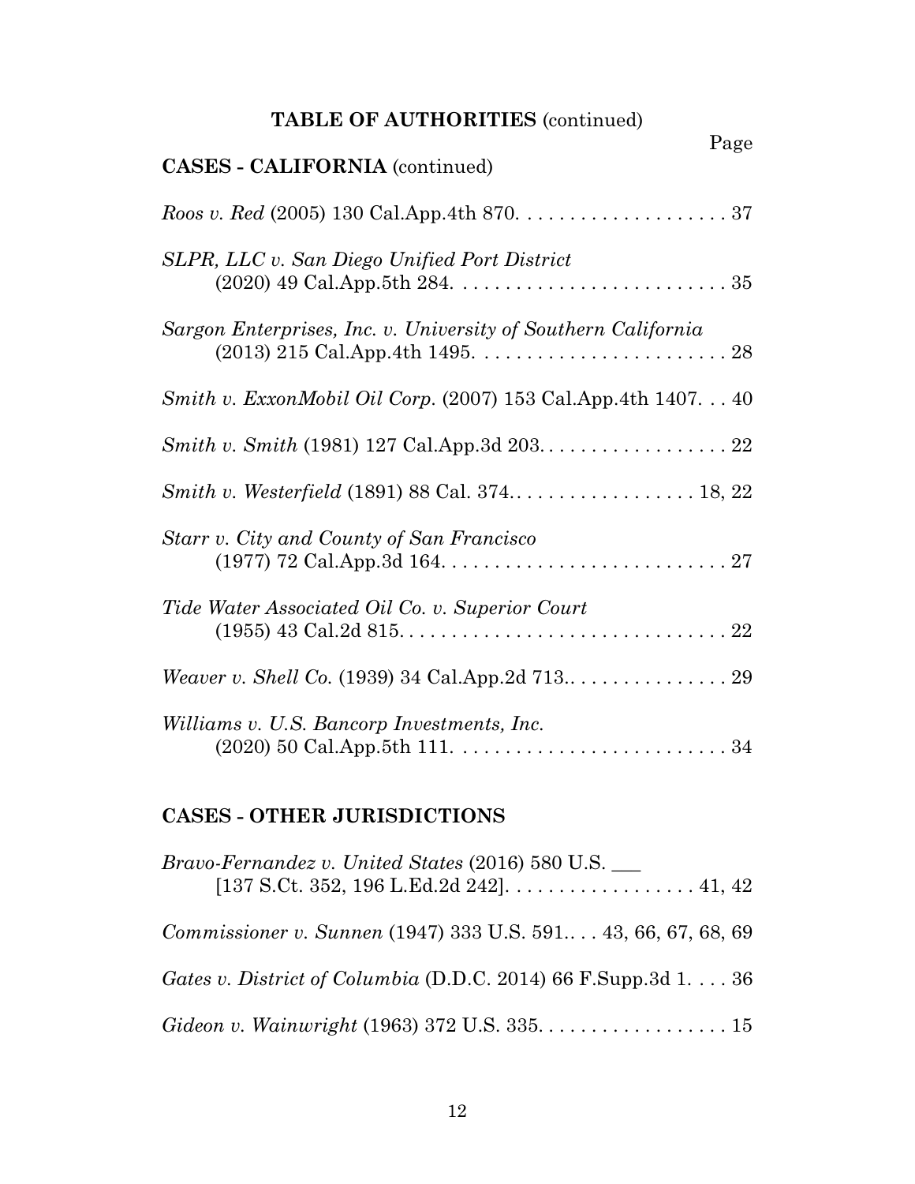**TABLE OF AUTHORITIES** (continued)

Page

**CASES - CALIFORNIA** (continued)

*Roos v. Red* (2005) 130 Cal.App.4th 870. . . . . . . . . . . . . . . . . . . . 37

*SLPR, LLC v. San Diego Unified Port District* (2020) 49 Cal.App.5th 284. . . . . . . . . . . . . . . . . . . . . . . . . . 35

*Sargon Enterprises, Inc. v. University of Southern California* (2013) 215 Cal.App.4th 1495. . . . . . . . . . . . . . . . . . . . . . . . 28

*Smith v. ExxonMobil Oil Corp.* (2007) 153 Cal.App.4th 1407. . . 40

*Smith v. Smith* (1981) 127 Cal.App.3d 203. . . . . . . . . . . . . . . . . . 22

*Smith v. Westerfield* (1891) 88 Cal. 374. . . . . . . . . . . . . . . . . . 18, 22

*Starr v. City and County of San Francisco* (1977) 72 Cal.App.3d 164. . . . . . . . . . . . . . . . . . . . . . . . . . . 27

*Tide Water Associated Oil Co. v. Superior Court* (1955) 43 Cal.2d 815. . . . . . . . . . . . . . . . . . . . . . . . . . . . . . . 22

*Weaver v. Shell Co.* (1939) 34 Cal.App.2d 713.. . . . . . . . . . . . . . . 29

*Williams v. U.S. Bancorp Investments, Inc.* (2020) 50 Cal.App.5th 111. . . . . . . . . . . . . . . . . . . . . . . . . . 34

**CASES - OTHER JURISDICTIONS**

*Bravo-Fernandez v. United States* (2016) 580 U.S. ___ [137 S.Ct. 352, 196 L.Ed.2d 242]. . . . . . . . . . . . . . . . . . 41, 42

*Commissioner v. Sunnen* (1947) 333 U.S. 591.. . . 43, 66, 67, 68, 69

*Gates v. District of Columbia* (D.D.C. 2014) 66 F.Supp.3d 1. . . . 36

*Gideon v. Wainwright* (1963) 372 U.S. 335. . . . . . . . . . . . . . . . . . 15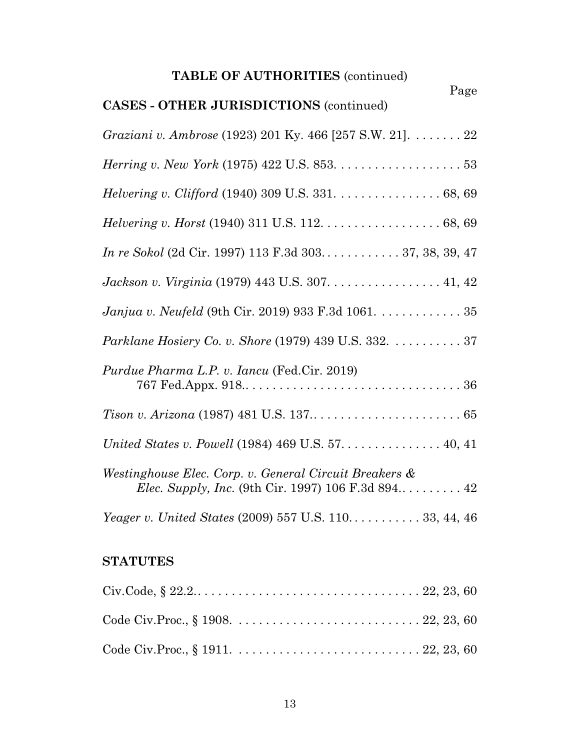**TABLE OF AUTHORITIES** (continued)

Page

**CASES - OTHER JURISDICTIONS** (continued)

*Graziani v. Ambrose* (1923) 201 Ky. 466 [257 S.W. 21]. . . . . . . . 22

*Herring v. New York* (1975) 422 U.S. 853. . . . . . . . . . . . . . . . . . . 53

*Helvering v. Clifford* (1940) 309 U.S. 331. . . . . . . . . . . . . . . . 68, 69

*Helvering v. Horst* (1940) 311 U.S. 112. . . . . . . . . . . . . . . . . . 68, 69

*In re Sokol* (2d Cir. 1997) 113 F.3d 303. . . . . . . . . . . . 37, 38, 39, 47

*Jackson v. Virginia* (1979) 443 U.S. 307. . . . . . . . . . . . . . . . . 41, 42

*Janjua v. Neufeld* (9th Cir. 2019) 933 F.3d 1061. . . . . . . . . . . . . 35

*Parklane Hosiery Co. v. Shore* (1979) 439 U.S. 332. . . . . . . . . . . 37

*Purdue Pharma L.P. v. Iancu* (Fed.Cir. 2019) 767 Fed.Appx. 918.. . . . . . . . . . . . . . . . . . . . . . . . . . . . . . . . 36

*Tison v. Arizona* (1987) 481 U.S. 137.. . . . . . . . . . . . . . . . . . . . . . 65

*United States v. Powell* (1984) 469 U.S. 57. . . . . . . . . . . . . . . . 40, 41

*Westinghouse Elec. Corp. v. General Circuit Breakers & Elec. Supply, Inc.* (9th Cir. 1997) 106 F.3d 894.. . . . . . . . . 42

*Yeager v. United States* (2009) 557 U.S. 110. . . . . . . . . . . 33, 44, 46

**STATUTES**

Civ.Code, § 22.2.. . . . . . . . . . . . . . . . . . . . . . . . . . . . . . . . . 22, 23, 60

Code Civ.Proc., § 1908. . . . . . . . . . . . . . . . . . . . . . . . . . . . 22, 23, 60

Code Civ.Proc., § 1911. . . . . . . . . . . . . . . . . . . . . . . . . . . . 22, 23, 60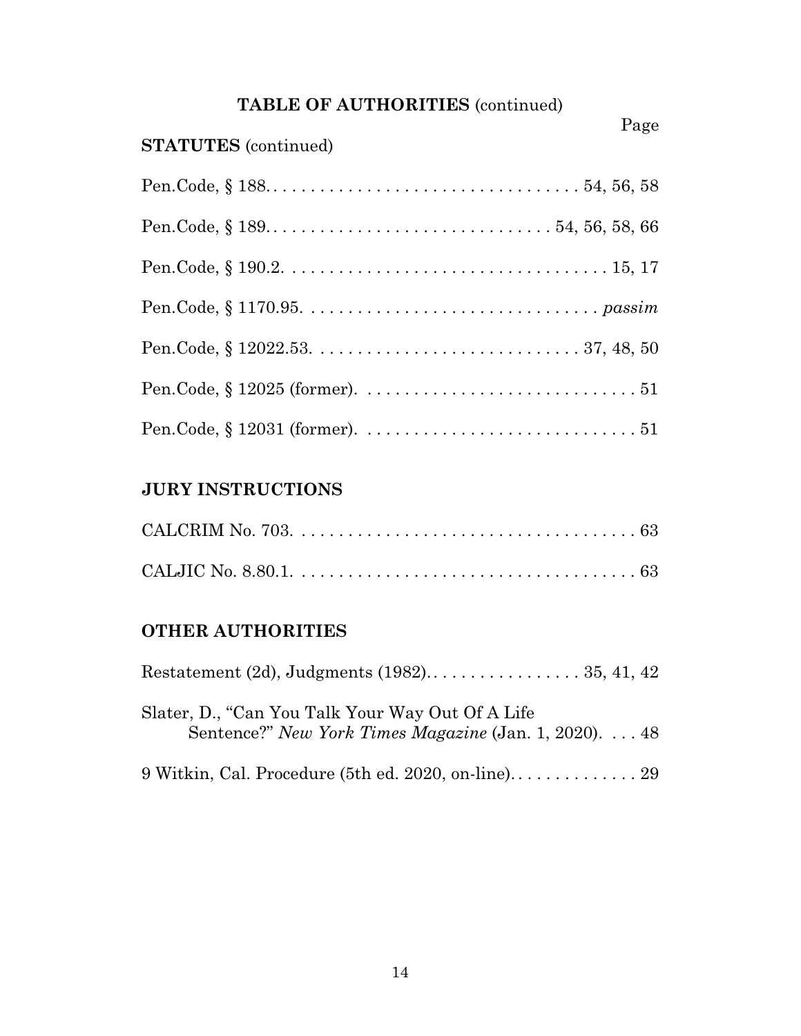**TABLE OF AUTHORITIES** (continued)

Page

**STATUTES** (continued)

Pen.Code, § 188. . . . . . . . . . . . . . . . . . . . . . . . . . . . . . . . . . 54, 56, 58

Pen.Code, § 189. . . . . . . . . . . . . . . . . . . . . . . . . . . . . . 54, 56, 58, 66

Pen.Code, § 190.2. . . . . . . . . . . . . . . . . . . . . . . . . . . . . . . . . . . 15, 17

Pen.Code, § 1170.95. . . . . . . . . . . . . . . . . . . . . . . . . . . . . . . *passim*

Pen.Code, § 12022.53. . . . . . . . . . . . . . . . . . . . . . . . . . . . 37, 48, 50

Pen.Code, § 12025 (former). . . . . . . . . . . . . . . . . . . . . . . . . . . . . 51

Pen.Code, § 12031 (former). . . . . . . . . . . . . . . . . . . . . . . . . . . . . 51

**JURY INSTRUCTIONS**

CALCRIM No. 703. . . . . . . . . . . . . . . . . . . . . . . . . . . . . . . . . . . . 63

CALJIC No. 8.80.1. . . . . . . . . . . . . . . . . . . . . . . . . . . . . . . . . . . . 63

**OTHER AUTHORITIES**

Restatement (2d), Judgments (1982). . . . . . . . . . . . . . . . . 35, 41, 42

Slater, D., "Can You Talk Your Way Out Of A Life Sentence?" *New York Times Magazine* (Jan. 1, 2020). . . . 48

9 Witkin, Cal. Procedure (5th ed. 2020, on-line). . . . . . . . . . . . . . 29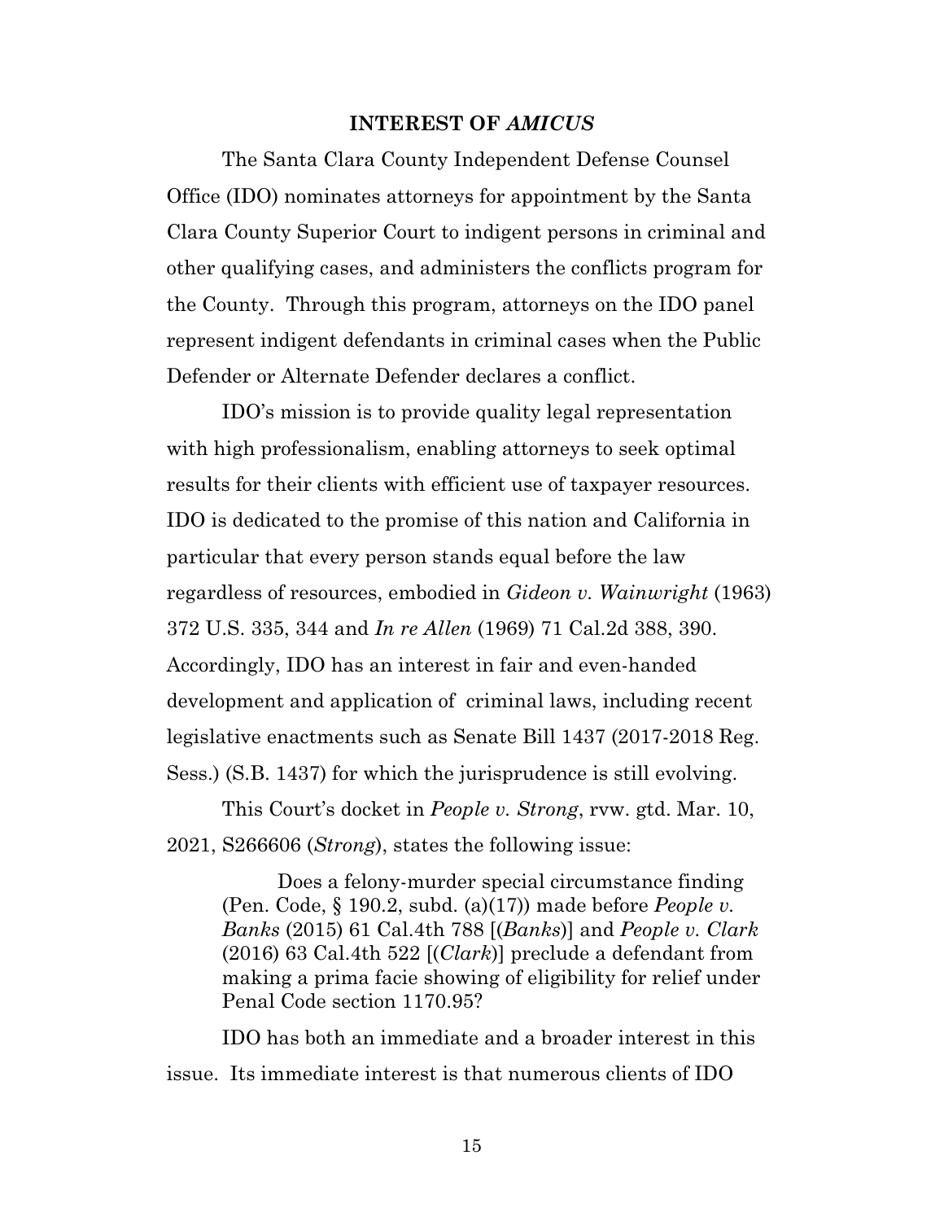## INTEREST OF *AMICUS*

The Santa Clara County Independent Defense Counsel Office (IDO) nominates attorneys for appointment by the Santa Clara County Superior Court to indigent persons in criminal and other qualifying cases, and administers the conflicts program for the County. Through this program, attorneys on the IDO panel represent indigent defendants in criminal cases when the Public Defender or Alternate Defender declares a conflict.

IDO's mission is to provide quality legal representation with high professionalism, enabling attorneys to seek optimal results for their clients with efficient use of taxpayer resources. IDO is dedicated to the promise of this nation and California in particular that every person stands equal before the law regardless of resources, embodied in *Gideon v. Wainwright* (1963) 372 U.S. 335, 344 and *In re Allen* (1969) 71 Cal.2d 388, 390. Accordingly, IDO has an interest in fair and even-handed development and application of criminal laws, including recent legislative enactments such as Senate Bill 1437 (2017-2018 Reg. Sess.) (S.B. 1437) for which the jurisprudence is still evolving.

This Court's docket in *People v. Strong*, rvw. gtd. Mar. 10, 2021, S266606 (*Strong*), states the following issue:

> Does a felony-murder special circumstance finding (Pen. Code, § 190.2, subd. (a)(17)) made before *People v. Banks* (2015) 61 Cal.4th 788 [(*Banks*)] and *People v. Clark* (2016) 63 Cal.4th 522 [(*Clark*)] preclude a defendant from making a prima facie showing of eligibility for relief under Penal Code section 1170.95?

IDO has both an immediate and a broader interest in this issue. Its immediate interest is that numerous clients of IDO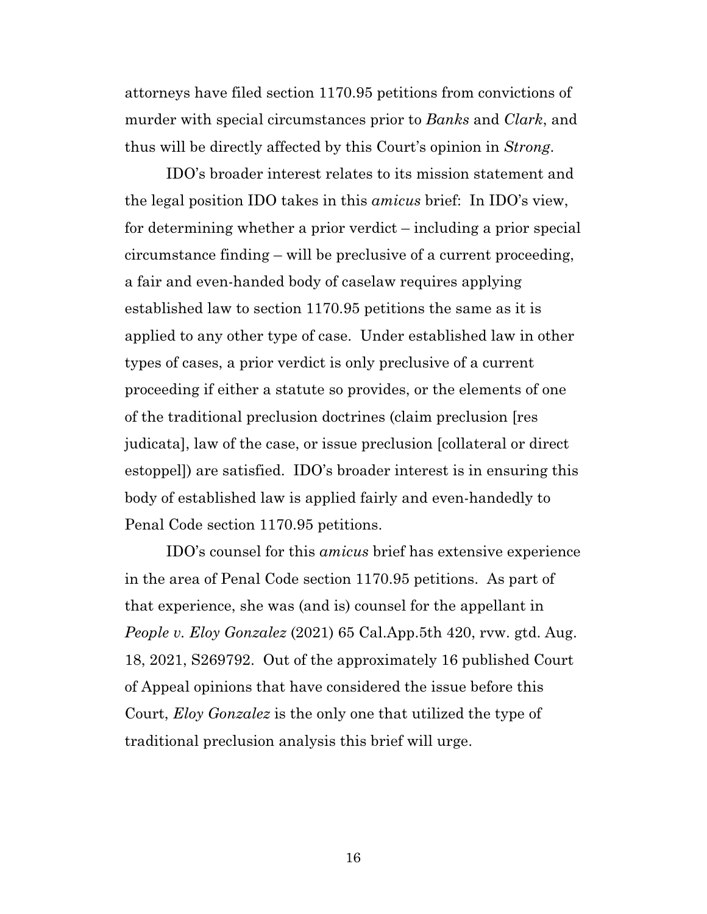attorneys have filed section 1170.95 petitions from convictions of murder with special circumstances prior to *Banks* and *Clark*, and thus will be directly affected by this Court's opinion in *Strong*.

IDO's broader interest relates to its mission statement and the legal position IDO takes in this *amicus* brief: In IDO's view, for determining whether a prior verdict – including a prior special circumstance finding – will be preclusive of a current proceeding, a fair and even-handed body of caselaw requires applying established law to section 1170.95 petitions the same as it is applied to any other type of case. Under established law in other types of cases, a prior verdict is only preclusive of a current proceeding if either a statute so provides, or the elements of one of the traditional preclusion doctrines (claim preclusion [res judicata], law of the case, or issue preclusion [collateral or direct estoppel]) are satisfied. IDO's broader interest is in ensuring this body of established law is applied fairly and even-handedly to Penal Code section 1170.95 petitions.

IDO's counsel for this *amicus* brief has extensive experience in the area of Penal Code section 1170.95 petitions. As part of that experience, she was (and is) counsel for the appellant in *People v. Eloy Gonzalez* (2021) 65 Cal.App.5th 420, rvw. gtd. Aug. 18, 2021, S269792. Out of the approximately 16 published Court of Appeal opinions that have considered the issue before this Court, *Eloy Gonzalez* is the only one that utilized the type of traditional preclusion analysis this brief will urge.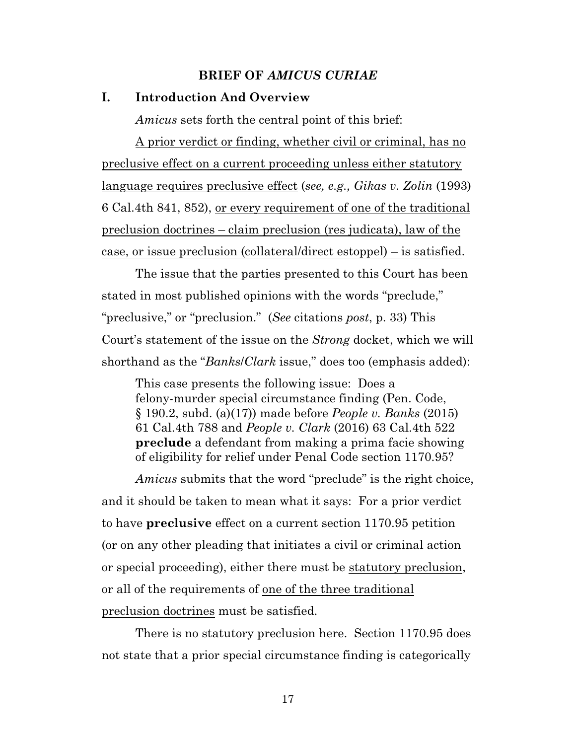## BRIEF OF *AMICUS CURIAE*

### I. Introduction And Overview

*Amicus* sets forth the central point of this brief:

<u>A prior verdict or finding, whether civil or criminal, has no preclusive effect on a current proceeding unless either statutory language requires preclusive effect</u> (*see, e.g., Gikas v. Zolin* (1993) 6 Cal.4th 841, 852), <u>or every requirement of one of the traditional preclusion doctrines – claim preclusion (res judicata), law of the case, or issue preclusion (collateral/direct estoppel) – is satisfied</u>.

The issue that the parties presented to this Court has been stated in most published opinions with the words "preclude," "preclusive," or "preclusion." (*See* citations *post*, p. 33) This Court's statement of the issue on the *Strong* docket, which we will shorthand as the "*Banks*/*Clark* issue," does too (emphasis added):

> This case presents the following issue: Does a felony-murder special circumstance finding (Pen. Code, § 190.2, subd. (a)(17)) made before *People v. Banks* (2015) 61 Cal.4th 788 and *People v. Clark* (2016) 63 Cal.4th 522 **preclude** a defendant from making a prima facie showing of eligibility for relief under Penal Code section 1170.95?

*Amicus* submits that the word "preclude" is the right choice, and it should be taken to mean what it says: For a prior verdict to have **preclusive** effect on a current section 1170.95 petition (or on any other pleading that initiates a civil or criminal action or special proceeding), either there must be <u>statutory preclusion</u>, or all of the requirements of <u>one of the three traditional preclusion doctrines</u> must be satisfied.

There is no statutory preclusion here. Section 1170.95 does not state that a prior special circumstance finding is categorically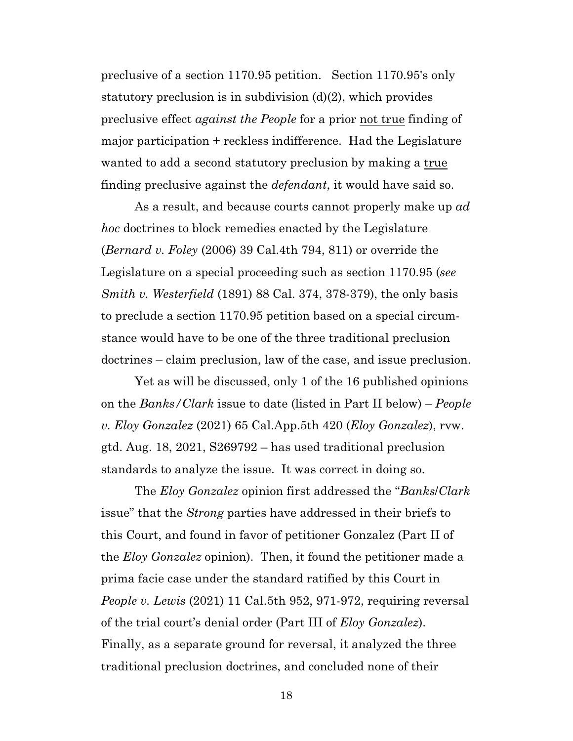preclusive of a section 1170.95 petition. Section 1170.95's only statutory preclusion is in subdivision (d)(2), which provides preclusive effect *against the People* for a prior <u>not true</u> finding of major participation + reckless indifference. Had the Legislature wanted to add a second statutory preclusion by making a <u>true</u> finding preclusive against the *defendant*, it would have said so.

As a result, and because courts cannot properly make up *ad hoc* doctrines to block remedies enacted by the Legislature (*Bernard v. Foley* (2006) 39 Cal.4th 794, 811) or override the Legislature on a special proceeding such as section 1170.95 (*see Smith v. Westerfield* (1891) 88 Cal. 374, 378-379), the only basis to preclude a section 1170.95 petition based on a special circumstance would have to be one of the three traditional preclusion doctrines – claim preclusion, law of the case, and issue preclusion.

Yet as will be discussed, only 1 of the 16 published opinions on the *Banks/Clark* issue to date (listed in Part II below) – *People v. Eloy Gonzalez* (2021) 65 Cal.App.5th 420 (*Eloy Gonzalez*), rvw. gtd. Aug. 18, 2021, S269792 – has used traditional preclusion standards to analyze the issue. It was correct in doing so.

The *Eloy Gonzalez* opinion first addressed the "*Banks/Clark* issue" that the *Strong* parties have addressed in their briefs to this Court, and found in favor of petitioner Gonzalez (Part II of the *Eloy Gonzalez* opinion). Then, it found the petitioner made a prima facie case under the standard ratified by this Court in *People v. Lewis* (2021) 11 Cal.5th 952, 971-972, requiring reversal of the trial court's denial order (Part III of *Eloy Gonzalez*). Finally, as a separate ground for reversal, it analyzed the three traditional preclusion doctrines, and concluded none of their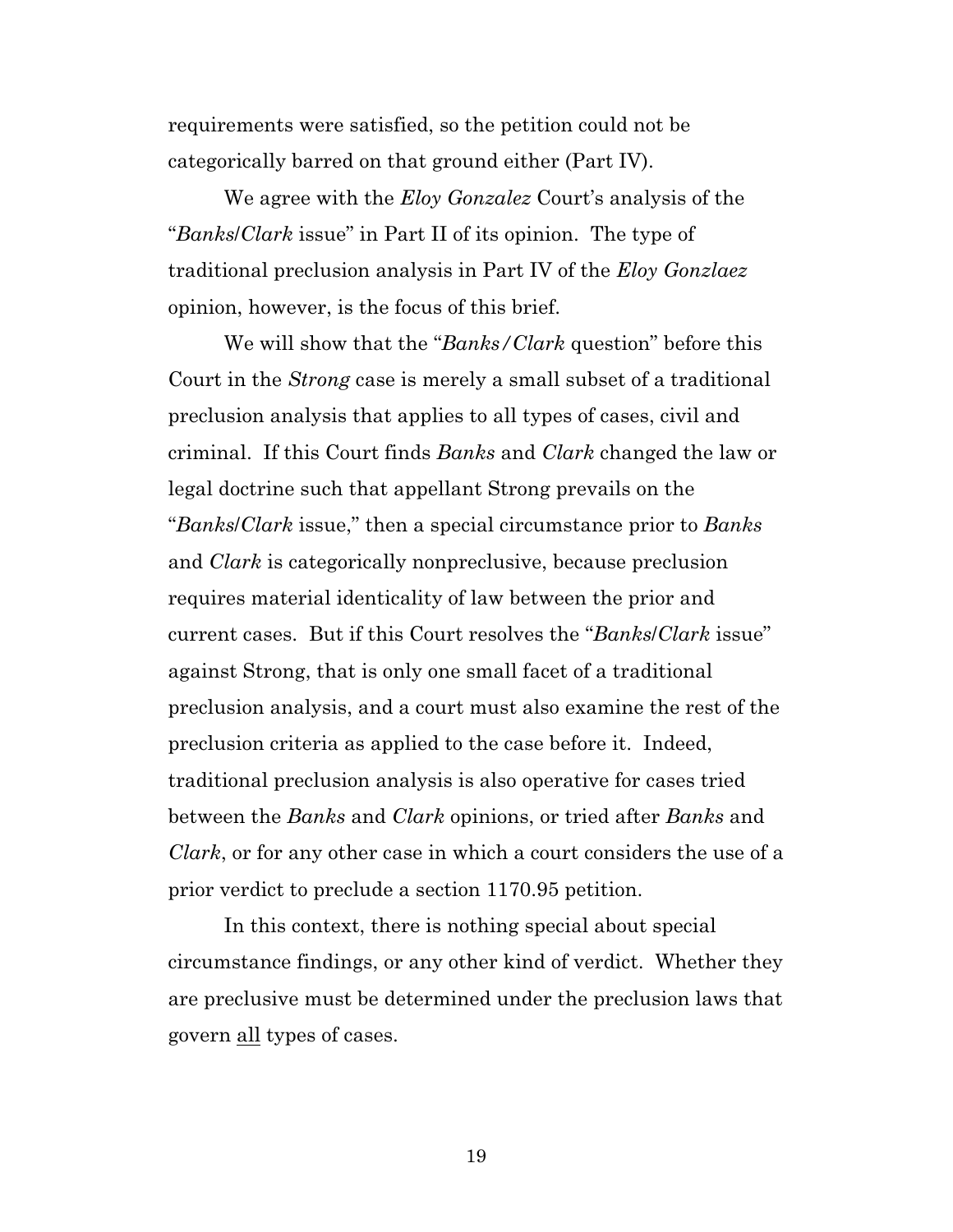requirements were satisfied, so the petition could not be categorically barred on that ground either (Part IV).

We agree with the *Eloy Gonzalez* Court's analysis of the "*Banks*/*Clark* issue" in Part II of its opinion. The type of traditional preclusion analysis in Part IV of the *Eloy Gonzlaez* opinion, however, is the focus of this brief.

We will show that the "*Banks/Clark* question" before this Court in the *Strong* case is merely a small subset of a traditional preclusion analysis that applies to all types of cases, civil and criminal. If this Court finds *Banks* and *Clark* changed the law or legal doctrine such that appellant Strong prevails on the "*Banks*/*Clark* issue," then a special circumstance prior to *Banks* and *Clark* is categorically nonpreclusive, because preclusion requires material identicality of law between the prior and current cases. But if this Court resolves the "*Banks*/*Clark* issue" against Strong, that is only one small facet of a traditional preclusion analysis, and a court must also examine the rest of the preclusion criteria as applied to the case before it. Indeed, traditional preclusion analysis is also operative for cases tried between the *Banks* and *Clark* opinions, or tried after *Banks* and *Clark*, or for any other case in which a court considers the use of a prior verdict to preclude a section 1170.95 petition.

In this context, there is nothing special about special circumstance findings, or any other kind of verdict. Whether they are preclusive must be determined under the preclusion laws that govern <u>all</u> types of cases.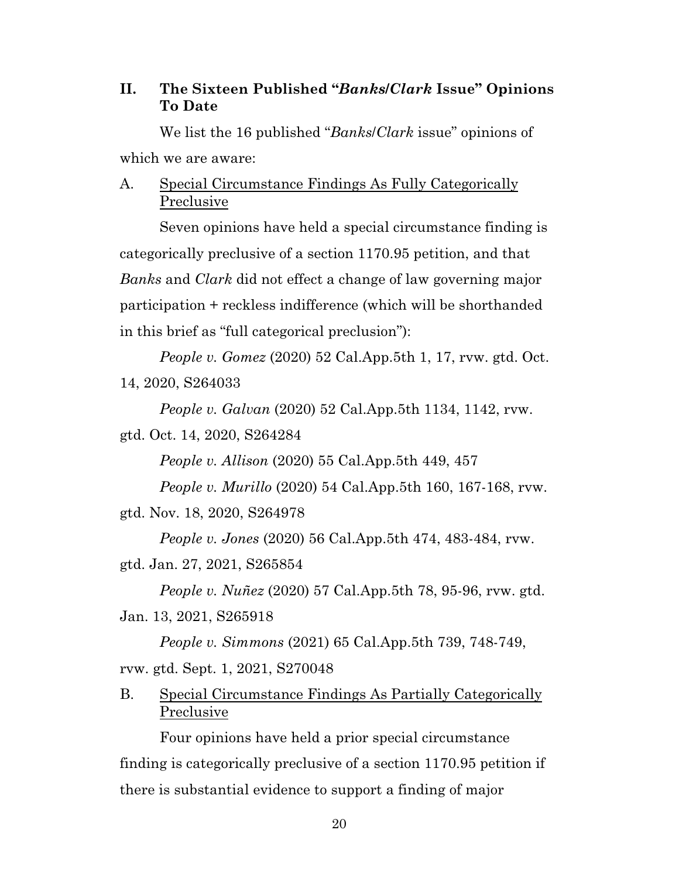## II. The Sixteen Published "*Banks/Clark* Issue" Opinions To Date

We list the 16 published "*Banks/Clark* issue" opinions of which we are aware:

### A. <u>Special Circumstance Findings As Fully Categorically Preclusive</u>

Seven opinions have held a special circumstance finding is categorically preclusive of a section 1170.95 petition, and that *Banks* and *Clark* did not effect a change of law governing major participation + reckless indifference (which will be shorthanded in this brief as "full categorical preclusion"):

*People v. Gomez* (2020) 52 Cal.App.5th 1, 17, rvw. gtd. Oct. 14, 2020, S264033

*People v. Galvan* (2020) 52 Cal.App.5th 1134, 1142, rvw. gtd. Oct. 14, 2020, S264284

*People v. Allison* (2020) 55 Cal.App.5th 449, 457

*People v. Murillo* (2020) 54 Cal.App.5th 160, 167-168, rvw. gtd. Nov. 18, 2020, S264978

*People v. Jones* (2020) 56 Cal.App.5th 474, 483-484, rvw. gtd. Jan. 27, 2021, S265854

*People v. Nuñez* (2020) 57 Cal.App.5th 78, 95-96, rvw. gtd. Jan. 13, 2021, S265918

*People v. Simmons* (2021) 65 Cal.App.5th 739, 748-749, rvw. gtd. Sept. 1, 2021, S270048

### B. <u>Special Circumstance Findings As Partially Categorically Preclusive</u>

Four opinions have held a prior special circumstance finding is categorically preclusive of a section 1170.95 petition if there is substantial evidence to support a finding of major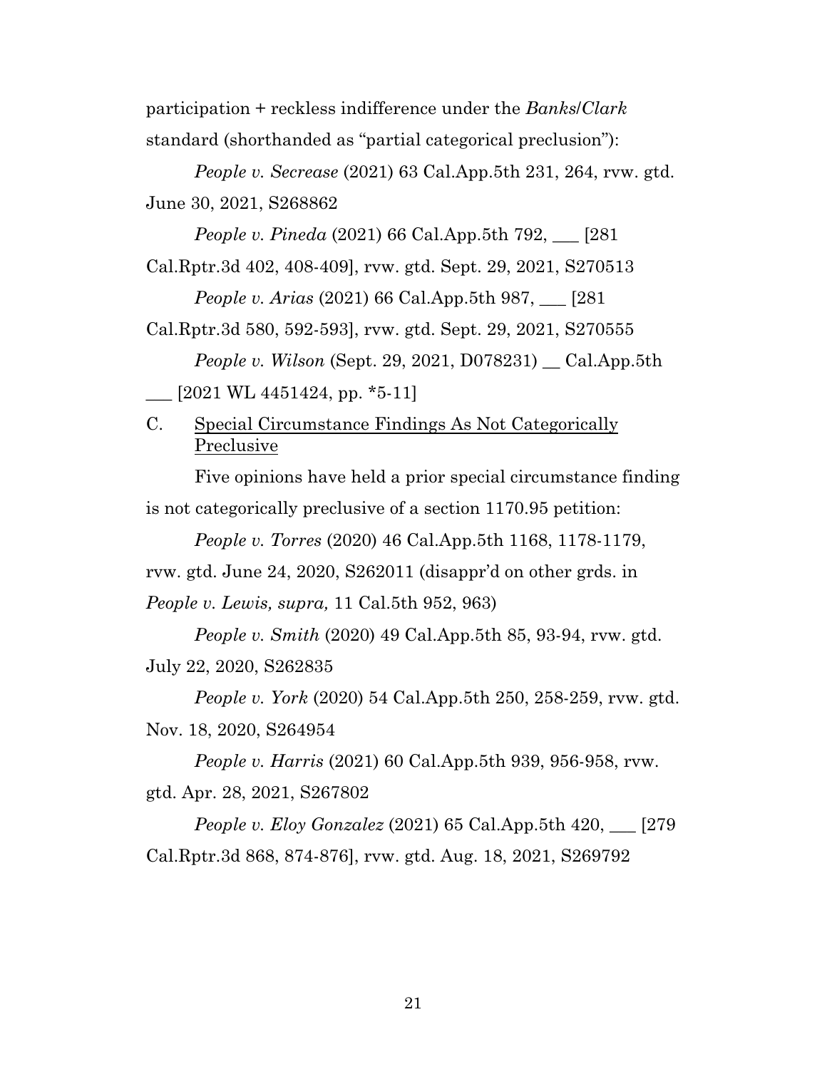participation + reckless indifference under the *Banks*/*Clark* standard (shorthanded as "partial categorical preclusion"):

*People v. Secrease* (2021) 63 Cal.App.5th 231, 264, rvw. gtd. June 30, 2021, S268862

*People v. Pineda* (2021) 66 Cal.App.5th 792, ___ [281 Cal.Rptr.3d 402, 408-409], rvw. gtd. Sept. 29, 2021, S270513

*People v. Arias* (2021) 66 Cal.App.5th 987, ___ [281 Cal.Rptr.3d 580, 592-593], rvw. gtd. Sept. 29, 2021, S270555

*People v. Wilson* (Sept. 29, 2021, D078231) __ Cal.App.5th ___ [2021 WL 4451424, pp. *5-11]

C. <u>Special Circumstance Findings As Not Categorically Preclusive</u>

Five opinions have held a prior special circumstance finding is not categorically preclusive of a section 1170.95 petition:

*People v. Torres* (2020) 46 Cal.App.5th 1168, 1178-1179, rvw. gtd. June 24, 2020, S262011 (disappr'd on other grds. in *People v. Lewis, supra,* 11 Cal.5th 952, 963)

*People v. Smith* (2020) 49 Cal.App.5th 85, 93-94, rvw. gtd. July 22, 2020, S262835

*People v. York* (2020) 54 Cal.App.5th 250, 258-259, rvw. gtd. Nov. 18, 2020, S264954

*People v. Harris* (2021) 60 Cal.App.5th 939, 956-958, rvw. gtd. Apr. 28, 2021, S267802

*People v. Eloy Gonzalez* (2021) 65 Cal.App.5th 420, ___ [279 Cal.Rptr.3d 868, 874-876], rvw. gtd. Aug. 18, 2021, S269792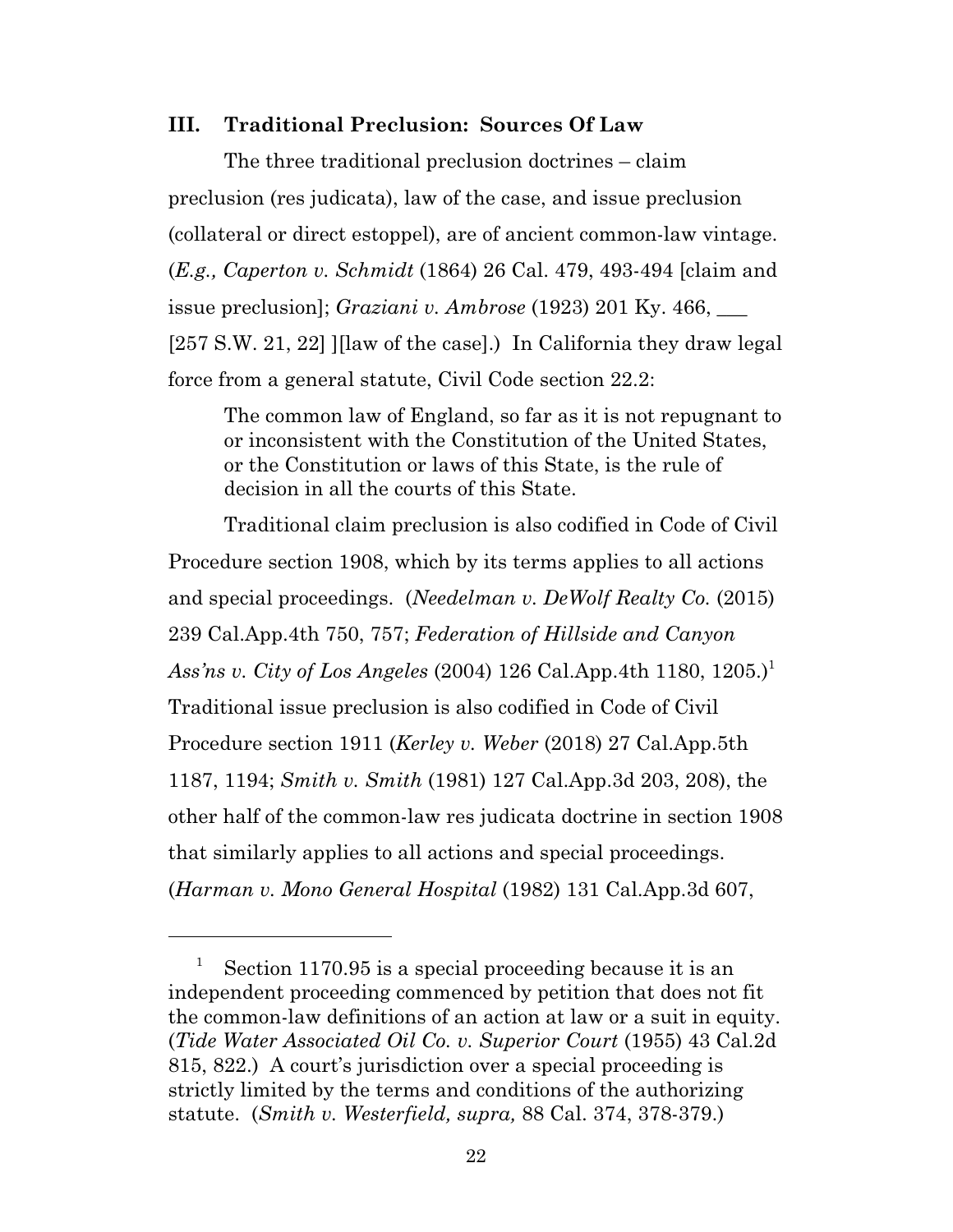### III. Traditional Preclusion: Sources Of Law

The three traditional preclusion doctrines – claim preclusion (res judicata), law of the case, and issue preclusion (collateral or direct estoppel), are of ancient common-law vintage. (*E.g., Caperton v. Schmidt* (1864) 26 Cal. 479, 493-494 [claim and issue preclusion]; *Graziani v. Ambrose* (1923) 201 Ky. 466, ___ [257 S.W. 21, 22] ][law of the case].) In California they draw legal force from a general statute, Civil Code section 22.2:

> The common law of England, so far as it is not repugnant to or inconsistent with the Constitution of the United States, or the Constitution or laws of this State, is the rule of decision in all the courts of this State.

Traditional claim preclusion is also codified in Code of Civil Procedure section 1908, which by its terms applies to all actions and special proceedings. (*Needelman v. DeWolf Realty Co.* (2015) 239 Cal.App.4th 750, 757; *Federation of Hillside and Canyon Ass'ns v. City of Los Angeles* (2004) 126 Cal.App.4th 1180, 1205.)[1] Traditional issue preclusion is also codified in Code of Civil Procedure section 1911 (*Kerley v. Weber* (2018) 27 Cal.App.5th 1187, 1194; *Smith v. Smith* (1981) 127 Cal.App.3d 203, 208), the other half of the common-law res judicata doctrine in section 1908 that similarly applies to all actions and special proceedings. (*Harman v. Mono General Hospital* (1982) 131 Cal.App.3d 607,

---

[1] Section 1170.95 is a special proceeding because it is an independent proceeding commenced by petition that does not fit the common-law definitions of an action at law or a suit in equity. (*Tide Water Associated Oil Co. v. Superior Court* (1955) 43 Cal.2d 815, 822.) A court's jurisdiction over a special proceeding is strictly limited by the terms and conditions of the authorizing statute. (*Smith v. Westerfield, supra,* 88 Cal. 374, 378-379.)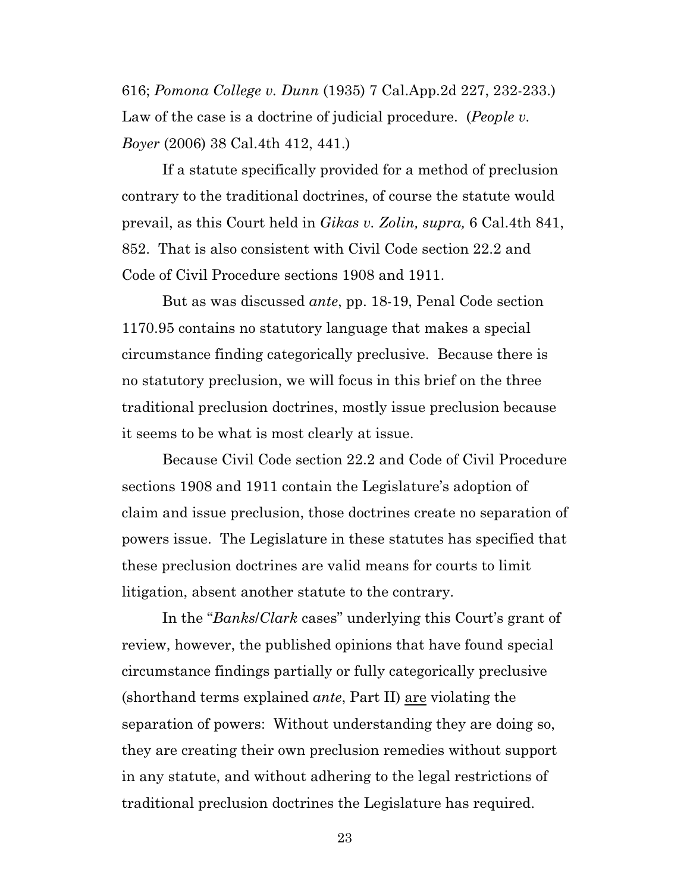616; *Pomona College v. Dunn* (1935) 7 Cal.App.2d 227, 232-233.) Law of the case is a doctrine of judicial procedure. (*People v. Boyer* (2006) 38 Cal.4th 412, 441.)

If a statute specifically provided for a method of preclusion contrary to the traditional doctrines, of course the statute would prevail, as this Court held in *Gikas v. Zolin, supra,* 6 Cal.4th 841, 852. That is also consistent with Civil Code section 22.2 and Code of Civil Procedure sections 1908 and 1911.

But as was discussed *ante*, pp. 18-19, Penal Code section 1170.95 contains no statutory language that makes a special circumstance finding categorically preclusive. Because there is no statutory preclusion, we will focus in this brief on the three traditional preclusion doctrines, mostly issue preclusion because it seems to be what is most clearly at issue.

Because Civil Code section 22.2 and Code of Civil Procedure sections 1908 and 1911 contain the Legislature's adoption of claim and issue preclusion, those doctrines create no separation of powers issue. The Legislature in these statutes has specified that these preclusion doctrines are valid means for courts to limit litigation, absent another statute to the contrary.

In the "*Banks*/*Clark* cases" underlying this Court's grant of review, however, the published opinions that have found special circumstance findings partially or fully categorically preclusive (shorthand terms explained *ante*, Part II) <u>are</u> violating the separation of powers: Without understanding they are doing so, they are creating their own preclusion remedies without support in any statute, and without adhering to the legal restrictions of traditional preclusion doctrines the Legislature has required.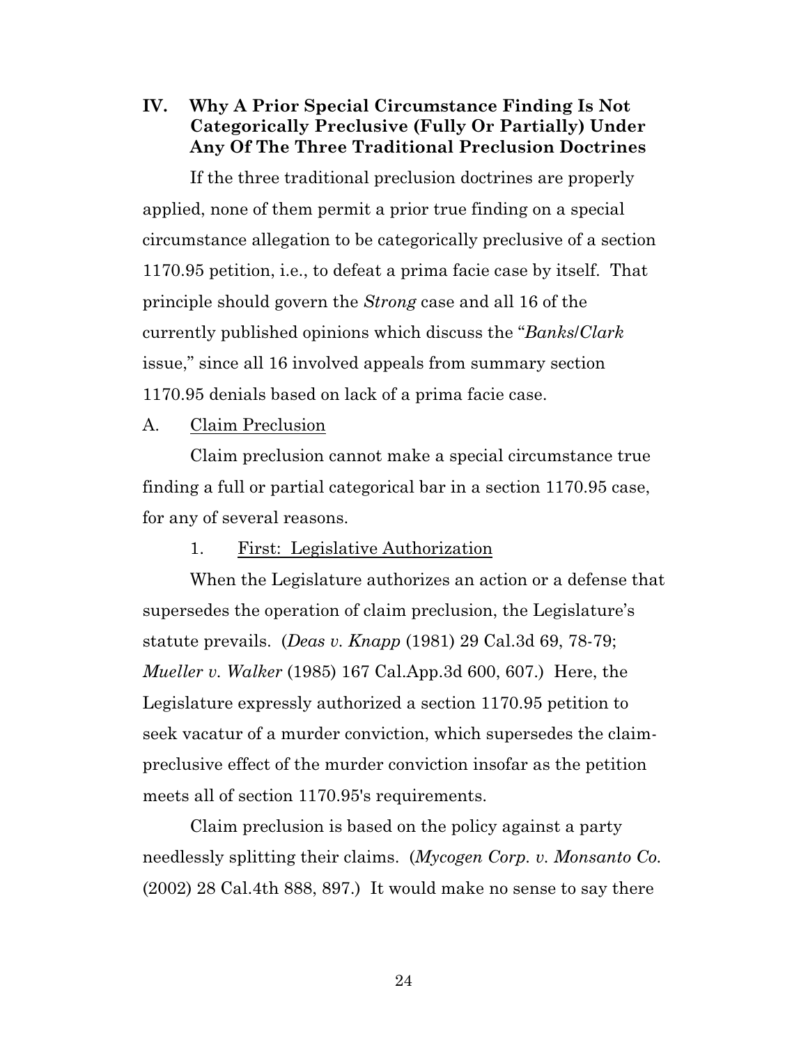## IV. Why A Prior Special Circumstance Finding Is Not Categorically Preclusive (Fully Or Partially) Under Any Of The Three Traditional Preclusion Doctrines

If the three traditional preclusion doctrines are properly applied, none of them permit a prior true finding on a special circumstance allegation to be categorically preclusive of a section 1170.95 petition, i.e., to defeat a prima facie case by itself. That principle should govern the *Strong* case and all 16 of the currently published opinions which discuss the "*Banks/Clark* issue," since all 16 involved appeals from summary section 1170.95 denials based on lack of a prima facie case.

### A. Claim Preclusion

Claim preclusion cannot make a special circumstance true finding a full or partial categorical bar in a section 1170.95 case, for any of several reasons.

#### 1. First: Legislative Authorization

When the Legislature authorizes an action or a defense that supersedes the operation of claim preclusion, the Legislature's statute prevails. (*Deas v. Knapp* (1981) 29 Cal.3d 69, 78-79; *Mueller v. Walker* (1985) 167 Cal.App.3d 600, 607.) Here, the Legislature expressly authorized a section 1170.95 petition to seek vacatur of a murder conviction, which supersedes the claim-preclusive effect of the murder conviction insofar as the petition meets all of section 1170.95's requirements.

Claim preclusion is based on the policy against a party needlessly splitting their claims. (*Mycogen Corp. v. Monsanto Co.* (2002) 28 Cal.4th 888, 897.) It would make no sense to say there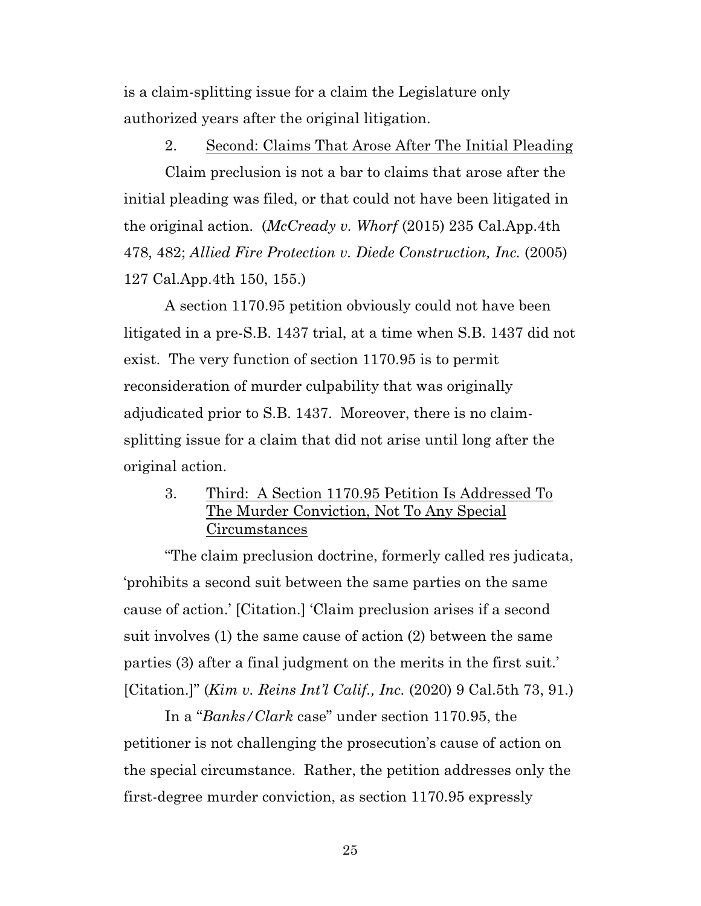is a claim-splitting issue for a claim the Legislature only authorized years after the original litigation.

### 2. Second: Claims That Arose After The Initial Pleading

Claim preclusion is not a bar to claims that arose after the initial pleading was filed, or that could not have been litigated in the original action. (*McCready v. Whorf* (2015) 235 Cal.App.4th 478, 482; *Allied Fire Protection v. Diede Construction, Inc.* (2005) 127 Cal.App.4th 150, 155.)

A section 1170.95 petition obviously could not have been litigated in a pre-S.B. 1437 trial, at a time when S.B. 1437 did not exist. The very function of section 1170.95 is to permit reconsideration of murder culpability that was originally adjudicated prior to S.B. 1437. Moreover, there is no claim-splitting issue for a claim that did not arise until long after the original action.

### 3. Third: A Section 1170.95 Petition Is Addressed To The Murder Conviction, Not To Any Special Circumstances

"The claim preclusion doctrine, formerly called res judicata, 'prohibits a second suit between the same parties on the same cause of action.' [Citation.] 'Claim preclusion arises if a second suit involves (1) the same cause of action (2) between the same parties (3) after a final judgment on the merits in the first suit.' [Citation.]" (*Kim v. Reins Int'l Calif., Inc.* (2020) 9 Cal.5th 73, 91.)

In a "*Banks/Clark* case" under section 1170.95, the petitioner is not challenging the prosecution's cause of action on the special circumstance. Rather, the petition addresses only the first-degree murder conviction, as section 1170.95 expressly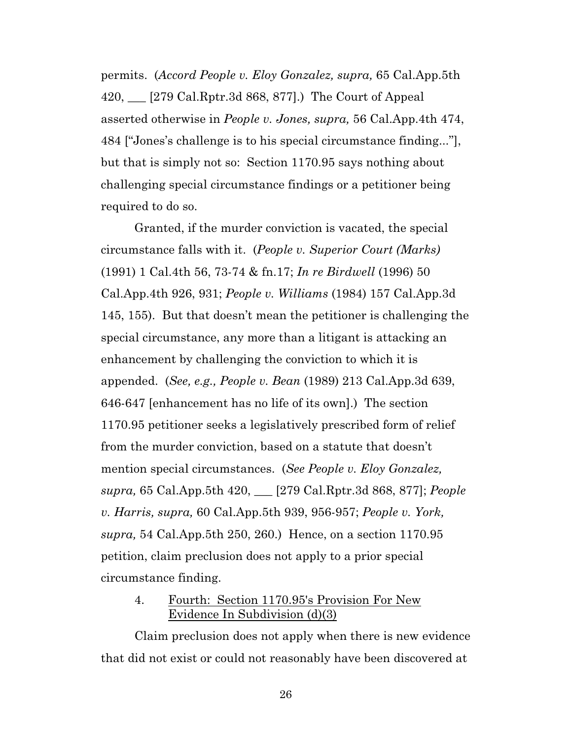permits. (*Accord People v. Eloy Gonzalez, supra,* 65 Cal.App.5th 420, ___ [279 Cal.Rptr.3d 868, 877].) The Court of Appeal asserted otherwise in *People v. Jones, supra,* 56 Cal.App.4th 474, 484 ["Jones's challenge is to his special circumstance finding..."], but that is simply not so: Section 1170.95 says nothing about challenging special circumstance findings or a petitioner being required to do so.

Granted, if the murder conviction is vacated, the special circumstance falls with it. (*People v. Superior Court (Marks)* (1991) 1 Cal.4th 56, 73-74 & fn.17; *In re Birdwell* (1996) 50 Cal.App.4th 926, 931; *People v. Williams* (1984) 157 Cal.App.3d 145, 155). But that doesn't mean the petitioner is challenging the special circumstance, any more than a litigant is attacking an enhancement by challenging the conviction to which it is appended. (*See, e.g., People v. Bean* (1989) 213 Cal.App.3d 639, 646-647 [enhancement has no life of its own].) The section 1170.95 petitioner seeks a legislatively prescribed form of relief from the murder conviction, based on a statute that doesn't mention special circumstances. (*See People v. Eloy Gonzalez, supra,* 65 Cal.App.5th 420, ___ [279 Cal.Rptr.3d 868, 877]; *People v. Harris, supra,* 60 Cal.App.5th 939, 956-957; *People v. York, supra,* 54 Cal.App.5th 250, 260.) Hence, on a section 1170.95 petition, claim preclusion does not apply to a prior special circumstance finding.

#### 4. Fourth: Section 1170.95's Provision For New Evidence In Subdivision (d)(3)

Claim preclusion does not apply when there is new evidence that did not exist or could not reasonably have been discovered at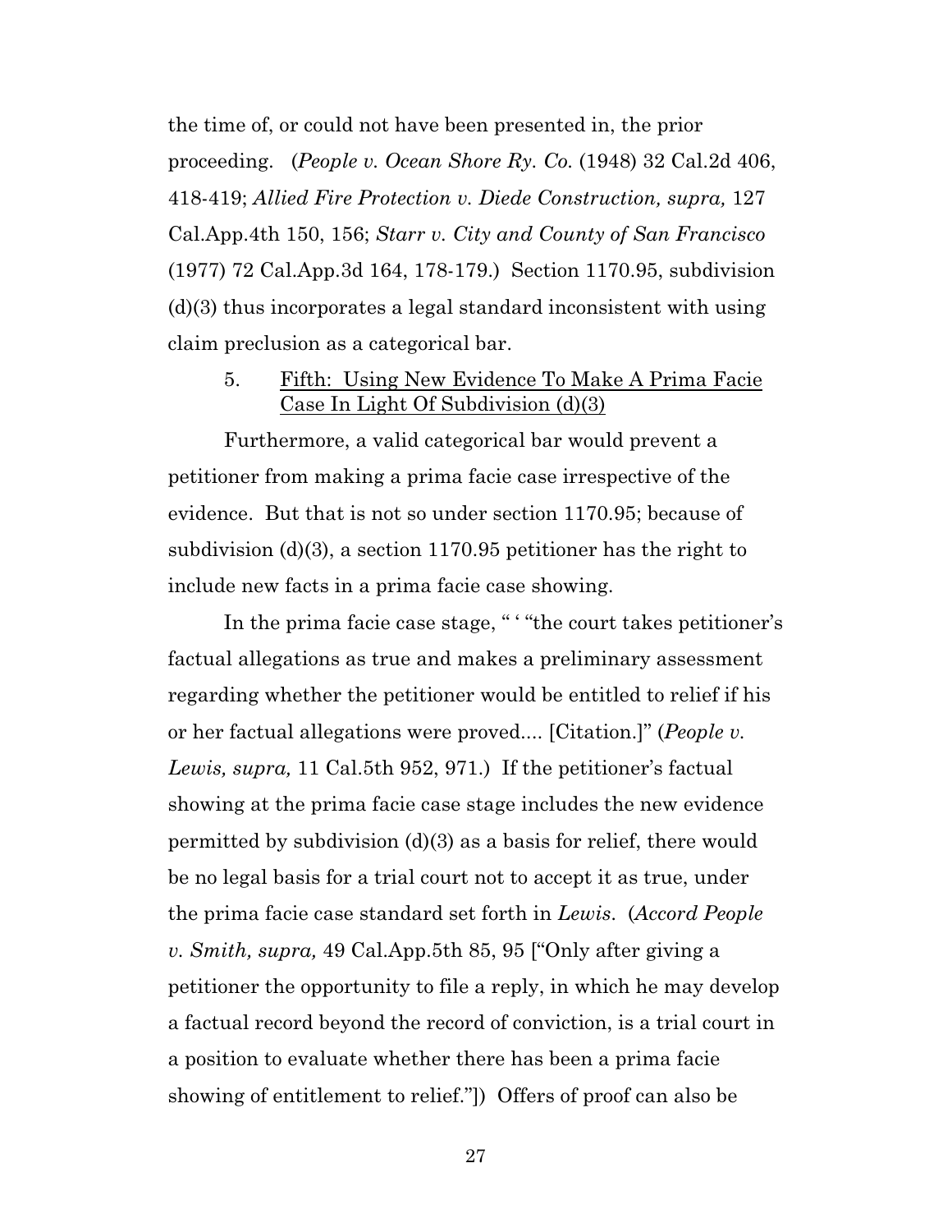the time of, or could not have been presented in, the prior proceeding. (*People v. Ocean Shore Ry. Co.* (1948) 32 Cal.2d 406, 418-419; *Allied Fire Protection v. Diede Construction, supra,* 127 Cal.App.4th 150, 156; *Starr v. City and County of San Francisco* (1977) 72 Cal.App.3d 164, 178-179.) Section 1170.95, subdivision (d)(3) thus incorporates a legal standard inconsistent with using claim preclusion as a categorical bar.

5. <u>Fifth: Using New Evidence To Make A Prima Facie Case In Light Of Subdivision (d)(3)</u>

Furthermore, a valid categorical bar would prevent a petitioner from making a prima facie case irrespective of the evidence. But that is not so under section 1170.95; because of subdivision (d)(3), a section 1170.95 petitioner has the right to include new facts in a prima facie case showing.

In the prima facie case stage, " ' "the court takes petitioner's factual allegations as true and makes a preliminary assessment regarding whether the petitioner would be entitled to relief if his or her factual allegations were proved.... [Citation.]" (*People v. Lewis, supra,* 11 Cal.5th 952, 971.) If the petitioner's factual showing at the prima facie case stage includes the new evidence permitted by subdivision (d)(3) as a basis for relief, there would be no legal basis for a trial court not to accept it as true, under the prima facie case standard set forth in *Lewis*. (*Accord People v. Smith, supra,* 49 Cal.App.5th 85, 95 ["Only after giving a petitioner the opportunity to file a reply, in which he may develop a factual record beyond the record of conviction, is a trial court in a position to evaluate whether there has been a prima facie showing of entitlement to relief."]) Offers of proof can also be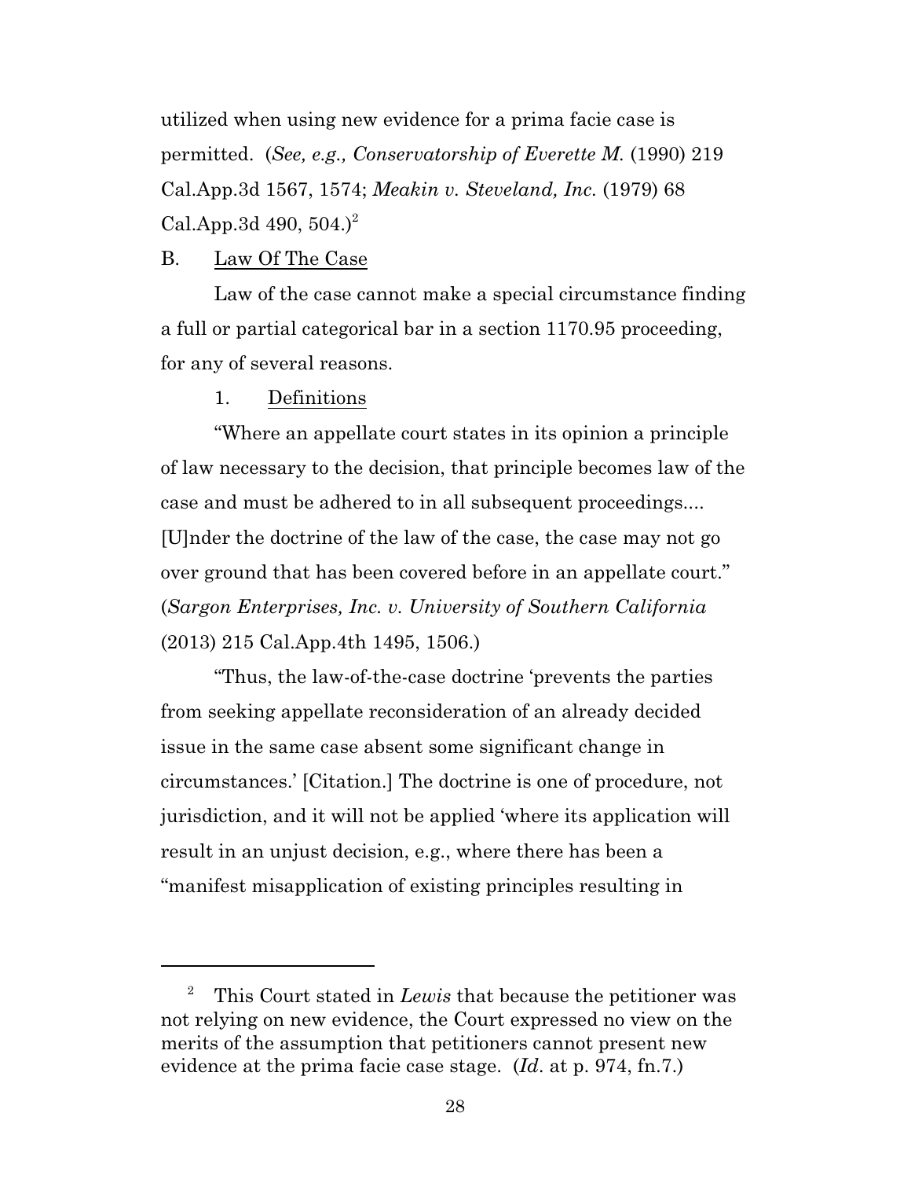utilized when using new evidence for a prima facie case is permitted. (*See, e.g., Conservatorship of Everette M.* (1990) 219 Cal.App.3d 1567, 1574; *Meakin v. Steveland, Inc.* (1979) 68 Cal.App.3d 490, 504.)[2]

B. Law Of The Case

Law of the case cannot make a special circumstance finding a full or partial categorical bar in a section 1170.95 proceeding, for any of several reasons.

1. Definitions

"Where an appellate court states in its opinion a principle of law necessary to the decision, that principle becomes law of the case and must be adhered to in all subsequent proceedings.... [U]nder the doctrine of the law of the case, the case may not go over ground that has been covered before in an appellate court." (*Sargon Enterprises, Inc. v. University of Southern California* (2013) 215 Cal.App.4th 1495, 1506.)

"Thus, the law-of-the-case doctrine 'prevents the parties from seeking appellate reconsideration of an already decided issue in the same case absent some significant change in circumstances.' [Citation.] The doctrine is one of procedure, not jurisdiction, and it will not be applied 'where its application will result in an unjust decision, e.g., where there has been a "manifest misapplication of existing principles resulting in

---

[2] This Court stated in *Lewis* that because the petitioner was not relying on new evidence, the Court expressed no view on the merits of the assumption that petitioners cannot present new evidence at the prima facie case stage. (*Id*. at p. 974, fn.7.)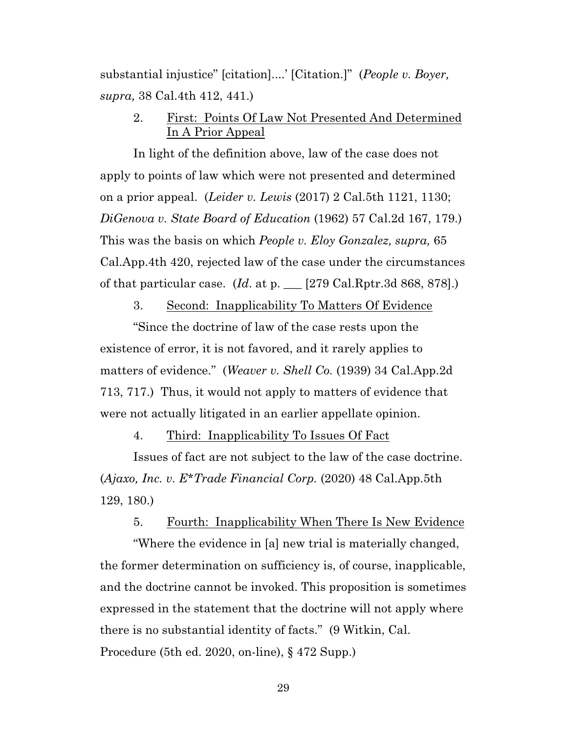substantial injustice" [citation]....' [Citation.]" (*People v. Boyer, supra,* 38 Cal.4th 412, 441.)

2. <u>First: Points Of Law Not Presented And Determined In A Prior Appeal</u>

In light of the definition above, law of the case does not apply to points of law which were not presented and determined on a prior appeal. (*Leider v. Lewis* (2017) 2 Cal.5th 1121, 1130; *DiGenova v. State Board of Education* (1962) 57 Cal.2d 167, 179.) This was the basis on which *People v. Eloy Gonzalez, supra,* 65 Cal.App.4th 420, rejected law of the case under the circumstances of that particular case. (*Id*. at p. ___ [279 Cal.Rptr.3d 868, 878].)

3. <u>Second: Inapplicability To Matters Of Evidence</u>

"Since the doctrine of law of the case rests upon the existence of error, it is not favored, and it rarely applies to matters of evidence." (*Weaver v. Shell Co.* (1939) 34 Cal.App.2d 713, 717.) Thus, it would not apply to matters of evidence that were not actually litigated in an earlier appellate opinion.

4. <u>Third: Inapplicability To Issues Of Fact</u>

Issues of fact are not subject to the law of the case doctrine. (*Ajaxo, Inc. v. E*Trade Financial Corp.* (2020) 48 Cal.App.5th 129, 180.)

5. <u>Fourth: Inapplicability When There Is New Evidence</u>

"Where the evidence in [a] new trial is materially changed, the former determination on sufficiency is, of course, inapplicable, and the doctrine cannot be invoked. This proposition is sometimes expressed in the statement that the doctrine will not apply where there is no substantial identity of facts." (9 Witkin, Cal. Procedure (5th ed. 2020, on-line), § 472 Supp.)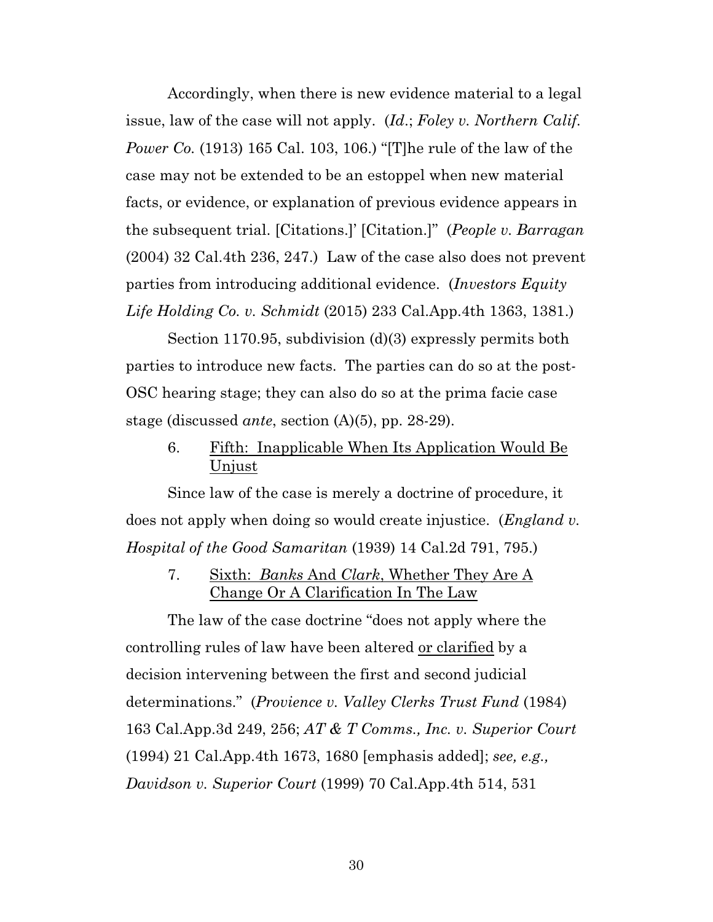Accordingly, when there is new evidence material to a legal issue, law of the case will not apply. (*Id*.; *Foley v. Northern Calif. Power Co.* (1913) 165 Cal. 103, 106.) "[T]he rule of the law of the case may not be extended to be an estoppel when new material facts, or evidence, or explanation of previous evidence appears in the subsequent trial. [Citations.]' [Citation.]" (*People v. Barragan* (2004) 32 Cal.4th 236, 247.) Law of the case also does not prevent parties from introducing additional evidence. (*Investors Equity Life Holding Co. v. Schmidt* (2015) 233 Cal.App.4th 1363, 1381.)

Section 1170.95, subdivision (d)(3) expressly permits both parties to introduce new facts. The parties can do so at the post-OSC hearing stage; they can also do so at the prima facie case stage (discussed *ante*, section (A)(5), pp. 28-29).

6. <u>Fifth: Inapplicable When Its Application Would Be Unjust</u>

Since law of the case is merely a doctrine of procedure, it does not apply when doing so would create injustice. (*England v. Hospital of the Good Samaritan* (1939) 14 Cal.2d 791, 795.)

7. <u>Sixth: *Banks* And *Clark*, Whether They Are A Change Or A Clarification In The Law</u>

The law of the case doctrine "does not apply where the controlling rules of law have been altered <u>or clarified</u> by a decision intervening between the first and second judicial determinations." (*Provience v. Valley Clerks Trust Fund* (1984) 163 Cal.App.3d 249, 256; *AT & T Comms., Inc. v. Superior Court* (1994) 21 Cal.App.4th 1673, 1680 [emphasis added]; *see, e.g., Davidson v. Superior Court* (1999) 70 Cal.App.4th 514, 531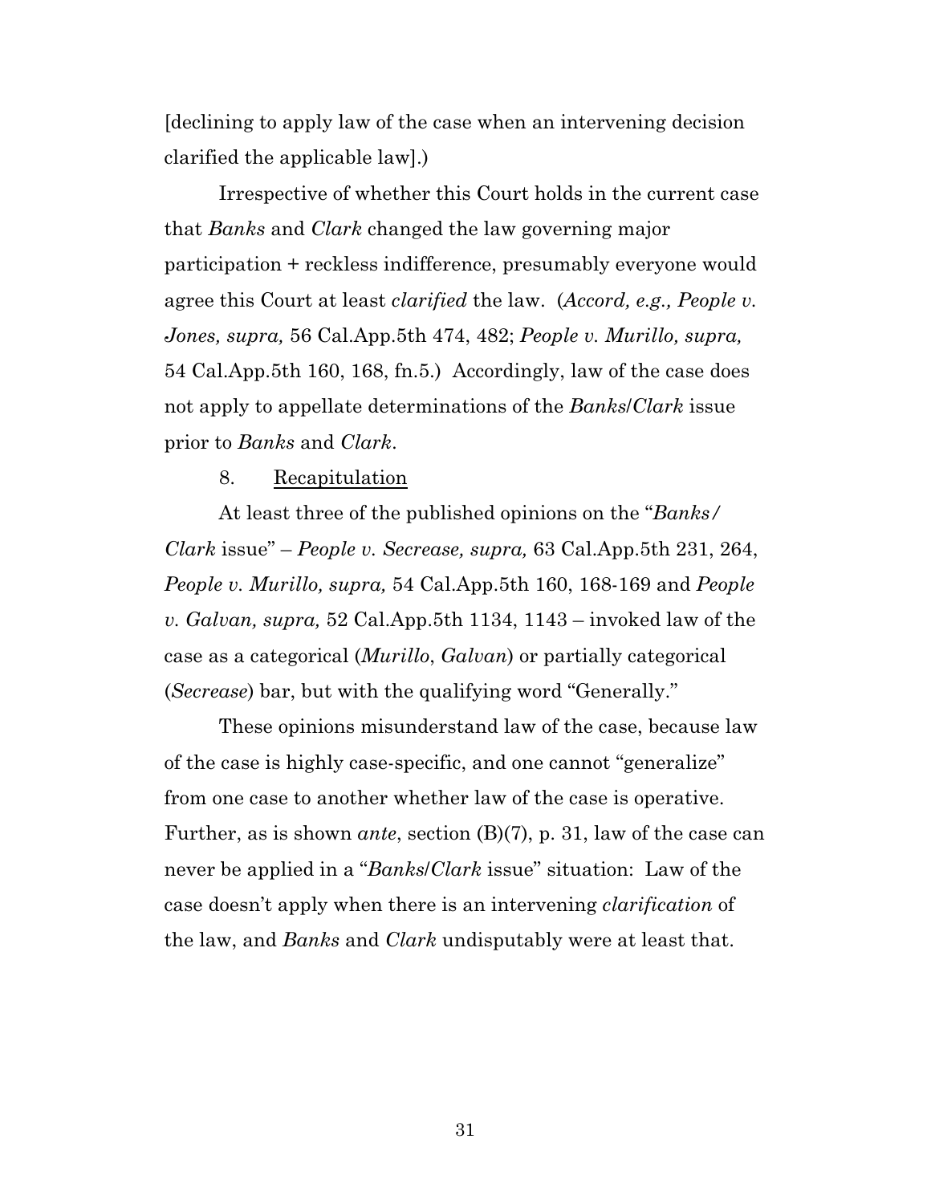[declining to apply law of the case when an intervening decision clarified the applicable law].)

Irrespective of whether this Court holds in the current case that *Banks* and *Clark* changed the law governing major participation + reckless indifference, presumably everyone would agree this Court at least *clarified* the law. (*Accord, e.g., People v. Jones, supra,* 56 Cal.App.5th 474, 482; *People v. Murillo, supra,* 54 Cal.App.5th 160, 168, fn.5.) Accordingly, law of the case does not apply to appellate determinations of the *Banks*/*Clark* issue prior to *Banks* and *Clark*.

8. <u>Recapitulation</u>

At least three of the published opinions on the "*Banks/ Clark* issue" – *People v. Secrease, supra,* 63 Cal.App.5th 231, 264, *People v. Murillo, supra,* 54 Cal.App.5th 160, 168-169 and *People v. Galvan, supra,* 52 Cal.App.5th 1134, 1143 – invoked law of the case as a categorical (*Murillo*, *Galvan*) or partially categorical (*Secrease*) bar, but with the qualifying word "Generally."

These opinions misunderstand law of the case, because law of the case is highly case-specific, and one cannot "generalize" from one case to another whether law of the case is operative. Further, as is shown *ante*, section (B)(7), p. 31, law of the case can never be applied in a "*Banks*/*Clark* issue" situation: Law of the case doesn't apply when there is an intervening *clarification* of the law, and *Banks* and *Clark* undisputably were at least that.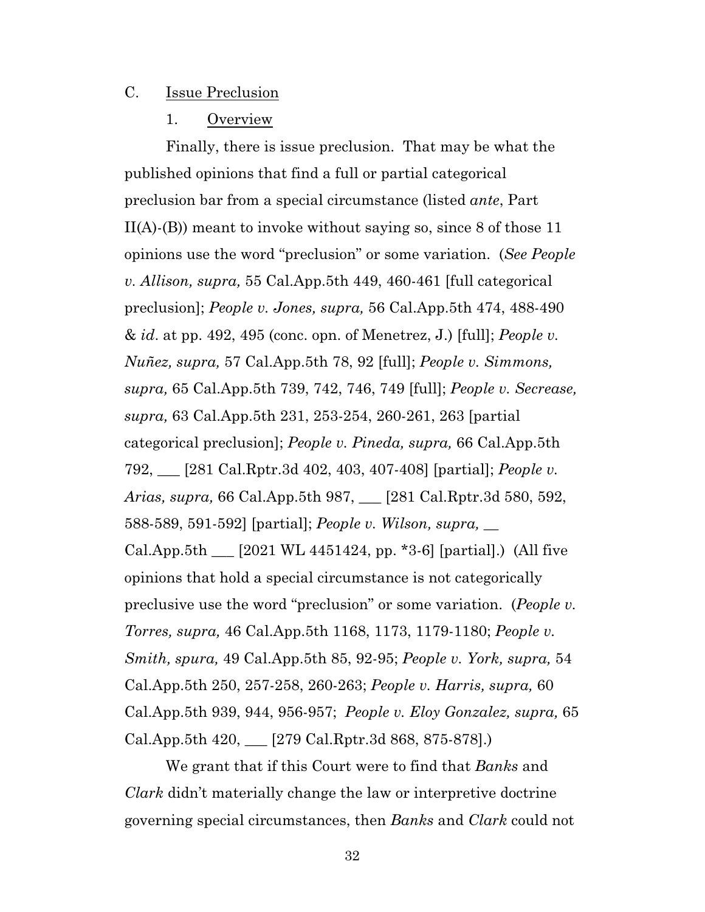C. Issue Preclusion

1. Overview

Finally, there is issue preclusion. That may be what the published opinions that find a full or partial categorical preclusion bar from a special circumstance (listed *ante*, Part II(A)-(B)) meant to invoke without saying so, since 8 of those 11 opinions use the word "preclusion" or some variation. (*See People v. Allison, supra,* 55 Cal.App.5th 449, 460-461 [full categorical preclusion]; *People v. Jones, supra,* 56 Cal.App.5th 474, 488-490 & *id*. at pp. 492, 495 (conc. opn. of Menetrez, J.) [full]; *People v. Nuñez, supra,* 57 Cal.App.5th 78, 92 [full]; *People v. Simmons, supra,* 65 Cal.App.5th 739, 742, 746, 749 [full]; *People v. Secrease, supra,* 63 Cal.App.5th 231, 253-254, 260-261, 263 [partial categorical preclusion]; *People v. Pineda, supra,* 66 Cal.App.5th 792, ___ [281 Cal.Rptr.3d 402, 403, 407-408] [partial]; *People v. Arias, supra,* 66 Cal.App.5th 987, ___ [281 Cal.Rptr.3d 580, 592, 588-589, 591-592] [partial]; *People v. Wilson, supra,* __ Cal.App.5th ___ [2021 WL 4451424, pp. *3-6] [partial].) (All five opinions that hold a special circumstance is not categorically preclusive use the word "preclusion" or some variation. (*People v. Torres, supra,* 46 Cal.App.5th 1168, 1173, 1179-1180; *People v. Smith, spura,* 49 Cal.App.5th 85, 92-95; *People v. York, supra,* 54 Cal.App.5th 250, 257-258, 260-263; *People v. Harris, supra,* 60 Cal.App.5th 939, 944, 956-957; *People v. Eloy Gonzalez, supra,* 65 Cal.App.5th 420, ___ [279 Cal.Rptr.3d 868, 875-878].)

We grant that if this Court were to find that *Banks* and *Clark* didn't materially change the law or interpretive doctrine governing special circumstances, then *Banks* and *Clark* could not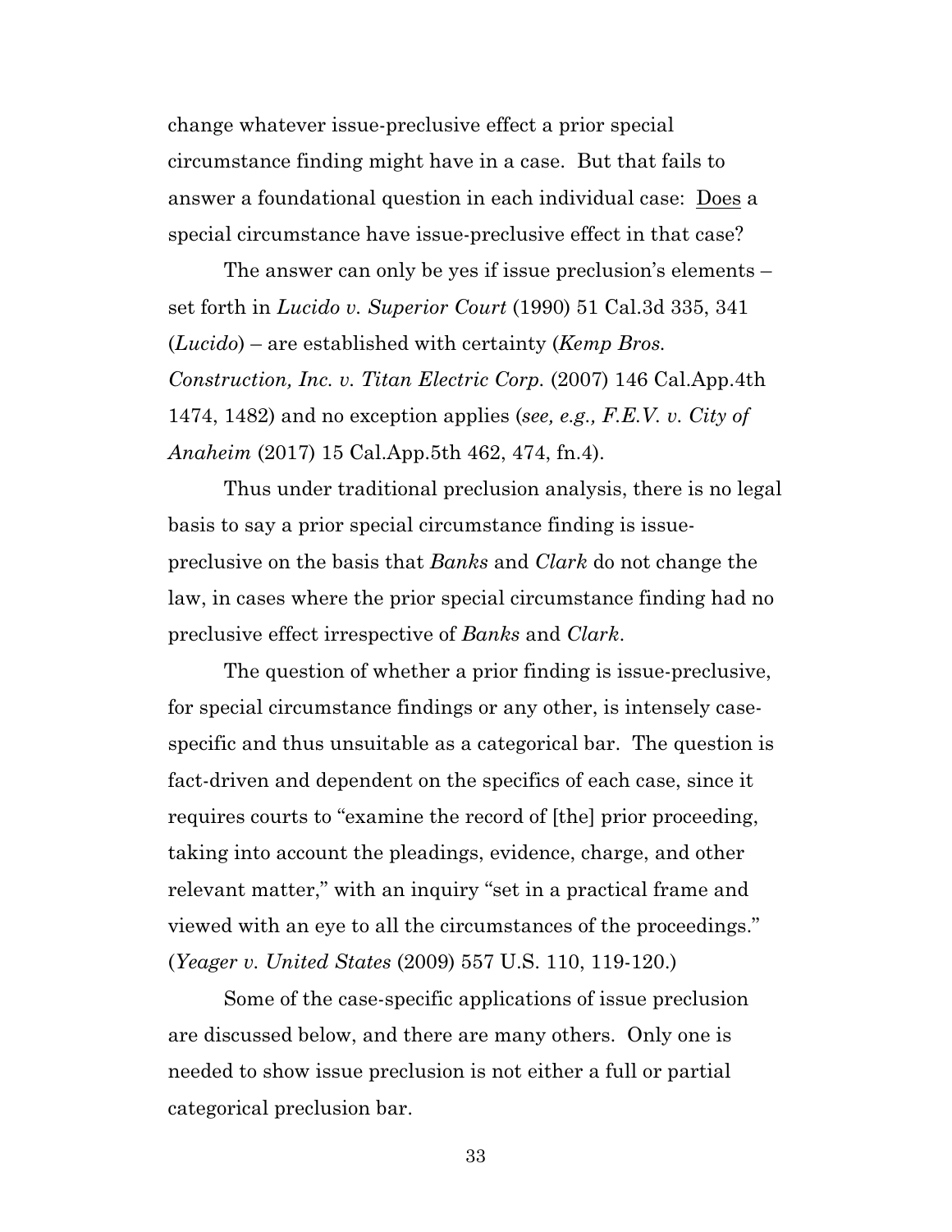change whatever issue-preclusive effect a prior special circumstance finding might have in a case. But that fails to answer a foundational question in each individual case: <u>Does</u> a special circumstance have issue-preclusive effect in that case?

The answer can only be yes if issue preclusion's elements – set forth in *Lucido v. Superior Court* (1990) 51 Cal.3d 335, 341 (*Lucido*) – are established with certainty (*Kemp Bros. Construction, Inc. v. Titan Electric Corp.* (2007) 146 Cal.App.4th 1474, 1482) and no exception applies (*see, e.g., F.E.V. v. City of Anaheim* (2017) 15 Cal.App.5th 462, 474, fn.4).

Thus under traditional preclusion analysis, there is no legal basis to say a prior special circumstance finding is issue-preclusive on the basis that *Banks* and *Clark* do not change the law, in cases where the prior special circumstance finding had no preclusive effect irrespective of *Banks* and *Clark*.

The question of whether a prior finding is issue-preclusive, for special circumstance findings or any other, is intensely case-specific and thus unsuitable as a categorical bar. The question is fact-driven and dependent on the specifics of each case, since it requires courts to "examine the record of [the] prior proceeding, taking into account the pleadings, evidence, charge, and other relevant matter," with an inquiry "set in a practical frame and viewed with an eye to all the circumstances of the proceedings." (*Yeager v. United States* (2009) 557 U.S. 110, 119-120.)

Some of the case-specific applications of issue preclusion are discussed below, and there are many others. Only one is needed to show issue preclusion is not either a full or partial categorical preclusion bar.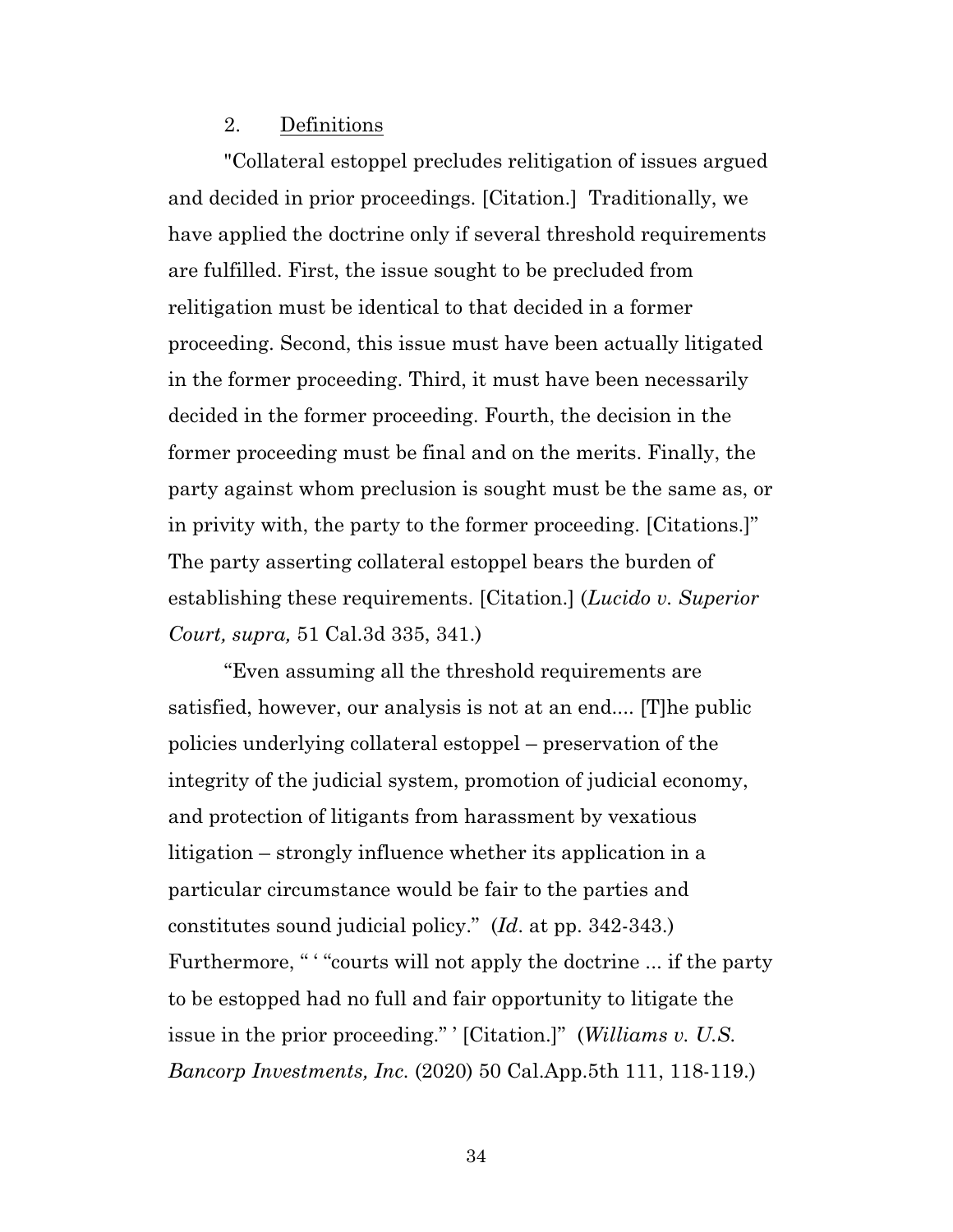2. <u>Definitions</u>

"Collateral estoppel precludes relitigation of issues argued and decided in prior proceedings. [Citation.] Traditionally, we have applied the doctrine only if several threshold requirements are fulfilled. First, the issue sought to be precluded from relitigation must be identical to that decided in a former proceeding. Second, this issue must have been actually litigated in the former proceeding. Third, it must have been necessarily decided in the former proceeding. Fourth, the decision in the former proceeding must be final and on the merits. Finally, the party against whom preclusion is sought must be the same as, or in privity with, the party to the former proceeding. [Citations.]" The party asserting collateral estoppel bears the burden of establishing these requirements. [Citation.] (*Lucido v. Superior Court, supra,* 51 Cal.3d 335, 341.)

"Even assuming all the threshold requirements are satisfied, however, our analysis is not at an end.... [T]he public policies underlying collateral estoppel – preservation of the integrity of the judicial system, promotion of judicial economy, and protection of litigants from harassment by vexatious litigation – strongly influence whether its application in a particular circumstance would be fair to the parties and constitutes sound judicial policy." (*Id*. at pp. 342-343.) Furthermore, " ' "courts will not apply the doctrine ... if the party to be estopped had no full and fair opportunity to litigate the issue in the prior proceeding." ' [Citation.]" (*Williams v. U.S. Bancorp Investments, Inc.* (2020) 50 Cal.App.5th 111, 118-119.)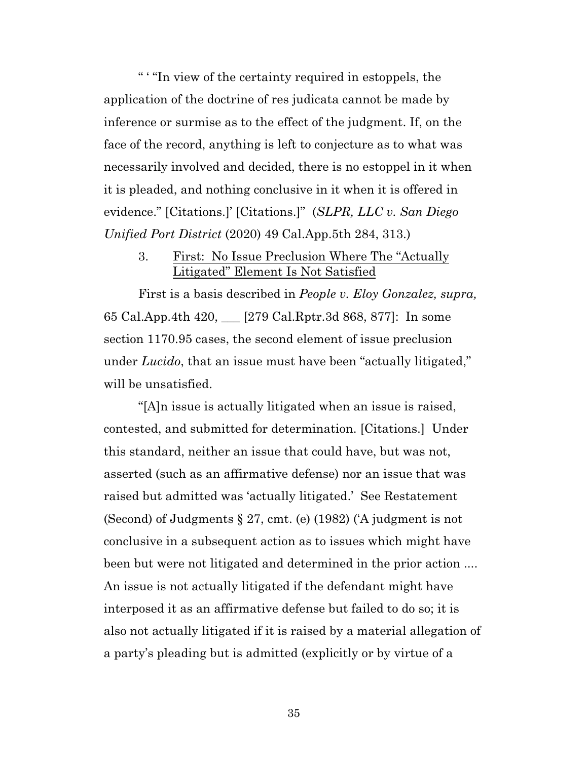" ' "In view of the certainty required in estoppels, the application of the doctrine of res judicata cannot be made by inference or surmise as to the effect of the judgment. If, on the face of the record, anything is left to conjecture as to what was necessarily involved and decided, there is no estoppel in it when it is pleaded, and nothing conclusive in it when it is offered in evidence." [Citations.]' [Citations.]" (*SLPR, LLC v. San Diego Unified Port District* (2020) 49 Cal.App.5th 284, 313.)

3. First: No Issue Preclusion Where The "Actually Litigated" Element Is Not Satisfied

First is a basis described in *People v. Eloy Gonzalez, supra,* 65 Cal.App.4th 420, ___ [279 Cal.Rptr.3d 868, 877]: In some section 1170.95 cases, the second element of issue preclusion under *Lucido*, that an issue must have been "actually litigated," will be unsatisfied.

"[A]n issue is actually litigated when an issue is raised, contested, and submitted for determination. [Citations.] Under this standard, neither an issue that could have, but was not, asserted (such as an affirmative defense) nor an issue that was raised but admitted was 'actually litigated.' See Restatement (Second) of Judgments § 27, cmt. (e) (1982) ('A judgment is not conclusive in a subsequent action as to issues which might have been but were not litigated and determined in the prior action .... An issue is not actually litigated if the defendant might have interposed it as an affirmative defense but failed to do so; it is also not actually litigated if it is raised by a material allegation of a party's pleading but is admitted (explicitly or by virtue of a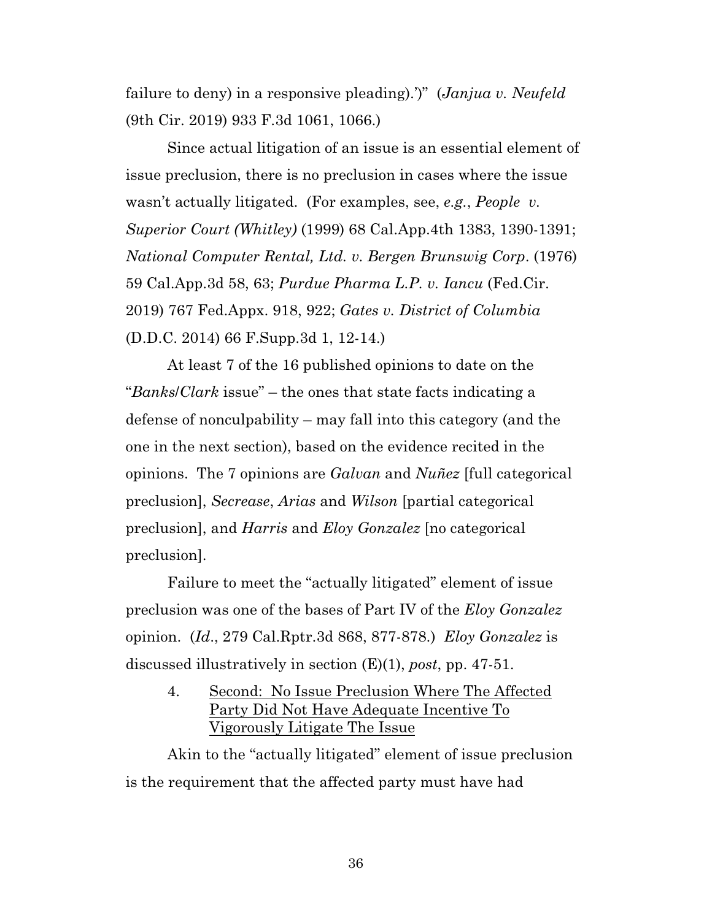failure to deny) in a responsive pleading).')" (*Janjua v. Neufeld* (9th Cir. 2019) 933 F.3d 1061, 1066.)

Since actual litigation of an issue is an essential element of issue preclusion, there is no preclusion in cases where the issue wasn't actually litigated. (For examples, see, *e.g.*, *People v. Superior Court (Whitley)* (1999) 68 Cal.App.4th 1383, 1390-1391; *National Computer Rental, Ltd. v. Bergen Brunswig Corp*. (1976) 59 Cal.App.3d 58, 63; *Purdue Pharma L.P. v. Iancu* (Fed.Cir. 2019) 767 Fed.Appx. 918, 922; *Gates v. District of Columbia* (D.D.C. 2014) 66 F.Supp.3d 1, 12-14.)

At least 7 of the 16 published opinions to date on the "*Banks*/*Clark* issue" – the ones that state facts indicating a defense of nonculpability – may fall into this category (and the one in the next section), based on the evidence recited in the opinions. The 7 opinions are *Galvan* and *Nuñez* [full categorical preclusion], *Secrease*, *Arias* and *Wilson* [partial categorical preclusion], and *Harris* and *Eloy Gonzalez* [no categorical preclusion].

Failure to meet the "actually litigated" element of issue preclusion was one of the bases of Part IV of the *Eloy Gonzalez* opinion. (*Id*., 279 Cal.Rptr.3d 868, 877-878.) *Eloy Gonzalez* is discussed illustratively in section (E)(1), *post*, pp. 47-51.

4. Second: No Issue Preclusion Where The Affected Party Did Not Have Adequate Incentive To Vigorously Litigate The Issue

Akin to the "actually litigated" element of issue preclusion is the requirement that the affected party must have had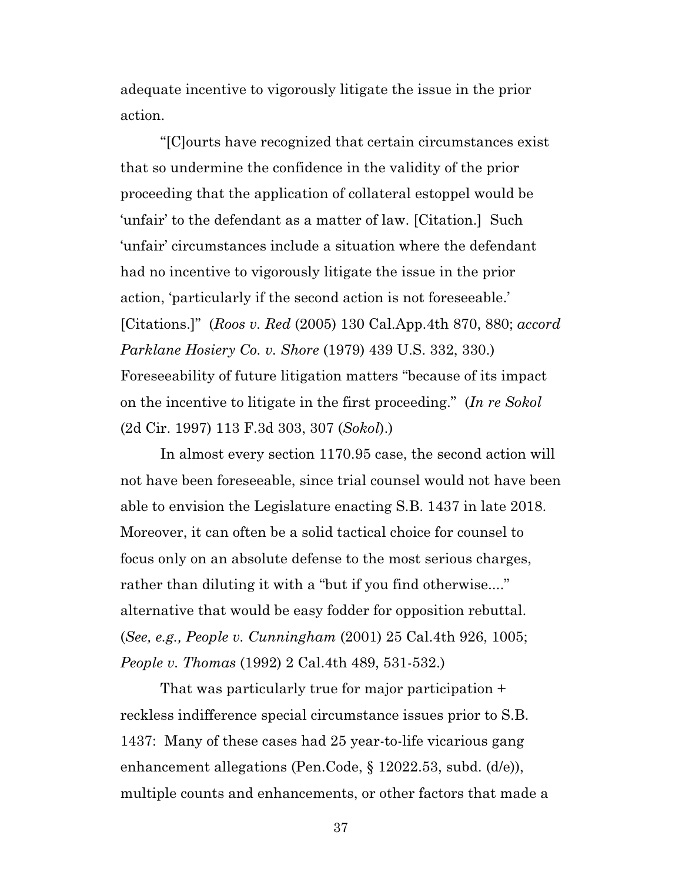adequate incentive to vigorously litigate the issue in the prior action.

"[C]ourts have recognized that certain circumstances exist that so undermine the confidence in the validity of the prior proceeding that the application of collateral estoppel would be 'unfair' to the defendant as a matter of law. [Citation.] Such 'unfair' circumstances include a situation where the defendant had no incentive to vigorously litigate the issue in the prior action, 'particularly if the second action is not foreseeable.' [Citations.]" (*Roos v. Red* (2005) 130 Cal.App.4th 870, 880; *accord Parklane Hosiery Co. v. Shore* (1979) 439 U.S. 332, 330.) Foreseeability of future litigation matters "because of its impact on the incentive to litigate in the first proceeding." (*In re Sokol* (2d Cir. 1997) 113 F.3d 303, 307 (*Sokol*).)

In almost every section 1170.95 case, the second action will not have been foreseeable, since trial counsel would not have been able to envision the Legislature enacting S.B. 1437 in late 2018. Moreover, it can often be a solid tactical choice for counsel to focus only on an absolute defense to the most serious charges, rather than diluting it with a "but if you find otherwise...." alternative that would be easy fodder for opposition rebuttal. (*See, e.g., People v. Cunningham* (2001) 25 Cal.4th 926, 1005; *People v. Thomas* (1992) 2 Cal.4th 489, 531-532.)

That was particularly true for major participation + reckless indifference special circumstance issues prior to S.B. 1437: Many of these cases had 25 year-to-life vicarious gang enhancement allegations (Pen.Code, § 12022.53, subd. (d/e)), multiple counts and enhancements, or other factors that made a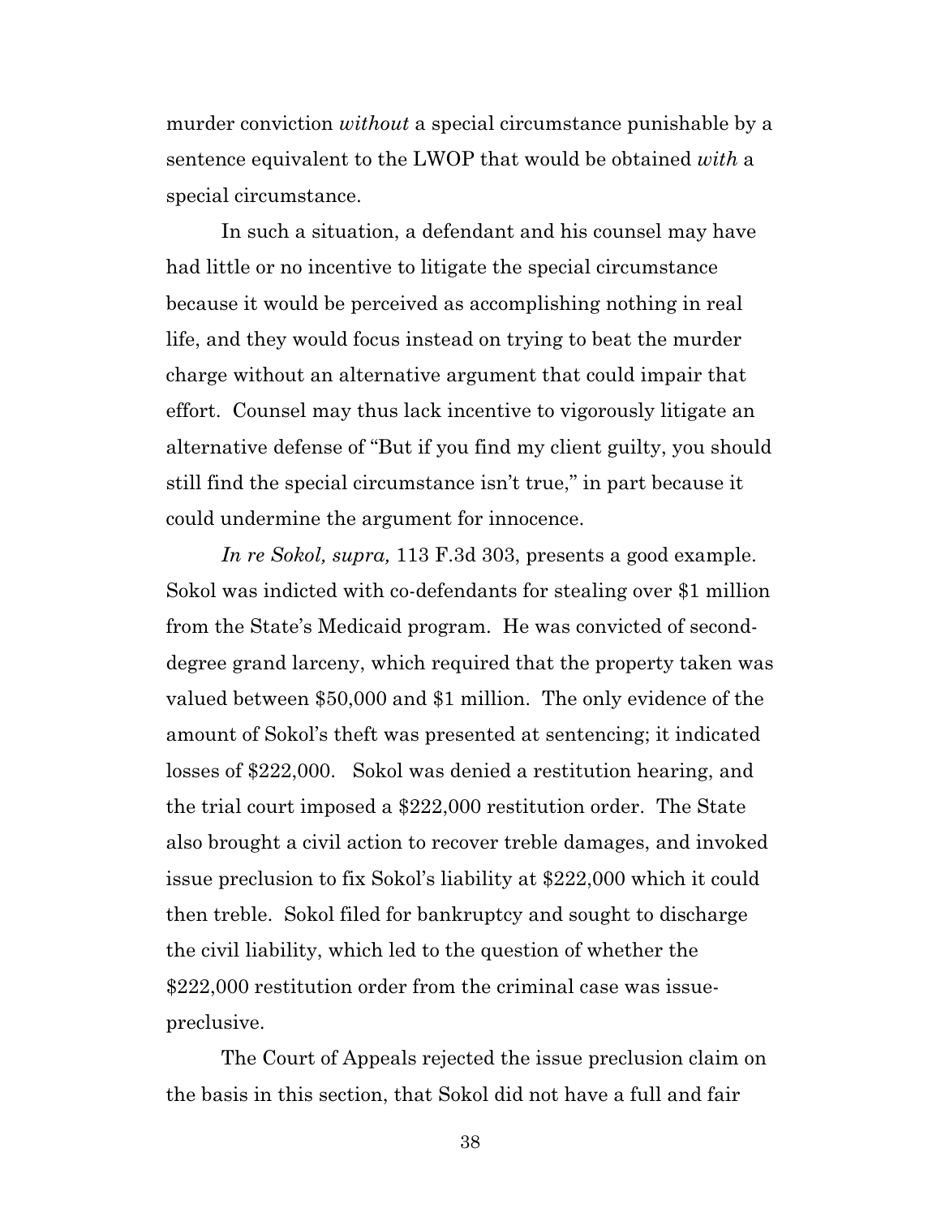murder conviction *without* a special circumstance punishable by a sentence equivalent to the LWOP that would be obtained *with* a special circumstance.

In such a situation, a defendant and his counsel may have had little or no incentive to litigate the special circumstance because it would be perceived as accomplishing nothing in real life, and they would focus instead on trying to beat the murder charge without an alternative argument that could impair that effort. Counsel may thus lack incentive to vigorously litigate an alternative defense of "But if you find my client guilty, you should still find the special circumstance isn't true," in part because it could undermine the argument for innocence.

*In re Sokol, supra,* 113 F.3d 303, presents a good example. Sokol was indicted with co-defendants for stealing over $1 million from the State's Medicaid program. He was convicted of second-degree grand larceny, which required that the property taken was valued between $50,000 and $1 million. The only evidence of the amount of Sokol's theft was presented at sentencing; it indicated losses of $222,000. Sokol was denied a restitution hearing, and the trial court imposed a $222,000 restitution order. The State also brought a civil action to recover treble damages, and invoked issue preclusion to fix Sokol's liability at $222,000 which it could then treble. Sokol filed for bankruptcy and sought to discharge the civil liability, which led to the question of whether the $222,000 restitution order from the criminal case was issue-preclusive.

The Court of Appeals rejected the issue preclusion claim on the basis in this section, that Sokol did not have a full and fair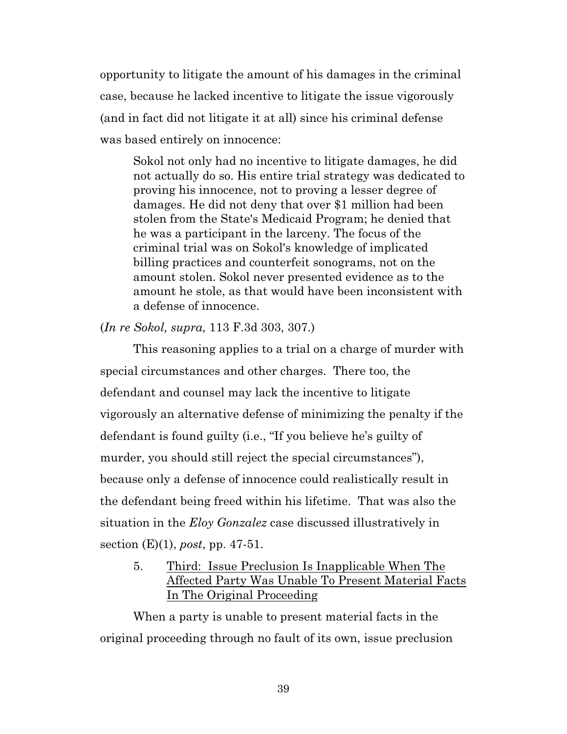opportunity to litigate the amount of his damages in the criminal case, because he lacked incentive to litigate the issue vigorously (and in fact did not litigate it at all) since his criminal defense was based entirely on innocence:

> Sokol not only had no incentive to litigate damages, he did not actually do so. His entire trial strategy was dedicated to proving his innocence, not to proving a lesser degree of damages. He did not deny that over $1 million had been stolen from the State's Medicaid Program; he denied that he was a participant in the larceny. The focus of the criminal trial was on Sokol's knowledge of implicated billing practices and counterfeit sonograms, not on the amount stolen. Sokol never presented evidence as to the amount he stole, as that would have been inconsistent with a defense of innocence.

(*In re Sokol, supra,* 113 F.3d 303, 307.)

This reasoning applies to a trial on a charge of murder with special circumstances and other charges. There too, the defendant and counsel may lack the incentive to litigate vigorously an alternative defense of minimizing the penalty if the defendant is found guilty (i.e., "If you believe he's guilty of murder, you should still reject the special circumstances"), because only a defense of innocence could realistically result in the defendant being freed within his lifetime. That was also the situation in the *Eloy Gonzalez* case discussed illustratively in section (E)(1), *post*, pp. 47-51.

5. <u>Third: Issue Preclusion Is Inapplicable When The Affected Party Was Unable To Present Material Facts In The Original Proceeding</u>

When a party is unable to present material facts in the original proceeding through no fault of its own, issue preclusion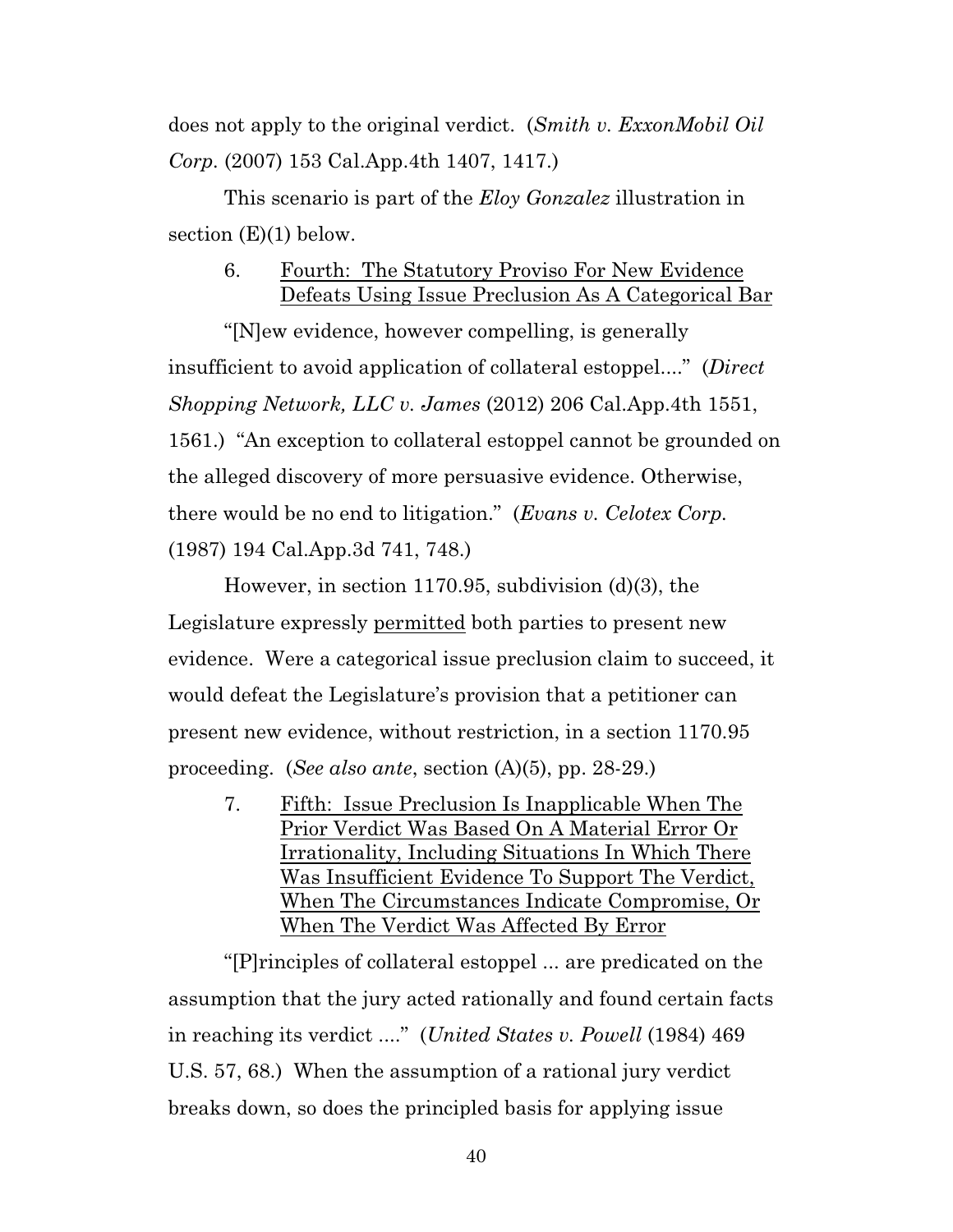does not apply to the original verdict. (*Smith v. ExxonMobil Oil Corp.* (2007) 153 Cal.App.4th 1407, 1417.)

This scenario is part of the *Eloy Gonzalez* illustration in section (E)(1) below.

### 6. Fourth: The Statutory Proviso For New Evidence Defeats Using Issue Preclusion As A Categorical Bar

"[N]ew evidence, however compelling, is generally insufficient to avoid application of collateral estoppel...." (*Direct Shopping Network, LLC v. James* (2012) 206 Cal.App.4th 1551, 1561.) "An exception to collateral estoppel cannot be grounded on the alleged discovery of more persuasive evidence. Otherwise, there would be no end to litigation." (*Evans v. Celotex Corp.* (1987) 194 Cal.App.3d 741, 748.)

However, in section 1170.95, subdivision (d)(3), the Legislature expressly <u>permitted</u> both parties to present new evidence. Were a categorical issue preclusion claim to succeed, it would defeat the Legislature's provision that a petitioner can present new evidence, without restriction, in a section 1170.95 proceeding. (*See also ante*, section (A)(5), pp. 28-29.)

### 7. Fifth: Issue Preclusion Is Inapplicable When The Prior Verdict Was Based On A Material Error Or Irrationality, Including Situations In Which There Was Insufficient Evidence To Support The Verdict, When The Circumstances Indicate Compromise, Or When The Verdict Was Affected By Error

"[P]rinciples of collateral estoppel ... are predicated on the assumption that the jury acted rationally and found certain facts in reaching its verdict ...." (*United States v. Powell* (1984) 469 U.S. 57, 68.) When the assumption of a rational jury verdict breaks down, so does the principled basis for applying issue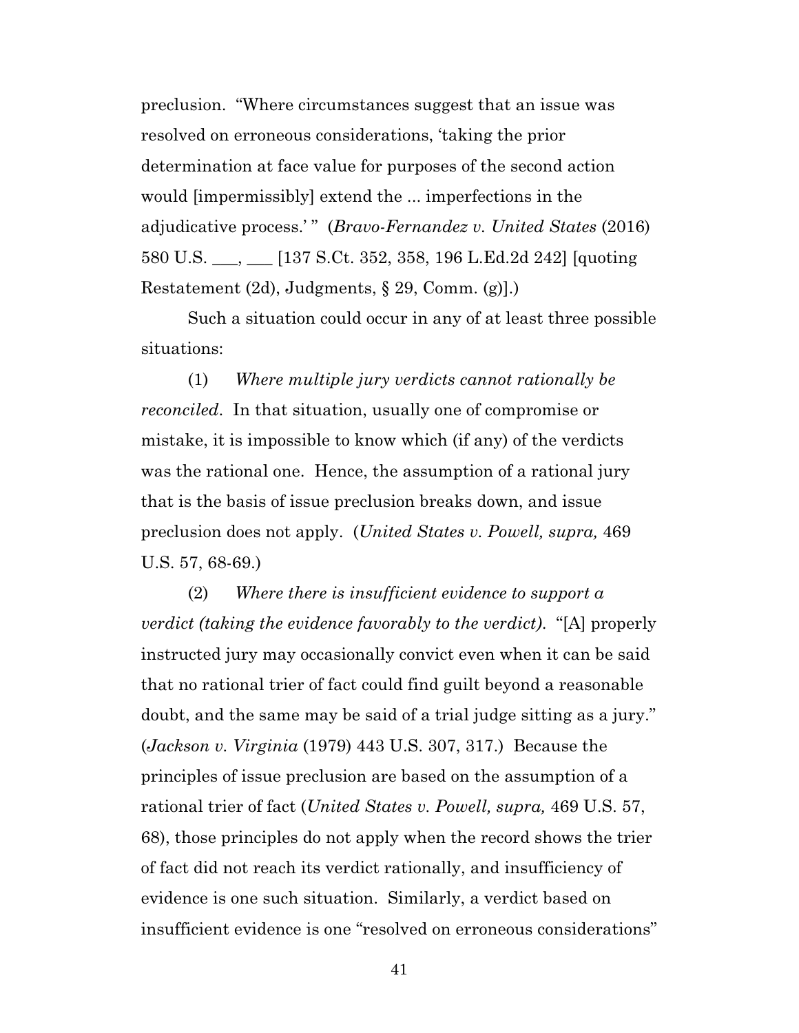preclusion. "Where circumstances suggest that an issue was resolved on erroneous considerations, 'taking the prior determination at face value for purposes of the second action would [impermissibly] extend the ... imperfections in the adjudicative process.' " (*Bravo-Fernandez v. United States* (2016) 580 U.S. ___, ___ [137 S.Ct. 352, 358, 196 L.Ed.2d 242] [quoting Restatement (2d), Judgments, § 29, Comm. (g)].)

Such a situation could occur in any of at least three possible situations:

(1) *Where multiple jury verdicts cannot rationally be reconciled*. In that situation, usually one of compromise or mistake, it is impossible to know which (if any) of the verdicts was the rational one. Hence, the assumption of a rational jury that is the basis of issue preclusion breaks down, and issue preclusion does not apply. (*United States v. Powell, supra,* 469 U.S. 57, 68-69.)

(2) *Where there is insufficient evidence to support a verdict (taking the evidence favorably to the verdict).* "[A] properly instructed jury may occasionally convict even when it can be said that no rational trier of fact could find guilt beyond a reasonable doubt, and the same may be said of a trial judge sitting as a jury." (*Jackson v. Virginia* (1979) 443 U.S. 307, 317.) Because the principles of issue preclusion are based on the assumption of a rational trier of fact (*United States v. Powell, supra,* 469 U.S. 57, 68), those principles do not apply when the record shows the trier of fact did not reach its verdict rationally, and insufficiency of evidence is one such situation. Similarly, a verdict based on insufficient evidence is one "resolved on erroneous considerations"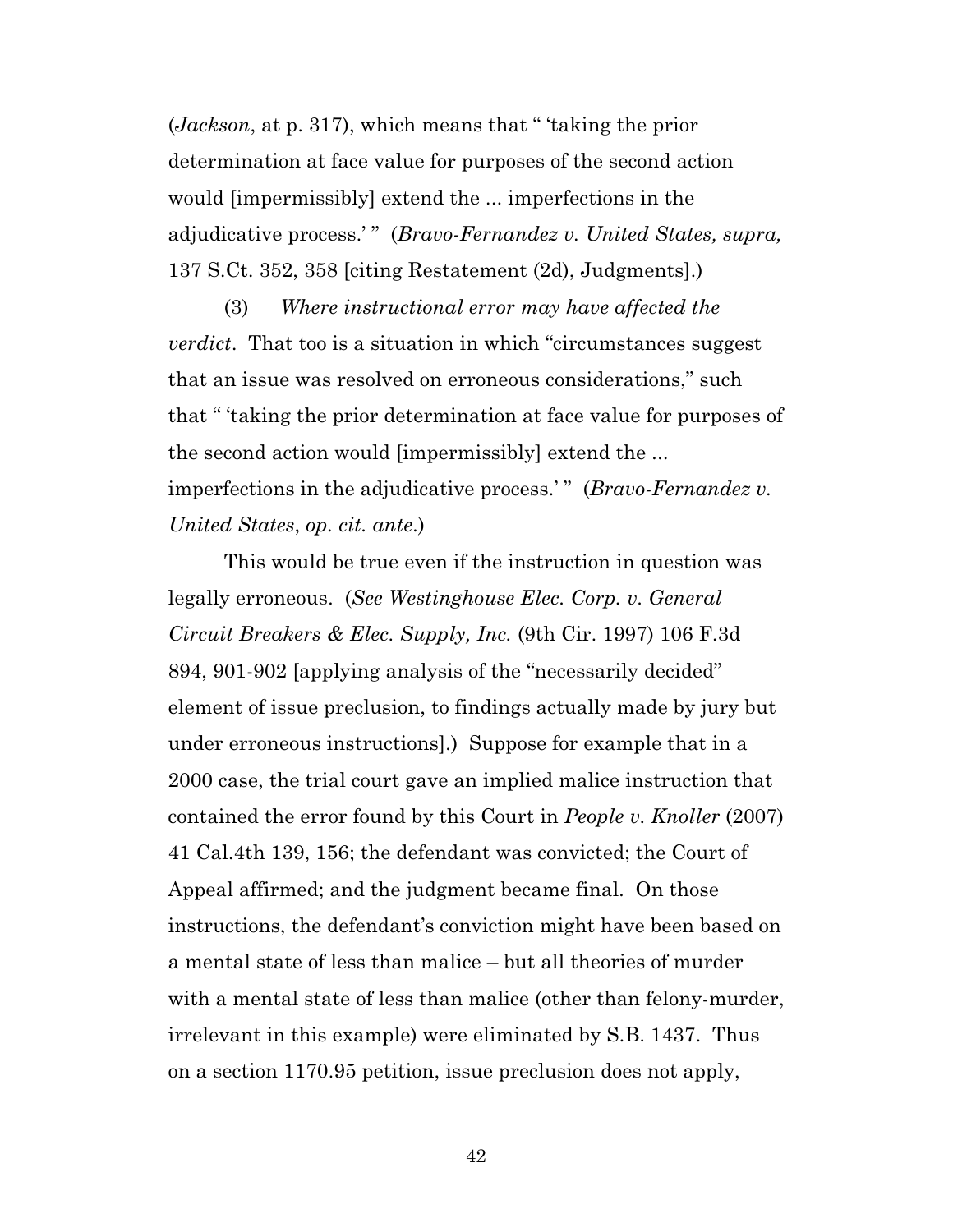(*Jackson*, at p. 317), which means that " 'taking the prior determination at face value for purposes of the second action would [impermissibly] extend the ... imperfections in the adjudicative process.' " (*Bravo-Fernandez v. United States, supra,* 137 S.Ct. 352, 358 [citing Restatement (2d), Judgments].)

(3) *Where instructional error may have affected the verdict*. That too is a situation in which "circumstances suggest that an issue was resolved on erroneous considerations," such that " 'taking the prior determination at face value for purposes of the second action would [impermissibly] extend the ... imperfections in the adjudicative process.' " (*Bravo-Fernandez v. United States*, *op. cit. ante*.)

This would be true even if the instruction in question was legally erroneous. (*See Westinghouse Elec. Corp. v. General Circuit Breakers & Elec. Supply, Inc.* (9th Cir. 1997) 106 F.3d 894, 901-902 [applying analysis of the "necessarily decided" element of issue preclusion, to findings actually made by jury but under erroneous instructions].) Suppose for example that in a 2000 case, the trial court gave an implied malice instruction that contained the error found by this Court in *People v. Knoller* (2007) 41 Cal.4th 139, 156; the defendant was convicted; the Court of Appeal affirmed; and the judgment became final. On those instructions, the defendant's conviction might have been based on a mental state of less than malice – but all theories of murder with a mental state of less than malice (other than felony-murder, irrelevant in this example) were eliminated by S.B. 1437. Thus on a section 1170.95 petition, issue preclusion does not apply,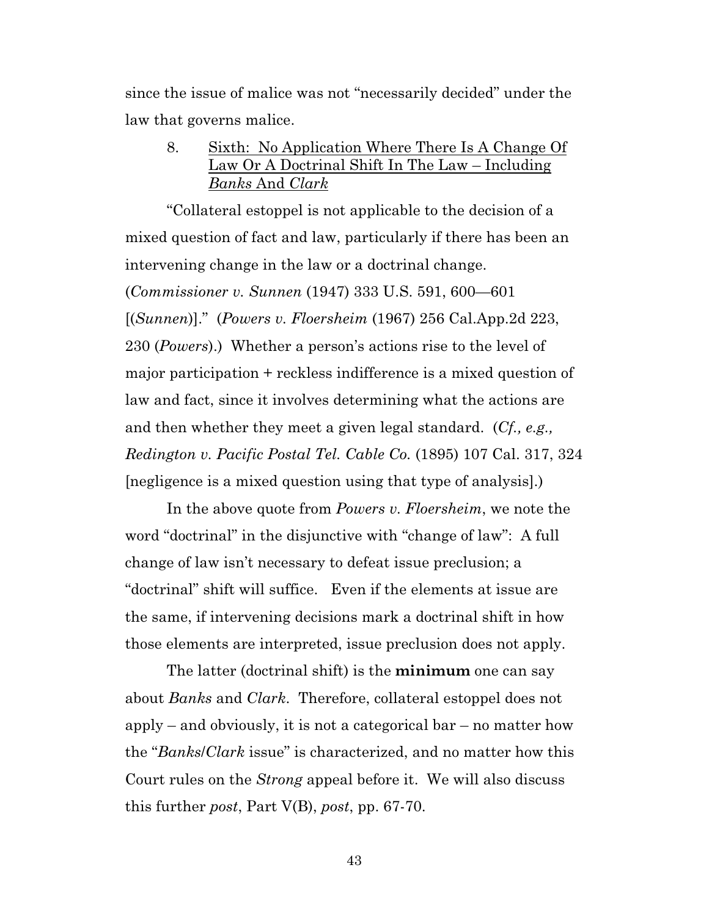since the issue of malice was not "necessarily decided" under the law that governs malice.

8. <u>Sixth: No Application Where There Is A Change Of Law Or A Doctrinal Shift In The Law – Including *Banks* And *Clark*</u>

"Collateral estoppel is not applicable to the decision of a mixed question of fact and law, particularly if there has been an intervening change in the law or a doctrinal change. (*Commissioner v. Sunnen* (1947) 333 U.S. 591, 600—601 [(*Sunnen*)]." (*Powers v. Floersheim* (1967) 256 Cal.App.2d 223, 230 (*Powers*).) Whether a person's actions rise to the level of major participation + reckless indifference is a mixed question of law and fact, since it involves determining what the actions are and then whether they meet a given legal standard. (*Cf., e.g., Redington v. Pacific Postal Tel. Cable Co.* (1895) 107 Cal. 317, 324 [negligence is a mixed question using that type of analysis].)

In the above quote from *Powers v. Floersheim*, we note the word "doctrinal" in the disjunctive with "change of law": A full change of law isn't necessary to defeat issue preclusion; a "doctrinal" shift will suffice. Even if the elements at issue are the same, if intervening decisions mark a doctrinal shift in how those elements are interpreted, issue preclusion does not apply.

The latter (doctrinal shift) is the **minimum** one can say about *Banks* and *Clark*. Therefore, collateral estoppel does not apply – and obviously, it is not a categorical bar – no matter how the "*Banks*/*Clark* issue" is characterized, and no matter how this Court rules on the *Strong* appeal before it. We will also discuss this further *post*, Part V(B), *post*, pp. 67-70.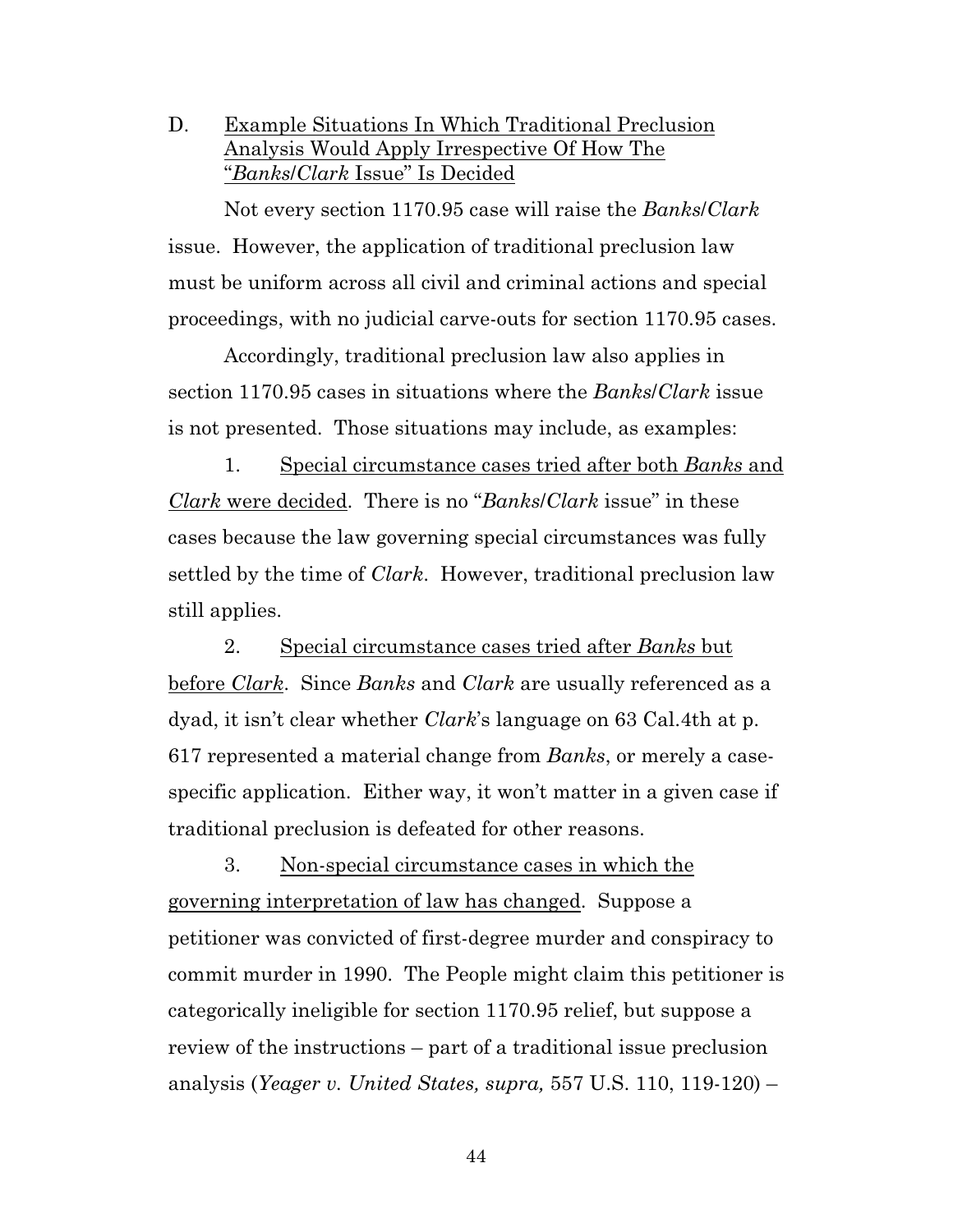D. Example Situations In Which Traditional Preclusion Analysis Would Apply Irrespective Of How The "*Banks/Clark* Issue" Is Decided

Not every section 1170.95 case will raise the *Banks/Clark* issue. However, the application of traditional preclusion law must be uniform across all civil and criminal actions and special proceedings, with no judicial carve-outs for section 1170.95 cases.

Accordingly, traditional preclusion law also applies in section 1170.95 cases in situations where the *Banks/Clark* issue is not presented. Those situations may include, as examples:

1. Special circumstance cases tried after both *Banks* and *Clark* were decided. There is no "*Banks/Clark* issue" in these cases because the law governing special circumstances was fully settled by the time of *Clark*. However, traditional preclusion law still applies.

2. Special circumstance cases tried after *Banks* but before *Clark*. Since *Banks* and *Clark* are usually referenced as a dyad, it isn't clear whether *Clark*'s language on 63 Cal.4th at p. 617 represented a material change from *Banks*, or merely a case-specific application. Either way, it won't matter in a given case if traditional preclusion is defeated for other reasons.

3. Non-special circumstance cases in which the governing interpretation of law has changed. Suppose a petitioner was convicted of first-degree murder and conspiracy to commit murder in 1990. The People might claim this petitioner is categorically ineligible for section 1170.95 relief, but suppose a review of the instructions – part of a traditional issue preclusion analysis (*Yeager v. United States, supra,* 557 U.S. 110, 119-120) –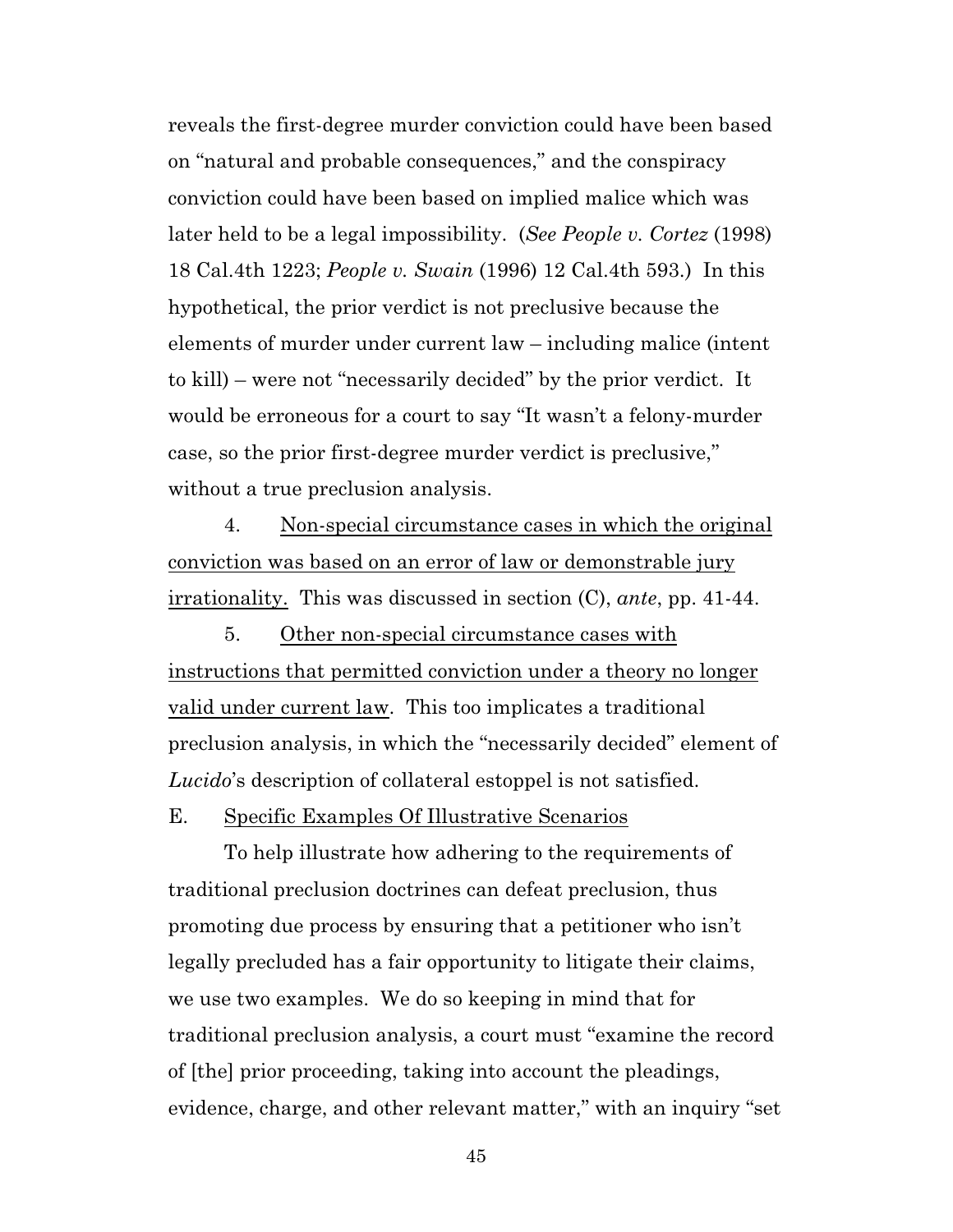reveals the first-degree murder conviction could have been based on “natural and probable consequences,” and the conspiracy conviction could have been based on implied malice which was later held to be a legal impossibility. (*See People v. Cortez* (1998) 18 Cal.4th 1223; *People v. Swain* (1996) 12 Cal.4th 593.) In this hypothetical, the prior verdict is not preclusive because the elements of murder under current law – including malice (intent to kill) – were not “necessarily decided” by the prior verdict. It would be erroneous for a court to say “It wasn’t a felony-murder case, so the prior first-degree murder verdict is preclusive,” without a true preclusion analysis.

4. <u>Non-special circumstance cases in which the original conviction was based on an error of law or demonstrable jury irrationality.</u> This was discussed in section (C), *ante*, pp. 41-44.

5. <u>Other non-special circumstance cases with instructions that permitted conviction under a theory no longer valid under current law</u>. This too implicates a traditional preclusion analysis, in which the “necessarily decided” element of *Lucido*’s description of collateral estoppel is not satisfied.

E. <u>Specific Examples Of Illustrative Scenarios</u>

To help illustrate how adhering to the requirements of traditional preclusion doctrines can defeat preclusion, thus promoting due process by ensuring that a petitioner who isn’t legally precluded has a fair opportunity to litigate their claims, we use two examples. We do so keeping in mind that for traditional preclusion analysis, a court must “examine the record of [the] prior proceeding, taking into account the pleadings, evidence, charge, and other relevant matter,” with an inquiry “set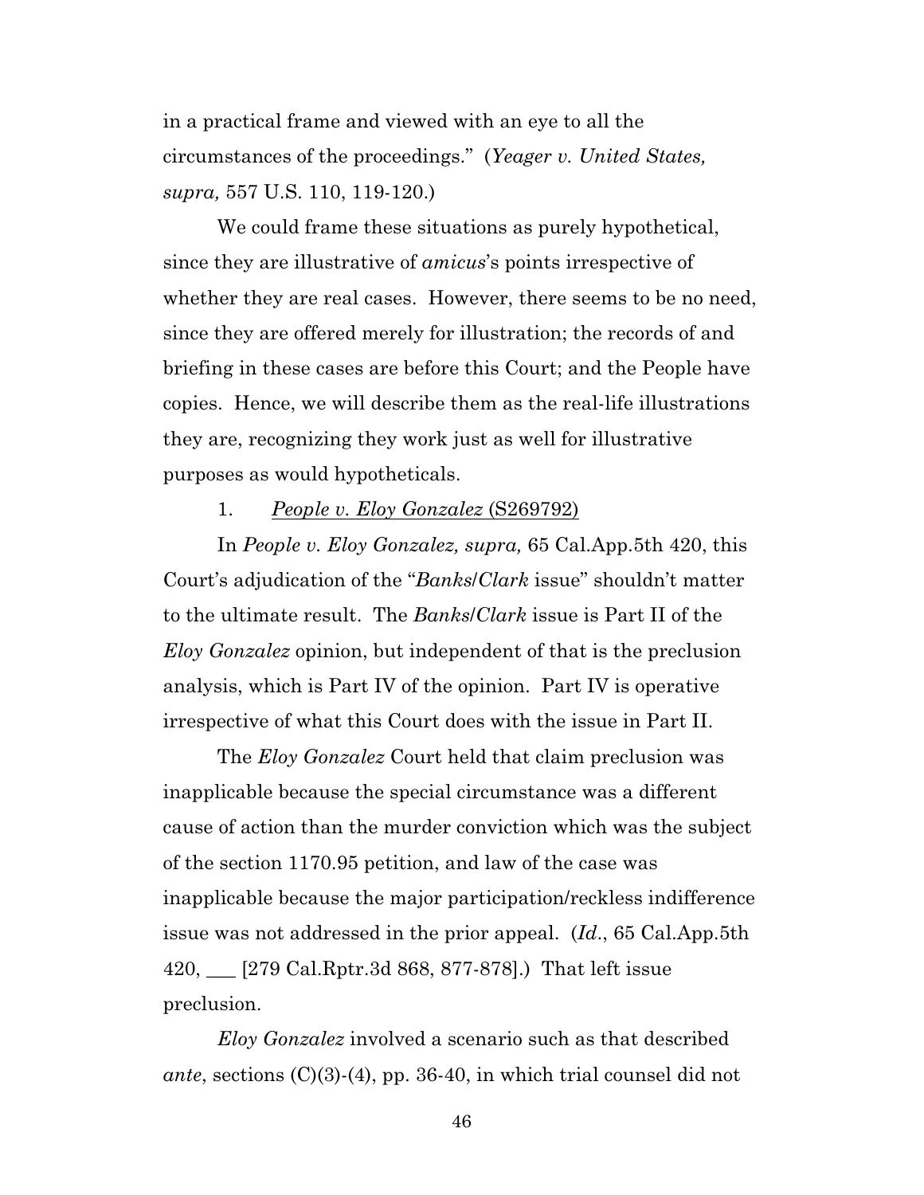in a practical frame and viewed with an eye to all the circumstances of the proceedings." (*Yeager v. United States, supra,* 557 U.S. 110, 119-120.)

We could frame these situations as purely hypothetical, since they are illustrative of *amicus*'s points irrespective of whether they are real cases. However, there seems to be no need, since they are offered merely for illustration; the records of and briefing in these cases are before this Court; and the People have copies. Hence, we will describe them as the real-life illustrations they are, recognizing they work just as well for illustrative purposes as would hypotheticals.

1. *People v. Eloy Gonzalez* (S269792)

In *People v. Eloy Gonzalez, supra,* 65 Cal.App.5th 420, this Court's adjudication of the "*Banks*/*Clark* issue" shouldn't matter to the ultimate result. The *Banks*/*Clark* issue is Part II of the *Eloy Gonzalez* opinion, but independent of that is the preclusion analysis, which is Part IV of the opinion. Part IV is operative irrespective of what this Court does with the issue in Part II.

The *Eloy Gonzalez* Court held that claim preclusion was inapplicable because the special circumstance was a different cause of action than the murder conviction which was the subject of the section 1170.95 petition, and law of the case was inapplicable because the major participation/reckless indifference issue was not addressed in the prior appeal. (*Id*., 65 Cal.App.5th 420, ___ [279 Cal.Rptr.3d 868, 877-878].) That left issue preclusion.

*Eloy Gonzalez* involved a scenario such as that described *ante*, sections (C)(3)-(4), pp. 36-40, in which trial counsel did not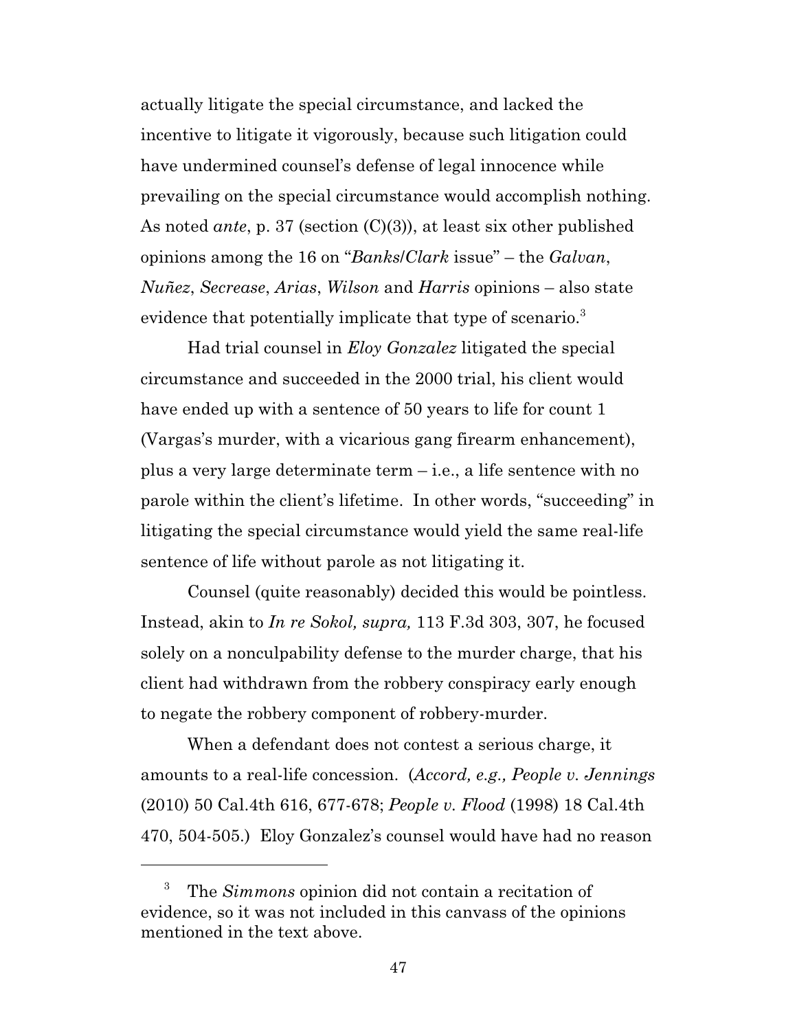actually litigate the special circumstance, and lacked the incentive to litigate it vigorously, because such litigation could have undermined counsel's defense of legal innocence while prevailing on the special circumstance would accomplish nothing. As noted *ante*, p. 37 (section (C)(3)), at least six other published opinions among the 16 on "*Banks*/*Clark* issue" – the *Galvan*, *Nuñez*, *Secrease*, *Arias*, *Wilson* and *Harris* opinions – also state evidence that potentially implicate that type of scenario.[3]

Had trial counsel in *Eloy Gonzalez* litigated the special circumstance and succeeded in the 2000 trial, his client would have ended up with a sentence of 50 years to life for count 1 (Vargas's murder, with a vicarious gang firearm enhancement), plus a very large determinate term – i.e., a life sentence with no parole within the client's lifetime. In other words, "succeeding" in litigating the special circumstance would yield the same real-life sentence of life without parole as not litigating it.

Counsel (quite reasonably) decided this would be pointless. Instead, akin to *In re Sokol, supra,* 113 F.3d 303, 307, he focused solely on a nonculpability defense to the murder charge, that his client had withdrawn from the robbery conspiracy early enough to negate the robbery component of robbery-murder.

When a defendant does not contest a serious charge, it amounts to a real-life concession. (*Accord, e.g., People v. Jennings* (2010) 50 Cal.4th 616, 677-678; *People v. Flood* (1998) 18 Cal.4th 470, 504-505.) Eloy Gonzalez's counsel would have had no reason

---

[3] The *Simmons* opinion did not contain a recitation of evidence, so it was not included in this canvass of the opinions mentioned in the text above.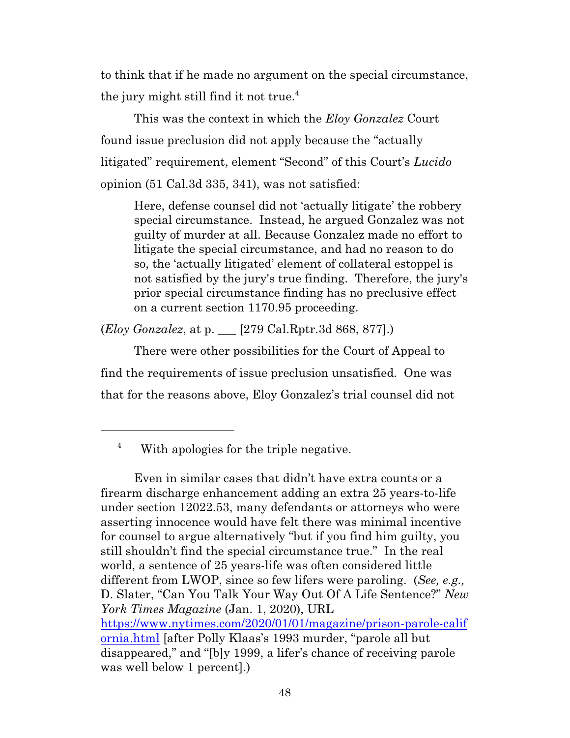to think that if he made no argument on the special circumstance, the jury might still find it not true.[4]

This was the context in which the *Eloy Gonzalez* Court found issue preclusion did not apply because the "actually litigated" requirement, element "Second" of this Court's *Lucido* opinion (51 Cal.3d 335, 341), was not satisfied:

> Here, defense counsel did not 'actually litigate' the robbery special circumstance. Instead, he argued Gonzalez was not guilty of murder at all. Because Gonzalez made no effort to litigate the special circumstance, and had no reason to do so, the 'actually litigated' element of collateral estoppel is not satisfied by the jury's true finding. Therefore, the jury's prior special circumstance finding has no preclusive effect on a current section 1170.95 proceeding.

(*Eloy Gonzalez*, at p. ___ [279 Cal.Rptr.3d 868, 877].)

There were other possibilities for the Court of Appeal to find the requirements of issue preclusion unsatisfied. One was that for the reasons above, Eloy Gonzalez's trial counsel did not

---

[4] With apologies for the triple negative.

Even in similar cases that didn't have extra counts or a firearm discharge enhancement adding an extra 25 years-to-life under section 12022.53, many defendants or attorneys who were asserting innocence would have felt there was minimal incentive for counsel to argue alternatively "but if you find him guilty, you still shouldn't find the special circumstance true." In the real world, a sentence of 25 years-life was often considered little different from LWOP, since so few lifers were paroling. (*See, e.g.,* D. Slater, "Can You Talk Your Way Out Of A Life Sentence?" *New York Times Magazine* (Jan. 1, 2020), URL https://www.nytimes.com/2020/01/01/magazine/prison-parole-california.html [after Polly Klaas's 1993 murder, "parole all but disappeared," and "[b]y 1999, a lifer's chance of receiving parole was well below 1 percent].)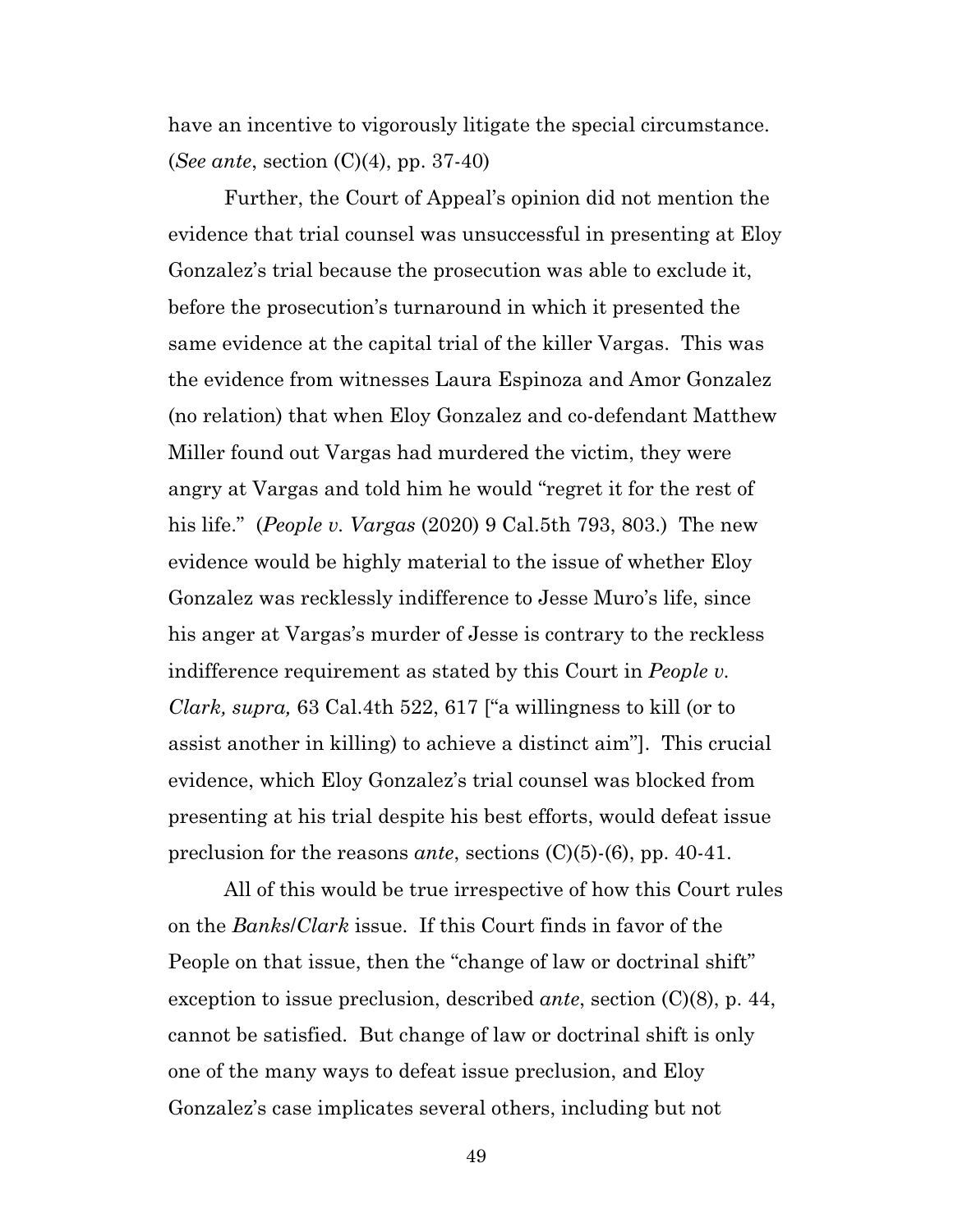have an incentive to vigorously litigate the special circumstance. (*See ante*, section (C)(4), pp. 37-40)

Further, the Court of Appeal's opinion did not mention the evidence that trial counsel was unsuccessful in presenting at Eloy Gonzalez's trial because the prosecution was able to exclude it, before the prosecution's turnaround in which it presented the same evidence at the capital trial of the killer Vargas. This was the evidence from witnesses Laura Espinoza and Amor Gonzalez (no relation) that when Eloy Gonzalez and co-defendant Matthew Miller found out Vargas had murdered the victim, they were angry at Vargas and told him he would "regret it for the rest of his life." (*People v. Vargas* (2020) 9 Cal.5th 793, 803.) The new evidence would be highly material to the issue of whether Eloy Gonzalez was recklessly indifference to Jesse Muro's life, since his anger at Vargas's murder of Jesse is contrary to the reckless indifference requirement as stated by this Court in *People v. Clark, supra,* 63 Cal.4th 522, 617 ["a willingness to kill (or to assist another in killing) to achieve a distinct aim"]. This crucial evidence, which Eloy Gonzalez's trial counsel was blocked from presenting at his trial despite his best efforts, would defeat issue preclusion for the reasons *ante*, sections (C)(5)-(6), pp. 40-41.

All of this would be true irrespective of how this Court rules on the *Banks*/*Clark* issue. If this Court finds in favor of the People on that issue, then the "change of law or doctrinal shift" exception to issue preclusion, described *ante*, section (C)(8), p. 44, cannot be satisfied. But change of law or doctrinal shift is only one of the many ways to defeat issue preclusion, and Eloy Gonzalez's case implicates several others, including but not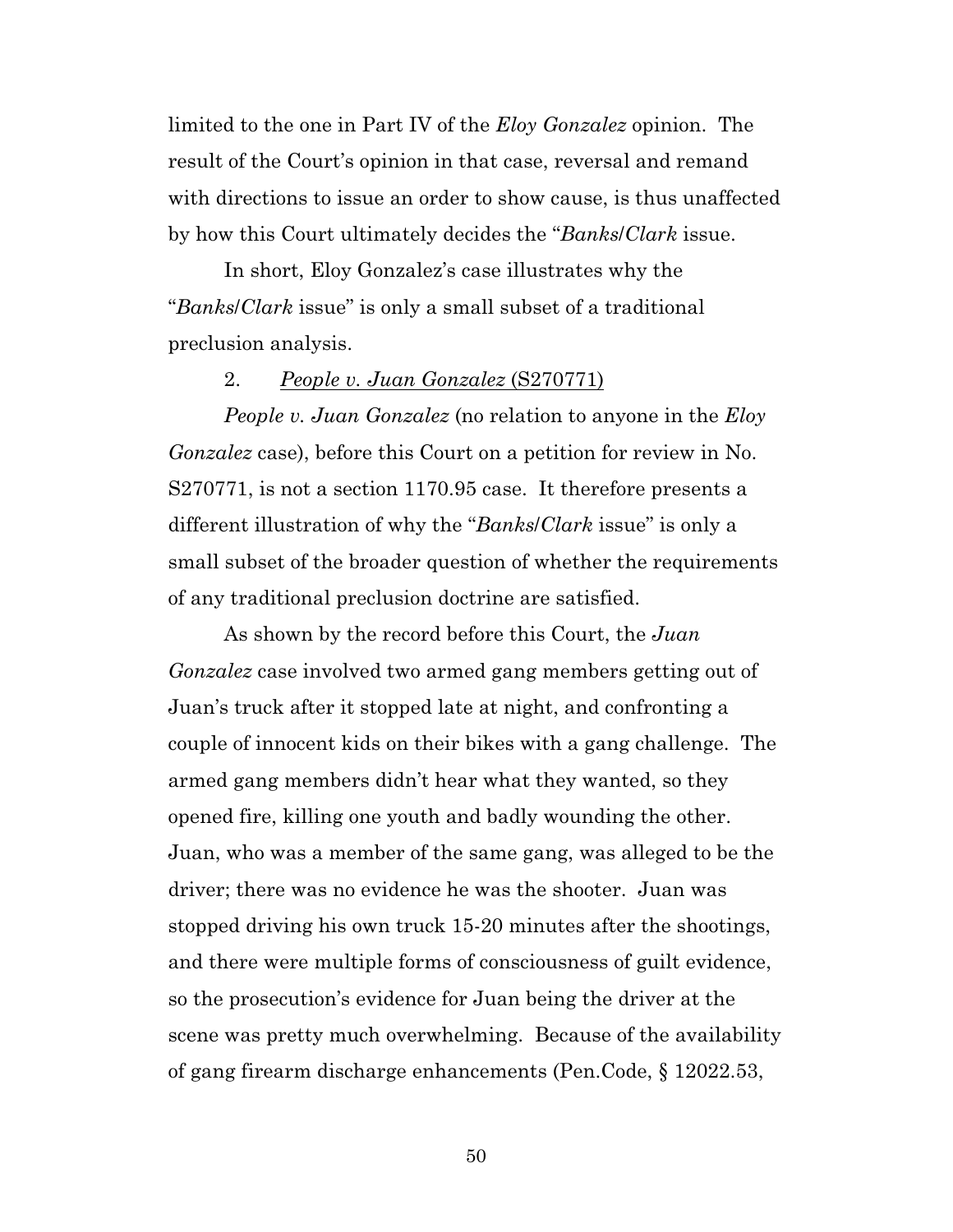limited to the one in Part IV of the *Eloy Gonzalez* opinion. The result of the Court's opinion in that case, reversal and remand with directions to issue an order to show cause, is thus unaffected by how this Court ultimately decides the "*Banks/Clark* issue.

In short, Eloy Gonzalez's case illustrates why the "*Banks/Clark* issue" is only a small subset of a traditional preclusion analysis.

2. <u>*People v. Juan Gonzalez* (S270771)</u>

*People v. Juan Gonzalez* (no relation to anyone in the *Eloy Gonzalez* case), before this Court on a petition for review in No. S270771, is not a section 1170.95 case. It therefore presents a different illustration of why the "*Banks/Clark* issue" is only a small subset of the broader question of whether the requirements of any traditional preclusion doctrine are satisfied.

As shown by the record before this Court, the *Juan Gonzalez* case involved two armed gang members getting out of Juan's truck after it stopped late at night, and confronting a couple of innocent kids on their bikes with a gang challenge. The armed gang members didn't hear what they wanted, so they opened fire, killing one youth and badly wounding the other. Juan, who was a member of the same gang, was alleged to be the driver; there was no evidence he was the shooter. Juan was stopped driving his own truck 15-20 minutes after the shootings, and there were multiple forms of consciousness of guilt evidence, so the prosecution's evidence for Juan being the driver at the scene was pretty much overwhelming. Because of the availability of gang firearm discharge enhancements (Pen.Code, § 12022.53,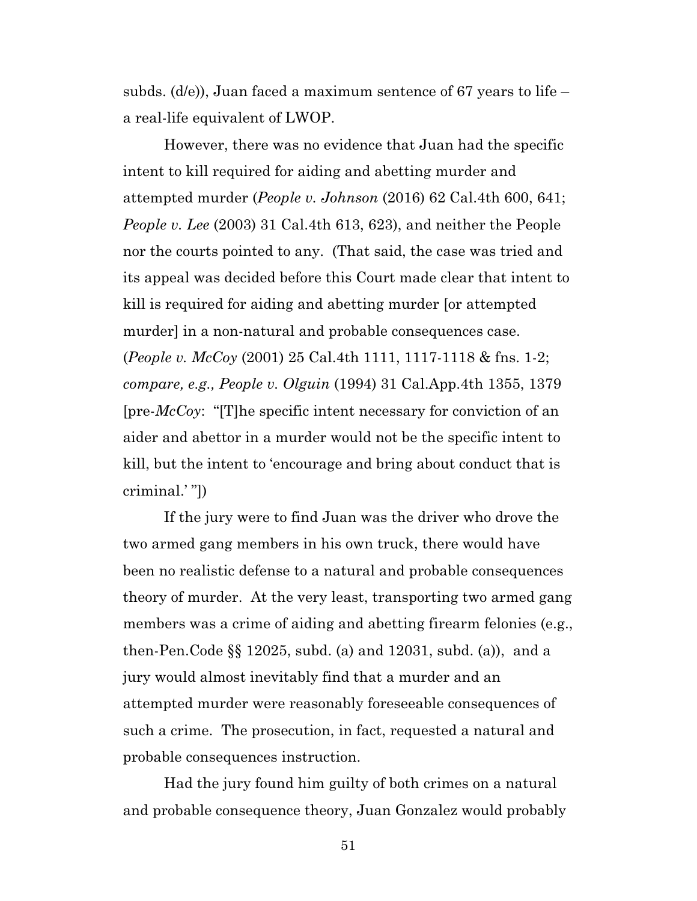subds. (d/e)), Juan faced a maximum sentence of 67 years to life – a real-life equivalent of LWOP.

However, there was no evidence that Juan had the specific intent to kill required for aiding and abetting murder and attempted murder (*People v. Johnson* (2016) 62 Cal.4th 600, 641; *People v. Lee* (2003) 31 Cal.4th 613, 623), and neither the People nor the courts pointed to any. (That said, the case was tried and its appeal was decided before this Court made clear that intent to kill is required for aiding and abetting murder [or attempted murder] in a non-natural and probable consequences case. (*People v. McCoy* (2001) 25 Cal.4th 1111, 1117-1118 & fns. 1-2; *compare, e.g., People v. Olguin* (1994) 31 Cal.App.4th 1355, 1379 [pre-*McCoy*: "[T]he specific intent necessary for conviction of an aider and abettor in a murder would not be the specific intent to kill, but the intent to 'encourage and bring about conduct that is criminal.' "])

If the jury were to find Juan was the driver who drove the two armed gang members in his own truck, there would have been no realistic defense to a natural and probable consequences theory of murder. At the very least, transporting two armed gang members was a crime of aiding and abetting firearm felonies (e.g., then-Pen.Code §§ 12025, subd. (a) and 12031, subd. (a)), and a jury would almost inevitably find that a murder and an attempted murder were reasonably foreseeable consequences of such a crime. The prosecution, in fact, requested a natural and probable consequences instruction.

Had the jury found him guilty of both crimes on a natural and probable consequence theory, Juan Gonzalez would probably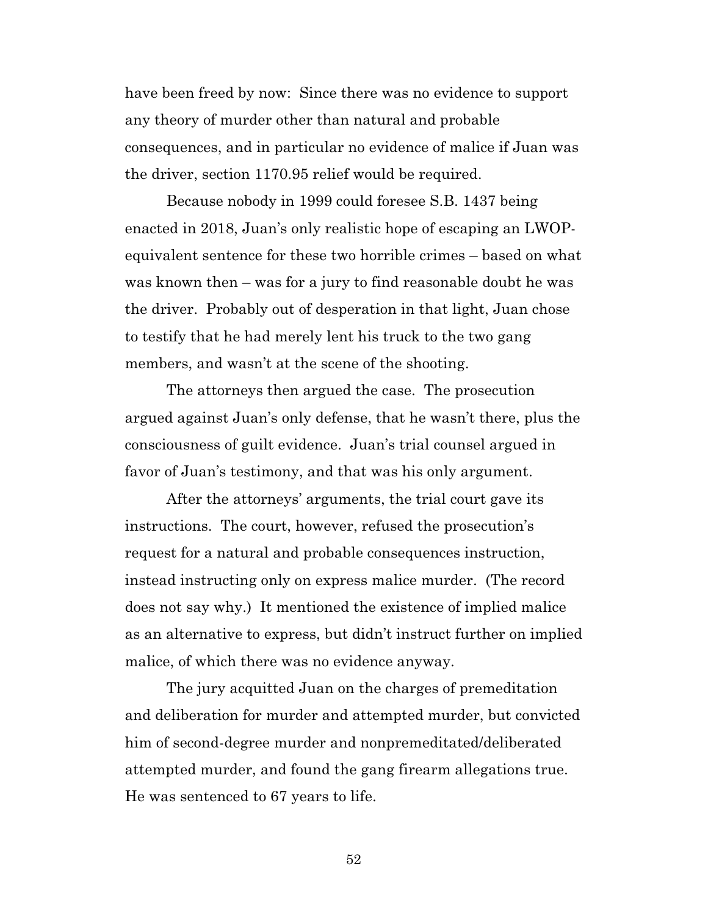have been freed by now: Since there was no evidence to support any theory of murder other than natural and probable consequences, and in particular no evidence of malice if Juan was the driver, section 1170.95 relief would be required.

Because nobody in 1999 could foresee S.B. 1437 being enacted in 2018, Juan's only realistic hope of escaping an LWOP-equivalent sentence for these two horrible crimes – based on what was known then – was for a jury to find reasonable doubt he was the driver. Probably out of desperation in that light, Juan chose to testify that he had merely lent his truck to the two gang members, and wasn't at the scene of the shooting.

The attorneys then argued the case. The prosecution argued against Juan's only defense, that he wasn't there, plus the consciousness of guilt evidence. Juan's trial counsel argued in favor of Juan's testimony, and that was his only argument.

After the attorneys' arguments, the trial court gave its instructions. The court, however, refused the prosecution's request for a natural and probable consequences instruction, instead instructing only on express malice murder. (The record does not say why.) It mentioned the existence of implied malice as an alternative to express, but didn't instruct further on implied malice, of which there was no evidence anyway.

The jury acquitted Juan on the charges of premeditation and deliberation for murder and attempted murder, but convicted him of second-degree murder and nonpremeditated/deliberated attempted murder, and found the gang firearm allegations true. He was sentenced to 67 years to life.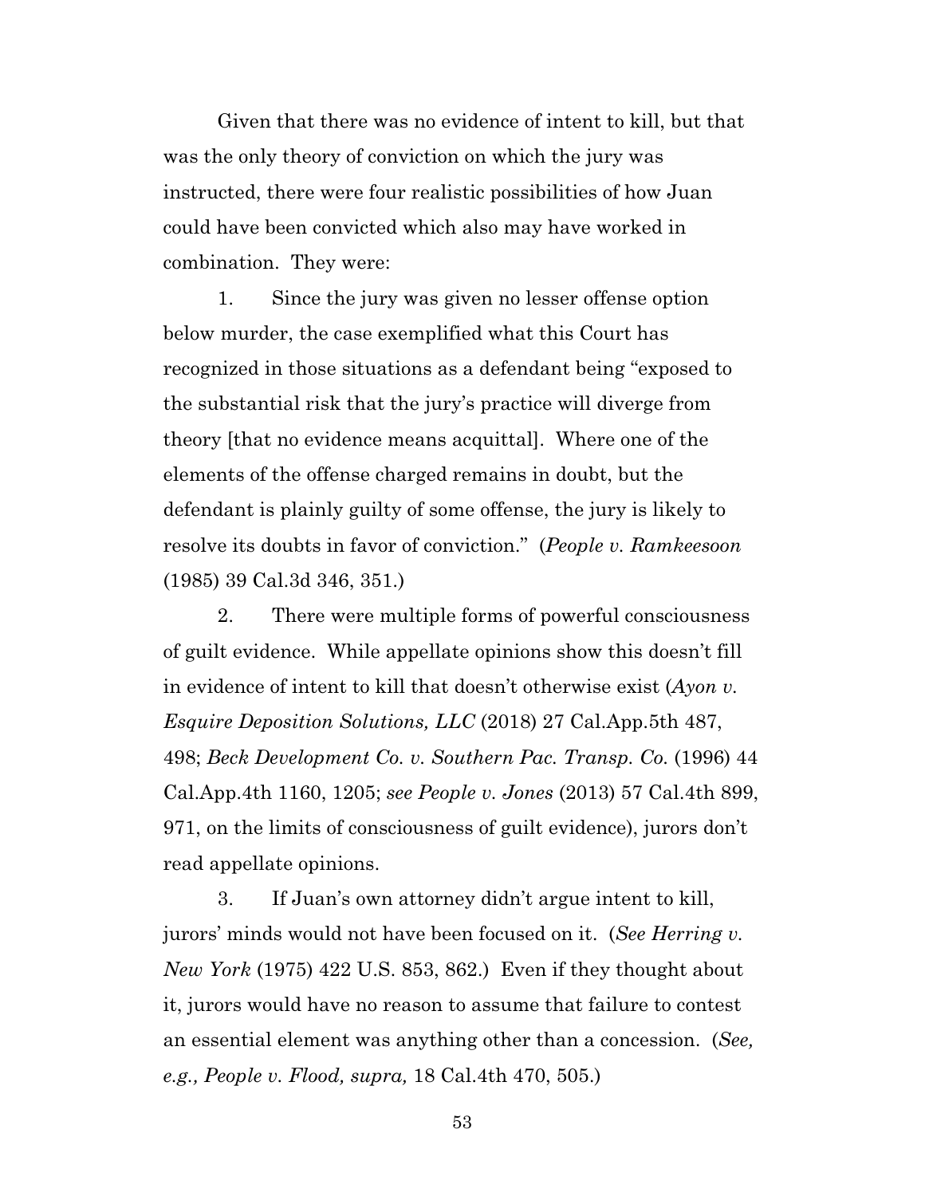Given that there was no evidence of intent to kill, but that was the only theory of conviction on which the jury was instructed, there were four realistic possibilities of how Juan could have been convicted which also may have worked in combination. They were:

1. Since the jury was given no lesser offense option below murder, the case exemplified what this Court has recognized in those situations as a defendant being "exposed to the substantial risk that the jury's practice will diverge from theory [that no evidence means acquittal]. Where one of the elements of the offense charged remains in doubt, but the defendant is plainly guilty of some offense, the jury is likely to resolve its doubts in favor of conviction." (*People v. Ramkeesoon* (1985) 39 Cal.3d 346, 351.)

2. There were multiple forms of powerful consciousness of guilt evidence. While appellate opinions show this doesn't fill in evidence of intent to kill that doesn't otherwise exist (*Ayon v. Esquire Deposition Solutions, LLC* (2018) 27 Cal.App.5th 487, 498; *Beck Development Co. v. Southern Pac. Transp. Co.* (1996) 44 Cal.App.4th 1160, 1205; *see People v. Jones* (2013) 57 Cal.4th 899, 971, on the limits of consciousness of guilt evidence), jurors don't read appellate opinions.

3. If Juan's own attorney didn't argue intent to kill, jurors' minds would not have been focused on it. (*See Herring v. New York* (1975) 422 U.S. 853, 862.) Even if they thought about it, jurors would have no reason to assume that failure to contest an essential element was anything other than a concession. (*See, e.g., People v. Flood, supra,* 18 Cal.4th 470, 505.)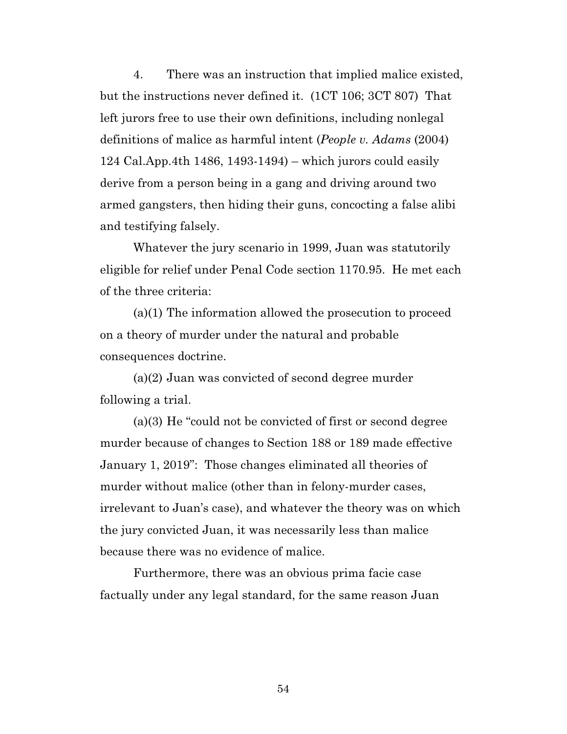4. There was an instruction that implied malice existed, but the instructions never defined it. (1CT 106; 3CT 807) That left jurors free to use their own definitions, including nonlegal definitions of malice as harmful intent (*People v. Adams* (2004) 124 Cal.App.4th 1486, 1493-1494) – which jurors could easily derive from a person being in a gang and driving around two armed gangsters, then hiding their guns, concocting a false alibi and testifying falsely.

Whatever the jury scenario in 1999, Juan was statutorily eligible for relief under Penal Code section 1170.95. He met each of the three criteria:

(a)(1) The information allowed the prosecution to proceed on a theory of murder under the natural and probable consequences doctrine.

(a)(2) Juan was convicted of second degree murder following a trial.

(a)(3) He "could not be convicted of first or second degree murder because of changes to Section 188 or 189 made effective January 1, 2019": Those changes eliminated all theories of murder without malice (other than in felony-murder cases, irrelevant to Juan's case), and whatever the theory was on which the jury convicted Juan, it was necessarily less than malice because there was no evidence of malice.

Furthermore, there was an obvious prima facie case factually under any legal standard, for the same reason Juan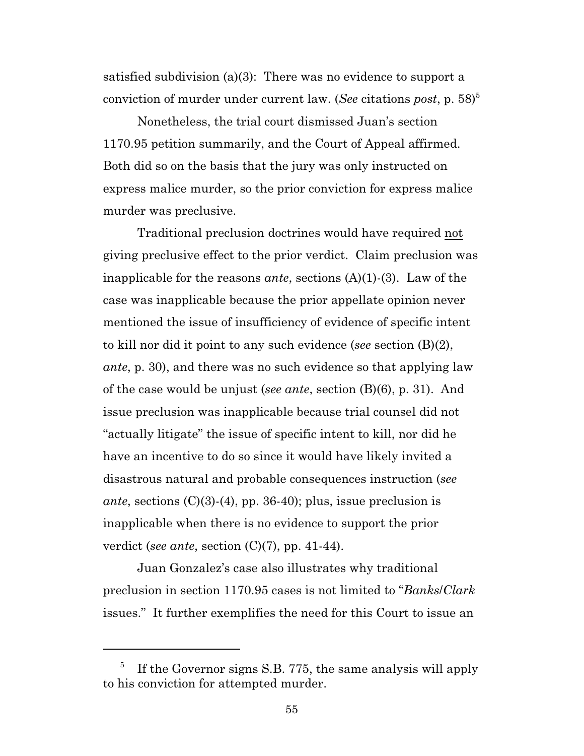satisfied subdivision (a)(3): There was no evidence to support a conviction of murder under current law. (*See* citations *post*, p. 58)[5]

Nonetheless, the trial court dismissed Juan's section 1170.95 petition summarily, and the Court of Appeal affirmed. Both did so on the basis that the jury was only instructed on express malice murder, so the prior conviction for express malice murder was preclusive.

Traditional preclusion doctrines would have required <u>not</u> giving preclusive effect to the prior verdict. Claim preclusion was inapplicable for the reasons *ante*, sections (A)(1)-(3). Law of the case was inapplicable because the prior appellate opinion never mentioned the issue of insufficiency of evidence of specific intent to kill nor did it point to any such evidence (*see* section (B)(2), *ante*, p. 30), and there was no such evidence so that applying law of the case would be unjust (*see ante*, section (B)(6), p. 31). And issue preclusion was inapplicable because trial counsel did not "actually litigate" the issue of specific intent to kill, nor did he have an incentive to do so since it would have likely invited a disastrous natural and probable consequences instruction (*see ante*, sections (C)(3)-(4), pp. 36-40); plus, issue preclusion is inapplicable when there is no evidence to support the prior verdict (*see ante*, section (C)(7), pp. 41-44).

Juan Gonzalez's case also illustrates why traditional preclusion in section 1170.95 cases is not limited to "*Banks/Clark* issues." It further exemplifies the need for this Court to issue an

---

[5] If the Governor signs S.B. 775, the same analysis will apply to his conviction for attempted murder.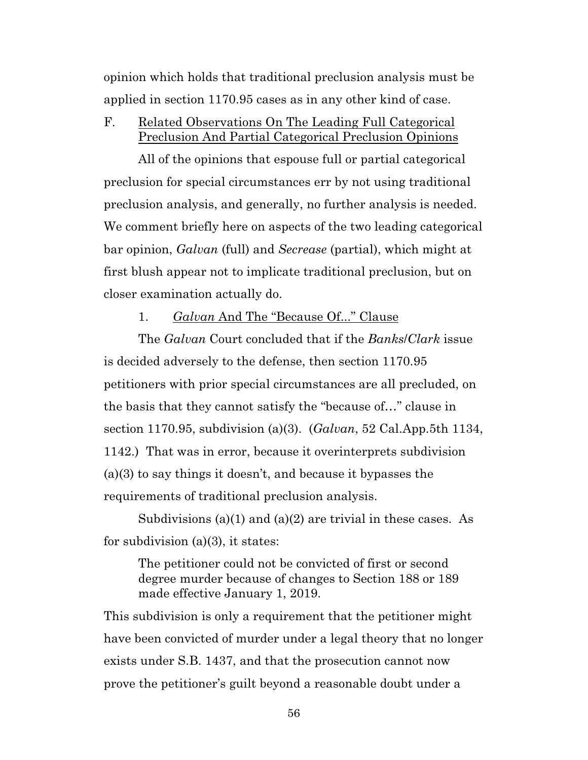opinion which holds that traditional preclusion analysis must be applied in section 1170.95 cases as in any other kind of case.

### F. Related Observations On The Leading Full Categorical Preclusion And Partial Categorical Preclusion Opinions

All of the opinions that espouse full or partial categorical preclusion for special circumstances err by not using traditional preclusion analysis, and generally, no further analysis is needed. We comment briefly here on aspects of the two leading categorical bar opinion, *Galvan* (full) and *Secrease* (partial), which might at first blush appear not to implicate traditional preclusion, but on closer examination actually do.

#### 1. *Galvan* And The "Because Of..." Clause

The *Galvan* Court concluded that if the *Banks/Clark* issue is decided adversely to the defense, then section 1170.95 petitioners with prior special circumstances are all precluded, on the basis that they cannot satisfy the "because of…" clause in section 1170.95, subdivision (a)(3). (*Galvan*, 52 Cal.App.5th 1134, 1142.) That was in error, because it overinterprets subdivision (a)(3) to say things it doesn't, and because it bypasses the requirements of traditional preclusion analysis.

Subdivisions (a)(1) and (a)(2) are trivial in these cases. As for subdivision (a)(3), it states:

> The petitioner could not be convicted of first or second degree murder because of changes to Section 188 or 189 made effective January 1, 2019.

This subdivision is only a requirement that the petitioner might have been convicted of murder under a legal theory that no longer exists under S.B. 1437, and that the prosecution cannot now prove the petitioner's guilt beyond a reasonable doubt under a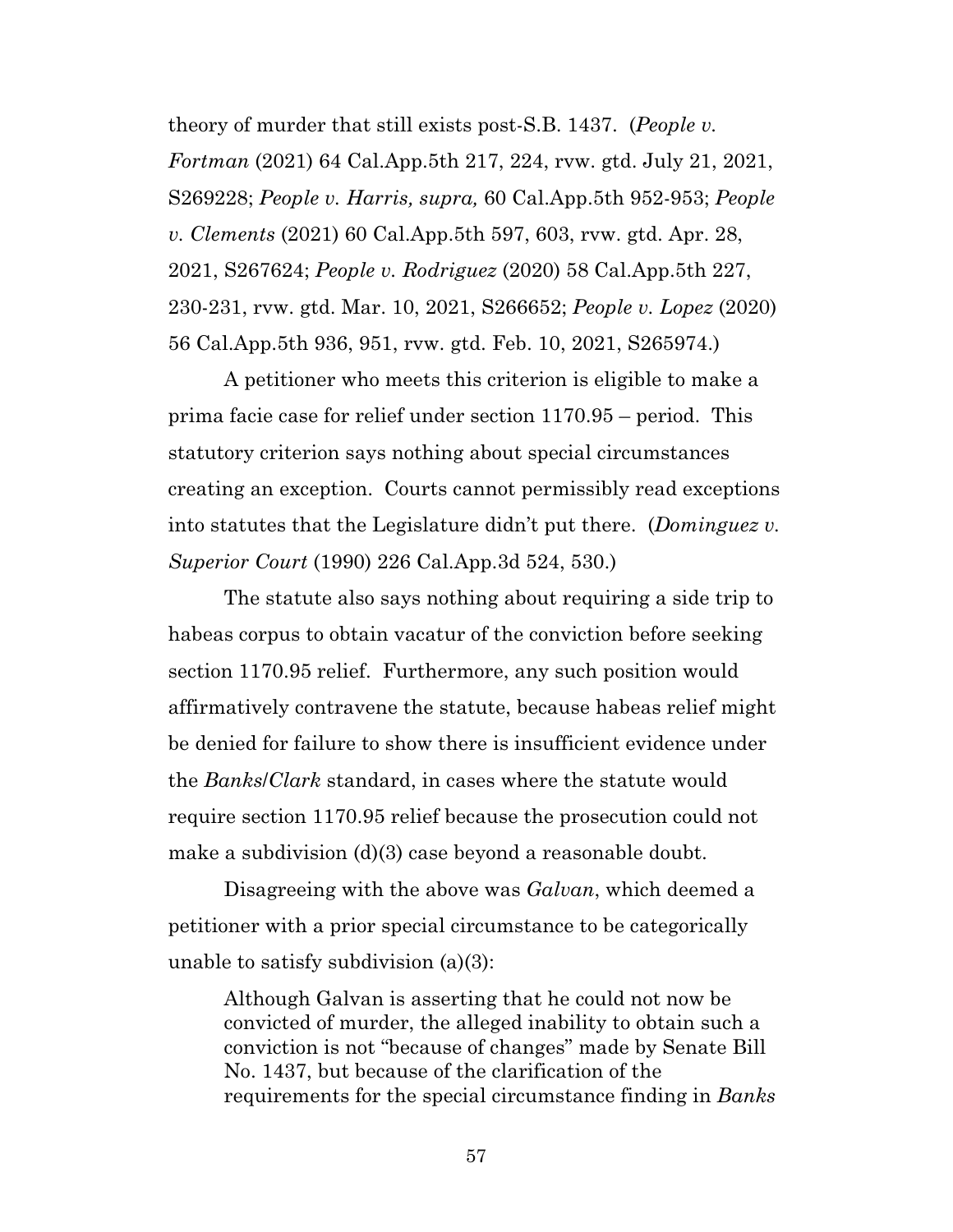theory of murder that still exists post-S.B. 1437. (*People v. Fortman* (2021) 64 Cal.App.5th 217, 224, rvw. gtd. July 21, 2021, S269228; *People v. Harris, supra,* 60 Cal.App.5th 952-953; *People v. Clements* (2021) 60 Cal.App.5th 597, 603, rvw. gtd. Apr. 28, 2021, S267624; *People v. Rodriguez* (2020) 58 Cal.App.5th 227, 230-231, rvw. gtd. Mar. 10, 2021, S266652; *People v. Lopez* (2020) 56 Cal.App.5th 936, 951, rvw. gtd. Feb. 10, 2021, S265974.)

A petitioner who meets this criterion is eligible to make a prima facie case for relief under section 1170.95 – period. This statutory criterion says nothing about special circumstances creating an exception. Courts cannot permissibly read exceptions into statutes that the Legislature didn't put there. (*Dominguez v. Superior Court* (1990) 226 Cal.App.3d 524, 530.)

The statute also says nothing about requiring a side trip to habeas corpus to obtain vacatur of the conviction before seeking section 1170.95 relief. Furthermore, any such position would affirmatively contravene the statute, because habeas relief might be denied for failure to show there is insufficient evidence under the *Banks*/*Clark* standard, in cases where the statute would require section 1170.95 relief because the prosecution could not make a subdivision (d)(3) case beyond a reasonable doubt.

Disagreeing with the above was *Galvan*, which deemed a petitioner with a prior special circumstance to be categorically unable to satisfy subdivision (a)(3):

> Although Galvan is asserting that he could not now be convicted of murder, the alleged inability to obtain such a conviction is not "because of changes" made by Senate Bill No. 1437, but because of the clarification of the requirements for the special circumstance finding in *Banks*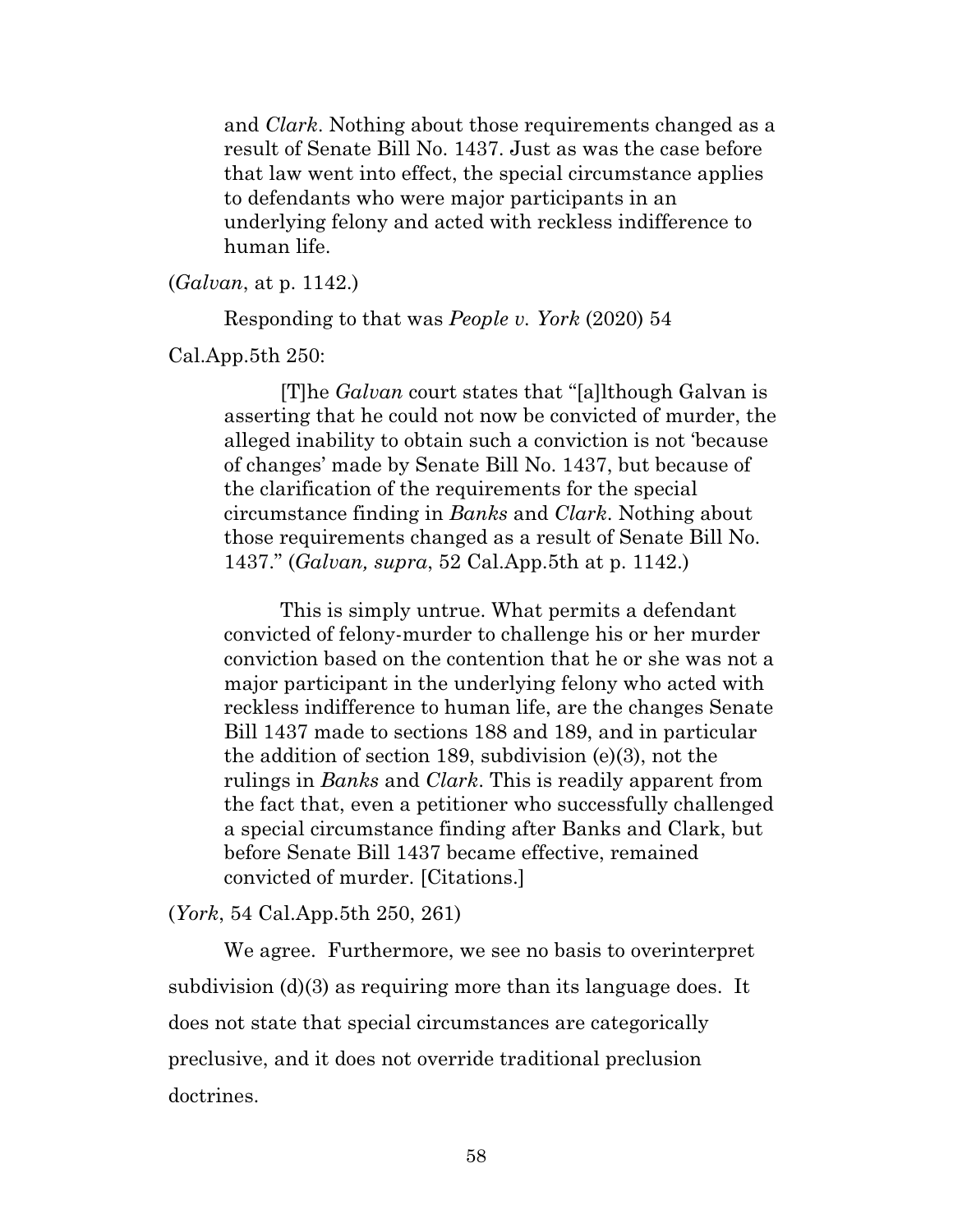> and *Clark*. Nothing about those requirements changed as a result of Senate Bill No. 1437. Just as was the case before that law went into effect, the special circumstance applies to defendants who were major participants in an underlying felony and acted with reckless indifference to human life.

(*Galvan*, at p. 1142.)

Responding to that was *People v. York* (2020) 54 Cal.App.5th 250:

> [T]he *Galvan* court states that "[a]lthough Galvan is asserting that he could not now be convicted of murder, the alleged inability to obtain such a conviction is not 'because of changes' made by Senate Bill No. 1437, but because of the clarification of the requirements for the special circumstance finding in *Banks* and *Clark*. Nothing about those requirements changed as a result of Senate Bill No. 1437." (*Galvan, supra*, 52 Cal.App.5th at p. 1142.)
>
> This is simply untrue. What permits a defendant convicted of felony-murder to challenge his or her murder conviction based on the contention that he or she was not a major participant in the underlying felony who acted with reckless indifference to human life, are the changes Senate Bill 1437 made to sections 188 and 189, and in particular the addition of section 189, subdivision (e)(3), not the rulings in *Banks* and *Clark*. This is readily apparent from the fact that, even a petitioner who successfully challenged a special circumstance finding after Banks and Clark, but before Senate Bill 1437 became effective, remained convicted of murder. [Citations.]

(*York*, 54 Cal.App.5th 250, 261)

We agree. Furthermore, we see no basis to overinterpret subdivision (d)(3) as requiring more than its language does. It does not state that special circumstances are categorically preclusive, and it does not override traditional preclusion doctrines.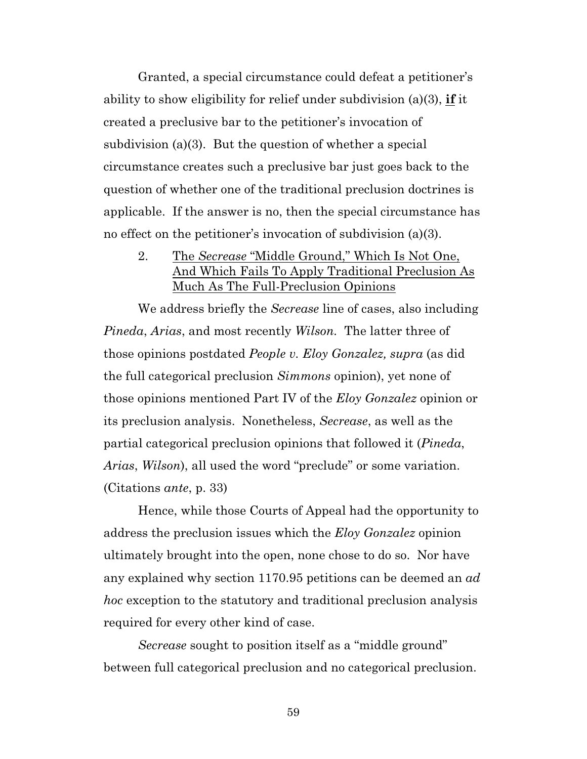Granted, a special circumstance could defeat a petitioner's ability to show eligibility for relief under subdivision (a)(3), **if** it created a preclusive bar to the petitioner's invocation of subdivision (a)(3). But the question of whether a special circumstance creates such a preclusive bar just goes back to the question of whether one of the traditional preclusion doctrines is applicable. If the answer is no, then the special circumstance has no effect on the petitioner's invocation of subdivision (a)(3).

2. The *Secrease* "Middle Ground," Which Is Not One, And Which Fails To Apply Traditional Preclusion As Much As The Full-Preclusion Opinions

We address briefly the *Secrease* line of cases, also including *Pineda*, *Arias*, and most recently *Wilson*. The latter three of those opinions postdated *People v. Eloy Gonzalez, supra* (as did the full categorical preclusion *Simmons* opinion), yet none of those opinions mentioned Part IV of the *Eloy Gonzalez* opinion or its preclusion analysis. Nonetheless, *Secrease*, as well as the partial categorical preclusion opinions that followed it (*Pineda*, *Arias*, *Wilson*), all used the word "preclude" or some variation. (Citations *ante*, p. 33)

Hence, while those Courts of Appeal had the opportunity to address the preclusion issues which the *Eloy Gonzalez* opinion ultimately brought into the open, none chose to do so. Nor have any explained why section 1170.95 petitions can be deemed an *ad hoc* exception to the statutory and traditional preclusion analysis required for every other kind of case.

*Secrease* sought to position itself as a "middle ground" between full categorical preclusion and no categorical preclusion.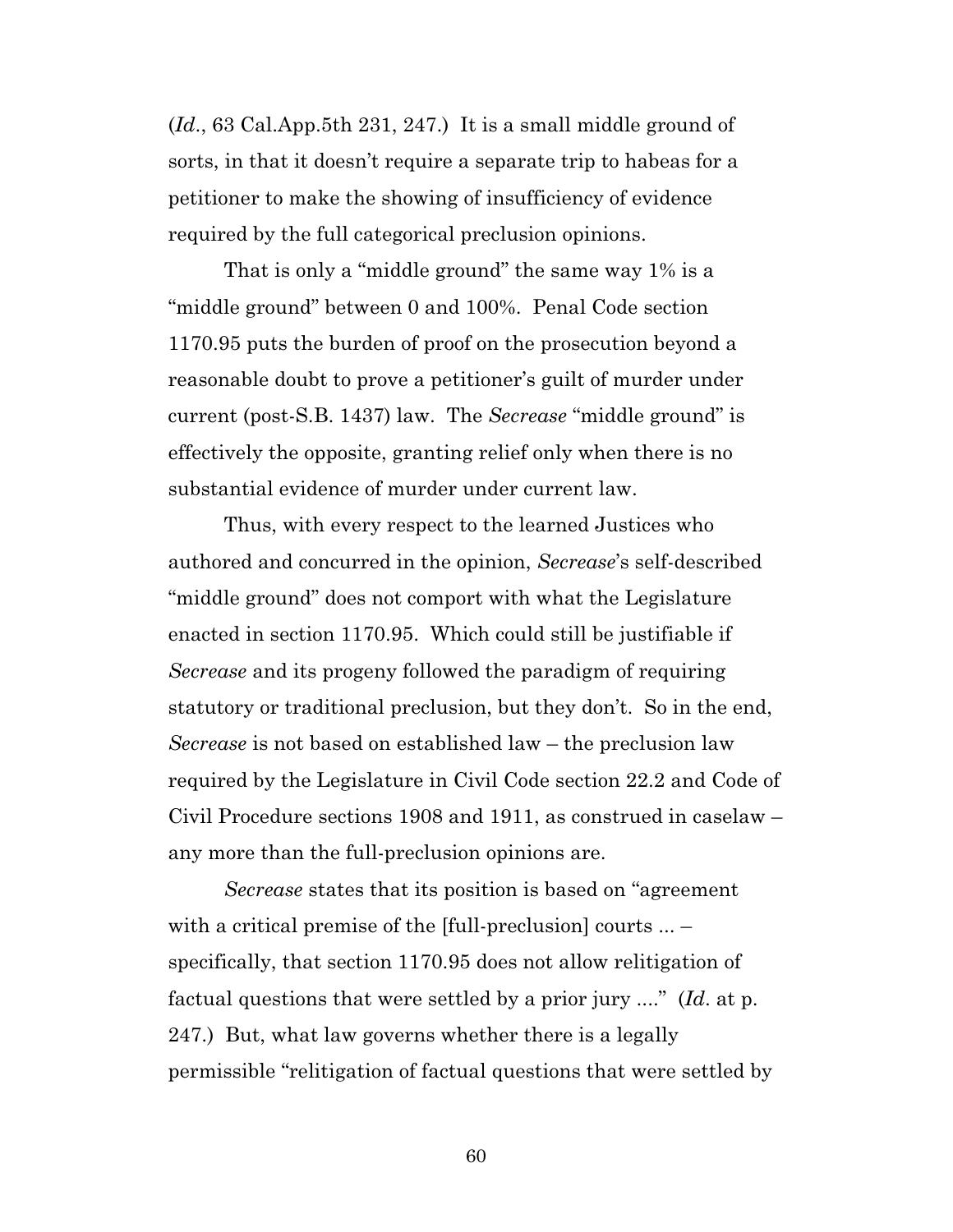(*Id*., 63 Cal.App.5th 231, 247.) It is a small middle ground of sorts, in that it doesn't require a separate trip to habeas for a petitioner to make the showing of insufficiency of evidence required by the full categorical preclusion opinions.

That is only a "middle ground" the same way 1% is a "middle ground" between 0 and 100%. Penal Code section 1170.95 puts the burden of proof on the prosecution beyond a reasonable doubt to prove a petitioner's guilt of murder under current (post-S.B. 1437) law. The *Secrease* "middle ground" is effectively the opposite, granting relief only when there is no substantial evidence of murder under current law.

Thus, with every respect to the learned Justices who authored and concurred in the opinion, *Secrease*'s self-described "middle ground" does not comport with what the Legislature enacted in section 1170.95. Which could still be justifiable if *Secrease* and its progeny followed the paradigm of requiring statutory or traditional preclusion, but they don't. So in the end, *Secrease* is not based on established law – the preclusion law required by the Legislature in Civil Code section 22.2 and Code of Civil Procedure sections 1908 and 1911, as construed in caselaw – any more than the full-preclusion opinions are.

*Secrease* states that its position is based on "agreement with a critical premise of the [full-preclusion] courts ... – specifically, that section 1170.95 does not allow relitigation of factual questions that were settled by a prior jury ...." (*Id*. at p. 247.) But, what law governs whether there is a legally permissible "relitigation of factual questions that were settled by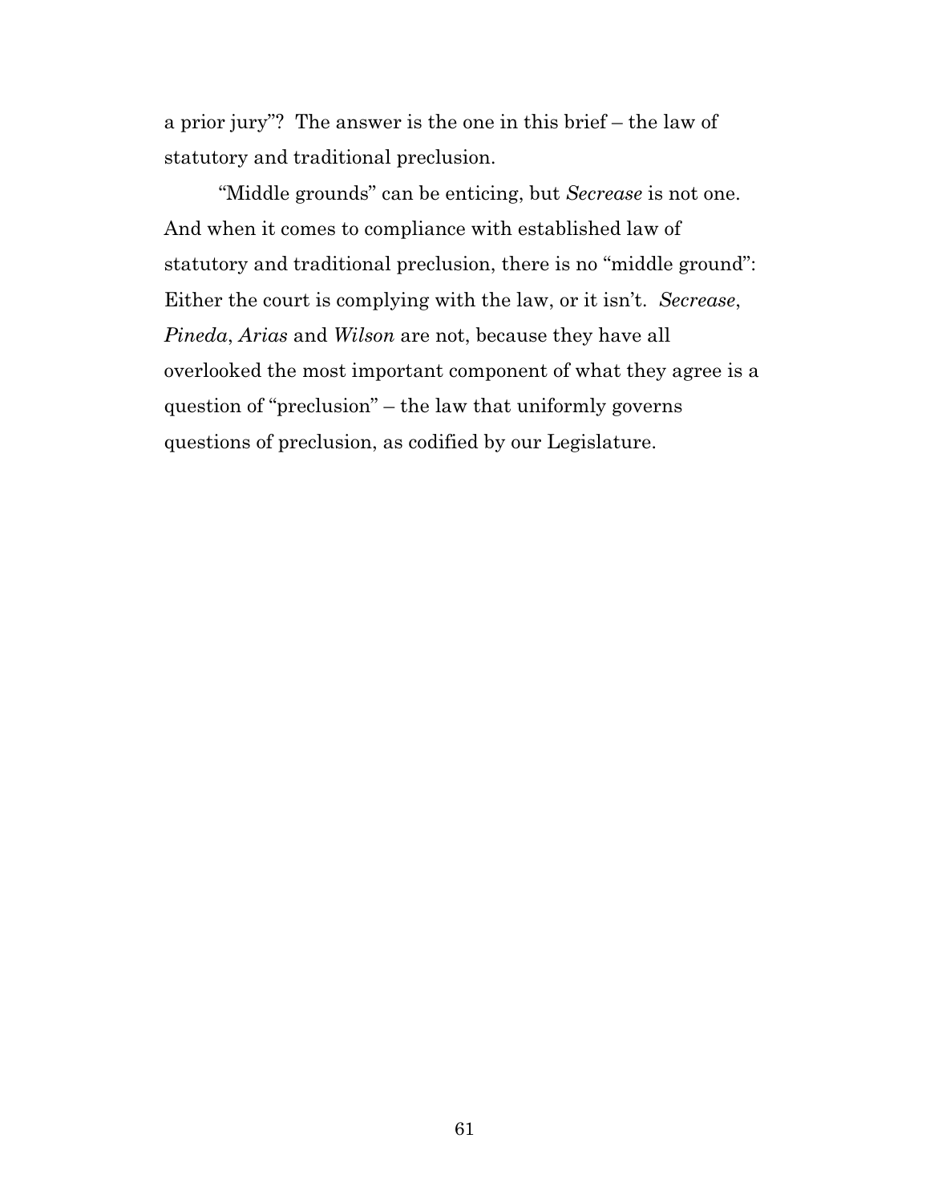a prior jury"? The answer is the one in this brief – the law of statutory and traditional preclusion.

"Middle grounds" can be enticing, but *Secrease* is not one. And when it comes to compliance with established law of statutory and traditional preclusion, there is no "middle ground": Either the court is complying with the law, or it isn't. *Secrease*, *Pineda*, *Arias* and *Wilson* are not, because they have all overlooked the most important component of what they agree is a question of "preclusion" – the law that uniformly governs questions of preclusion, as codified by our Legislature.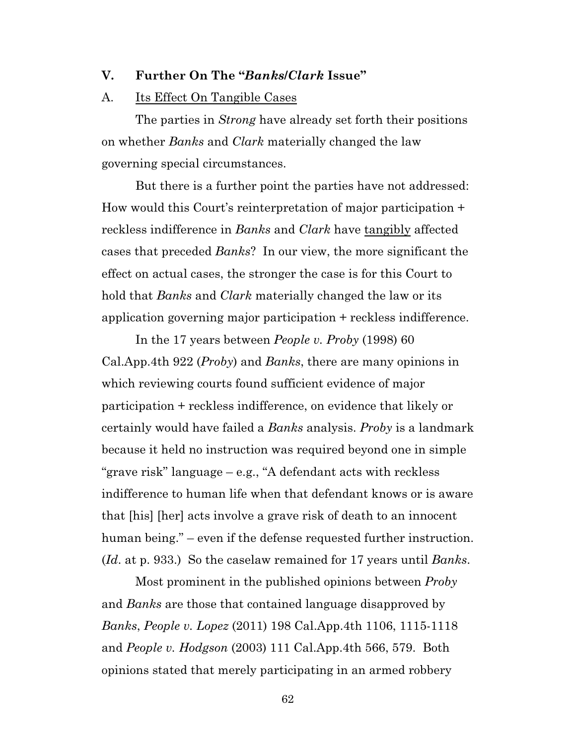## V. Further On The "*Banks/Clark* Issue"

A. <u>Its Effect On Tangible Cases</u>

The parties in *Strong* have already set forth their positions on whether *Banks* and *Clark* materially changed the law governing special circumstances.

But there is a further point the parties have not addressed: How would this Court's reinterpretation of major participation + reckless indifference in *Banks* and *Clark* have <u>tangibly</u> affected cases that preceded *Banks*? In our view, the more significant the effect on actual cases, the stronger the case is for this Court to hold that *Banks* and *Clark* materially changed the law or its application governing major participation + reckless indifference.

In the 17 years between *People v. Proby* (1998) 60 Cal.App.4th 922 (*Proby*) and *Banks*, there are many opinions in which reviewing courts found sufficient evidence of major participation + reckless indifference, on evidence that likely or certainly would have failed a *Banks* analysis. *Proby* is a landmark because it held no instruction was required beyond one in simple "grave risk" language – e.g., "A defendant acts with reckless indifference to human life when that defendant knows or is aware that [his] [her] acts involve a grave risk of death to an innocent human being." – even if the defense requested further instruction. (*Id*. at p. 933.) So the caselaw remained for 17 years until *Banks*.

Most prominent in the published opinions between *Proby* and *Banks* are those that contained language disapproved by *Banks*, *People v. Lopez* (2011) 198 Cal.App.4th 1106, 1115-1118 and *People v. Hodgson* (2003) 111 Cal.App.4th 566, 579. Both opinions stated that merely participating in an armed robbery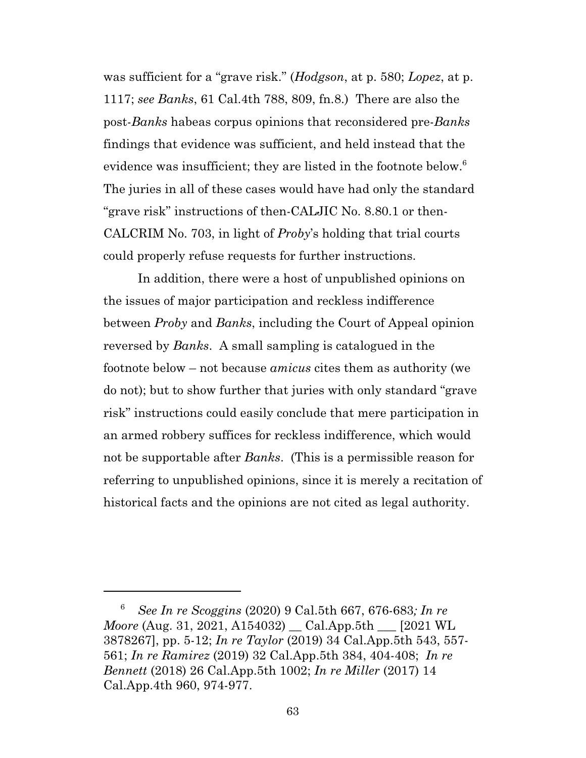was sufficient for a "grave risk." (*Hodgson*, at p. 580; *Lopez*, at p. 1117; *see Banks*, 61 Cal.4th 788, 809, fn.8.) There are also the post-*Banks* habeas corpus opinions that reconsidered pre-*Banks* findings that evidence was sufficient, and held instead that the evidence was insufficient; they are listed in the footnote below.[6] The juries in all of these cases would have had only the standard "grave risk" instructions of then-CALJIC No. 8.80.1 or then-CALCRIM No. 703, in light of *Proby*'s holding that trial courts could properly refuse requests for further instructions.

In addition, there were a host of unpublished opinions on the issues of major participation and reckless indifference between *Proby* and *Banks*, including the Court of Appeal opinion reversed by *Banks*. A small sampling is catalogued in the footnote below – not because *amicus* cites them as authority (we do not); but to show further that juries with only standard "grave risk" instructions could easily conclude that mere participation in an armed robbery suffices for reckless indifference, which would not be supportable after *Banks*. (This is a permissible reason for referring to unpublished opinions, since it is merely a recitation of historical facts and the opinions are not cited as legal authority.

---

[6] *See In re Scoggins* (2020) 9 Cal.5th 667, 676-683*; In re Moore* (Aug. 31, 2021, A154032) __ Cal.App.5th ___ [2021 WL 3878267], pp. 5-12; *In re Taylor* (2019) 34 Cal.App.5th 543, 557-561; *In re Ramirez* (2019) 32 Cal.App.5th 384, 404-408; *In re Bennett* (2018) 26 Cal.App.5th 1002; *In re Miller* (2017) 14 Cal.App.4th 960, 974-977.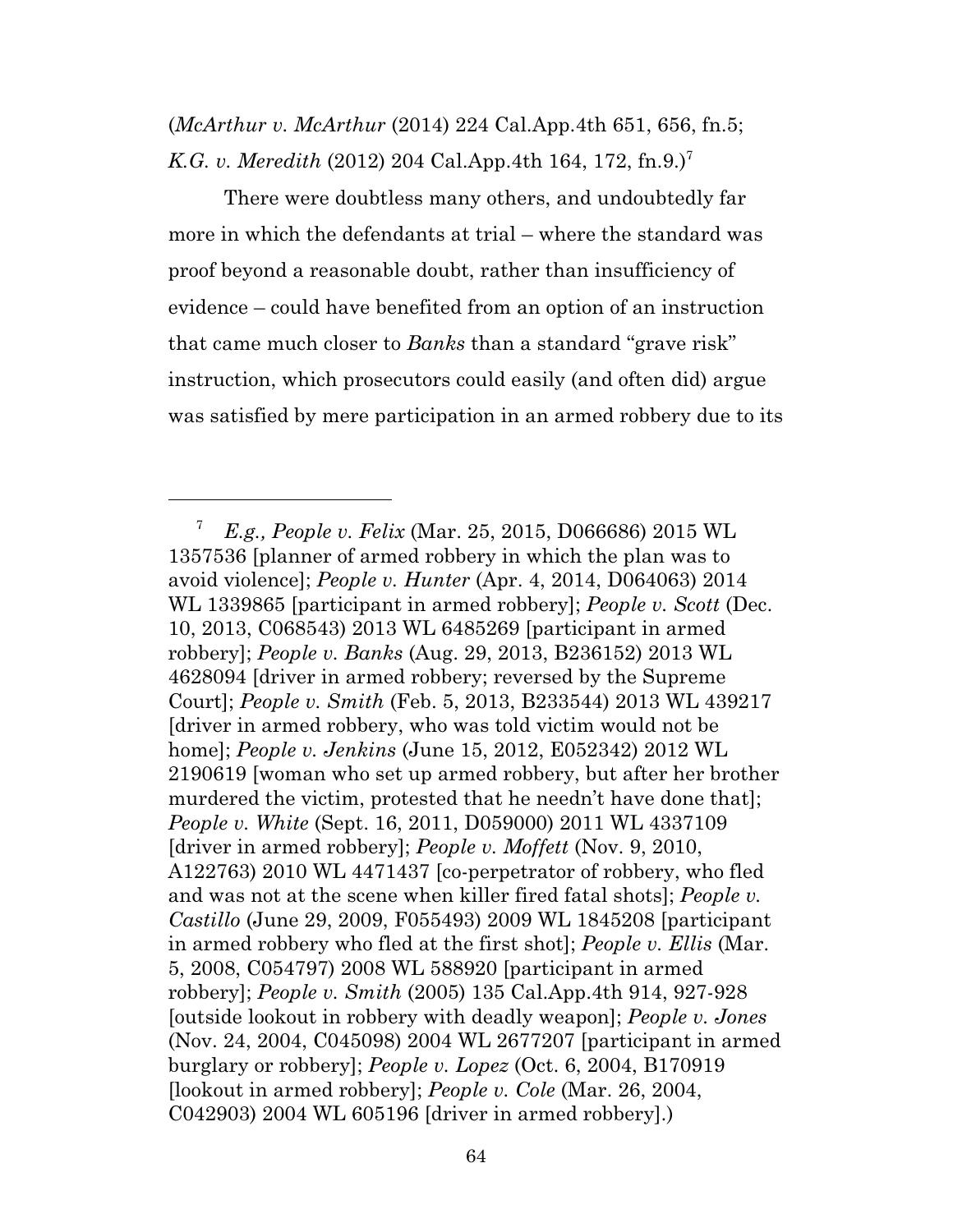(*McArthur v. McArthur* (2014) 224 Cal.App.4th 651, 656, fn.5; *K.G. v. Meredith* (2012) 204 Cal.App.4th 164, 172, fn.9.)[7]

There were doubtless many others, and undoubtedly far more in which the defendants at trial – where the standard was proof beyond a reasonable doubt, rather than insufficiency of evidence – could have benefited from an option of an instruction that came much closer to *Banks* than a standard "grave risk" instruction, which prosecutors could easily (and often did) argue was satisfied by mere participation in an armed robbery due to its

---

[7] *E.g., People v. Felix* (Mar. 25, 2015, D066686) 2015 WL 1357536 [planner of armed robbery in which the plan was to avoid violence]; *People v. Hunter* (Apr. 4, 2014, D064063) 2014 WL 1339865 [participant in armed robbery]; *People v. Scott* (Dec. 10, 2013, C068543) 2013 WL 6485269 [participant in armed robbery]; *People v. Banks* (Aug. 29, 2013, B236152) 2013 WL 4628094 [driver in armed robbery; reversed by the Supreme Court]; *People v. Smith* (Feb. 5, 2013, B233544) 2013 WL 439217 [driver in armed robbery, who was told victim would not be home]; *People v. Jenkins* (June 15, 2012, E052342) 2012 WL 2190619 [woman who set up armed robbery, but after her brother murdered the victim, protested that he needn't have done that]; *People v. White* (Sept. 16, 2011, D059000) 2011 WL 4337109 [driver in armed robbery]; *People v. Moffett* (Nov. 9, 2010, A122763) 2010 WL 4471437 [co-perpetrator of robbery, who fled and was not at the scene when killer fired fatal shots]; *People v. Castillo* (June 29, 2009, F055493) 2009 WL 1845208 [participant in armed robbery who fled at the first shot]; *People v. Ellis* (Mar. 5, 2008, C054797) 2008 WL 588920 [participant in armed robbery]; *People v. Smith* (2005) 135 Cal.App.4th 914, 927-928 [outside lookout in robbery with deadly weapon]; *People v. Jones* (Nov. 24, 2004, C045098) 2004 WL 2677207 [participant in armed burglary or robbery]; *People v. Lopez* (Oct. 6, 2004, B170919 [lookout in armed robbery]; *People v. Cole* (Mar. 26, 2004, C042903) 2004 WL 605196 [driver in armed robbery].)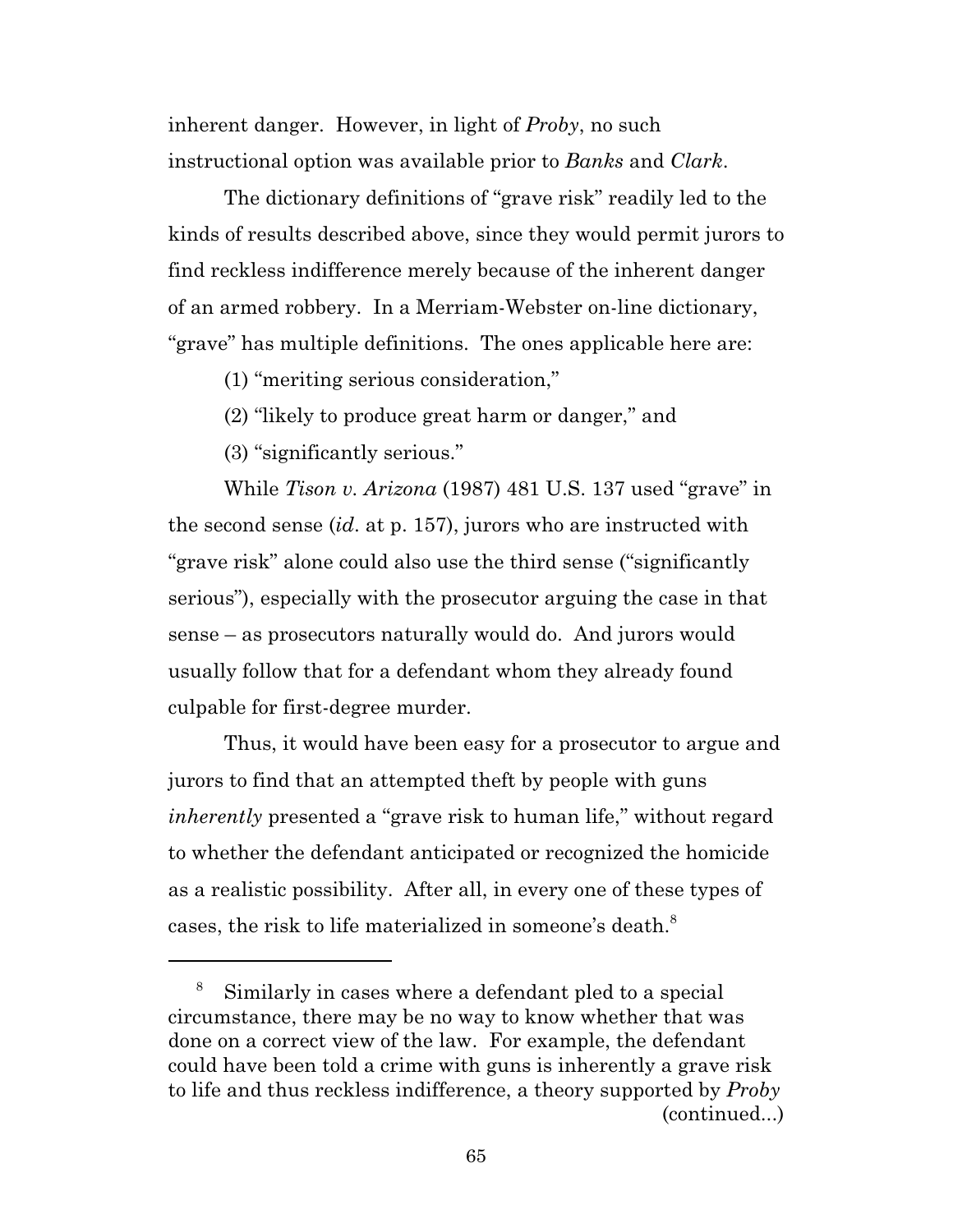inherent danger. However, in light of *Proby*, no such instructional option was available prior to *Banks* and *Clark*.

The dictionary definitions of "grave risk" readily led to the kinds of results described above, since they would permit jurors to find reckless indifference merely because of the inherent danger of an armed robbery. In a Merriam-Webster on-line dictionary, "grave" has multiple definitions. The ones applicable here are:

(1) "meriting serious consideration,"

(2) "likely to produce great harm or danger," and

(3) "significantly serious."

While *Tison v. Arizona* (1987) 481 U.S. 137 used "grave" in the second sense (*id*. at p. 157), jurors who are instructed with "grave risk" alone could also use the third sense ("significantly serious"), especially with the prosecutor arguing the case in that sense – as prosecutors naturally would do. And jurors would usually follow that for a defendant whom they already found culpable for first-degree murder.

Thus, it would have been easy for a prosecutor to argue and jurors to find that an attempted theft by people with guns *inherently* presented a "grave risk to human life," without regard to whether the defendant anticipated or recognized the homicide as a realistic possibility. After all, in every one of these types of cases, the risk to life materialized in someone's death.[8]

---

[8] Similarly in cases where a defendant pled to a special circumstance, there may be no way to know whether that was done on a correct view of the law. For example, the defendant could have been told a crime with guns is inherently a grave risk to life and thus reckless indifference, a theory supported by *Proby* (continued...)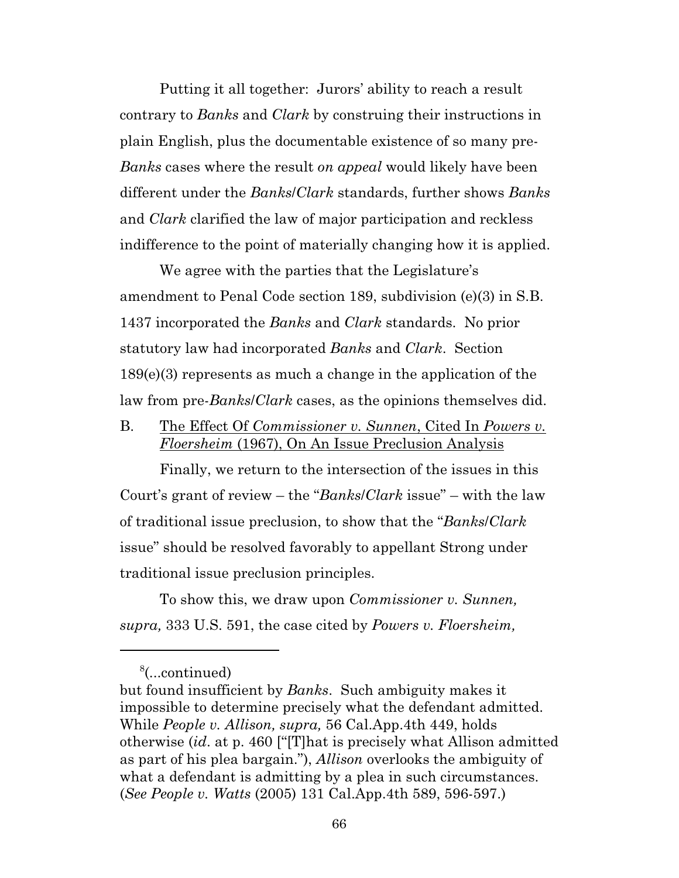Putting it all together: Jurors' ability to reach a result contrary to *Banks* and *Clark* by construing their instructions in plain English, plus the documentable existence of so many pre-*Banks* cases where the result *on appeal* would likely have been different under the *Banks/Clark* standards, further shows *Banks* and *Clark* clarified the law of major participation and reckless indifference to the point of materially changing how it is applied.

We agree with the parties that the Legislature's amendment to Penal Code section 189, subdivision (e)(3) in S.B. 1437 incorporated the *Banks* and *Clark* standards. No prior statutory law had incorporated *Banks* and *Clark*. Section 189(e)(3) represents as much a change in the application of the law from pre-*Banks/Clark* cases, as the opinions themselves did.

B. <u>The Effect Of *Commissioner v. Sunnen*, Cited In *Powers v. Floersheim* (1967), On An Issue Preclusion Analysis</u>

Finally, we return to the intersection of the issues in this Court's grant of review – the "*Banks/Clark* issue" – with the law of traditional issue preclusion, to show that the "*Banks/Clark* issue" should be resolved favorably to appellant Strong under traditional issue preclusion principles.

To show this, we draw upon *Commissioner v. Sunnen, supra,* 333 U.S. 591, the case cited by *Powers v. Floersheim,*

---

[8](...continued)
but found insufficient by *Banks*. Such ambiguity makes it impossible to determine precisely what the defendant admitted. While *People v. Allison, supra,* 56 Cal.App.4th 449, holds otherwise (*id*. at p. 460 ["[T]hat is precisely what Allison admitted as part of his plea bargain."), *Allison* overlooks the ambiguity of what a defendant is admitting by a plea in such circumstances. (*See People v. Watts* (2005) 131 Cal.App.4th 589, 596-597.)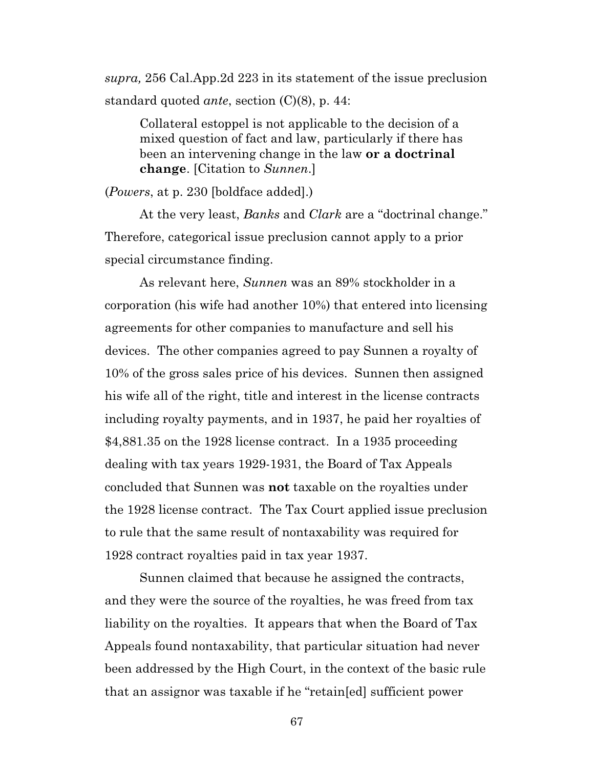*supra,* 256 Cal.App.2d 223 in its statement of the issue preclusion standard quoted *ante*, section (C)(8), p. 44:

> Collateral estoppel is not applicable to the decision of a mixed question of fact and law, particularly if there has been an intervening change in the law **or a doctrinal change**. [Citation to *Sunnen*.]

(*Powers*, at p. 230 [boldface added].)

At the very least, *Banks* and *Clark* are a "doctrinal change." Therefore, categorical issue preclusion cannot apply to a prior special circumstance finding.

As relevant here, *Sunnen* was an 89% stockholder in a corporation (his wife had another 10%) that entered into licensing agreements for other companies to manufacture and sell his devices. The other companies agreed to pay Sunnen a royalty of 10% of the gross sales price of his devices. Sunnen then assigned his wife all of the right, title and interest in the license contracts including royalty payments, and in 1937, he paid her royalties of $4,881.35 on the 1928 license contract. In a 1935 proceeding dealing with tax years 1929-1931, the Board of Tax Appeals concluded that Sunnen was **not** taxable on the royalties under the 1928 license contract. The Tax Court applied issue preclusion to rule that the same result of nontaxability was required for 1928 contract royalties paid in tax year 1937.

Sunnen claimed that because he assigned the contracts, and they were the source of the royalties, he was freed from tax liability on the royalties. It appears that when the Board of Tax Appeals found nontaxability, that particular situation had never been addressed by the High Court, in the context of the basic rule that an assignor was taxable if he "retain[ed] sufficient power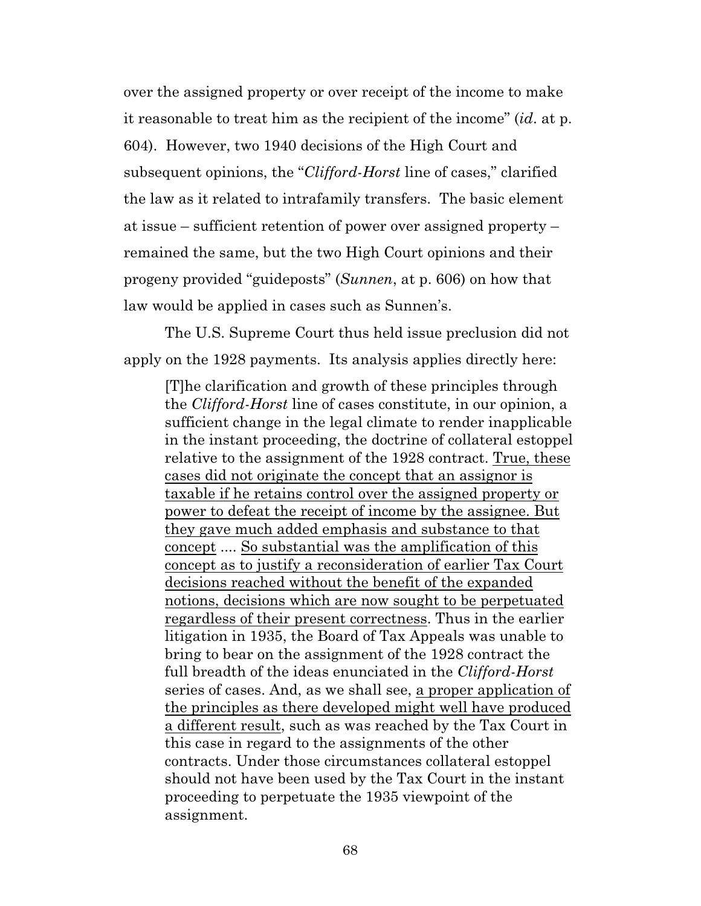over the assigned property or over receipt of the income to make it reasonable to treat him as the recipient of the income" (*id*. at p. 604). However, two 1940 decisions of the High Court and subsequent opinions, the "*Clifford-Horst* line of cases," clarified the law as it related to intrafamily transfers. The basic element at issue – sufficient retention of power over assigned property – remained the same, but the two High Court opinions and their progeny provided "guideposts" (*Sunnen*, at p. 606) on how that law would be applied in cases such as Sunnen's.

The U.S. Supreme Court thus held issue preclusion did not apply on the 1928 payments. Its analysis applies directly here:

> [T]he clarification and growth of these principles through the *Clifford-Horst* line of cases constitute, in our opinion, a sufficient change in the legal climate to render inapplicable in the instant proceeding, the doctrine of collateral estoppel relative to the assignment of the 1928 contract. <u>True, these cases did not originate the concept that an assignor is taxable if he retains control over the assigned property or power to defeat the receipt of income by the assignee. But they gave much added emphasis and substance to that concept</u> .... <u>So substantial was the amplification of this concept as to justify a reconsideration of earlier Tax Court decisions reached without the benefit of the expanded notions, decisions which are now sought to be perpetuated regardless of their present correctness</u>. Thus in the earlier litigation in 1935, the Board of Tax Appeals was unable to bring to bear on the assignment of the 1928 contract the full breadth of the ideas enunciated in the *Clifford-Horst* series of cases. And, as we shall see, <u>a proper application of the principles as there developed might well have produced a different result</u>, such as was reached by the Tax Court in this case in regard to the assignments of the other contracts. Under those circumstances collateral estoppel should not have been used by the Tax Court in the instant proceeding to perpetuate the 1935 viewpoint of the assignment.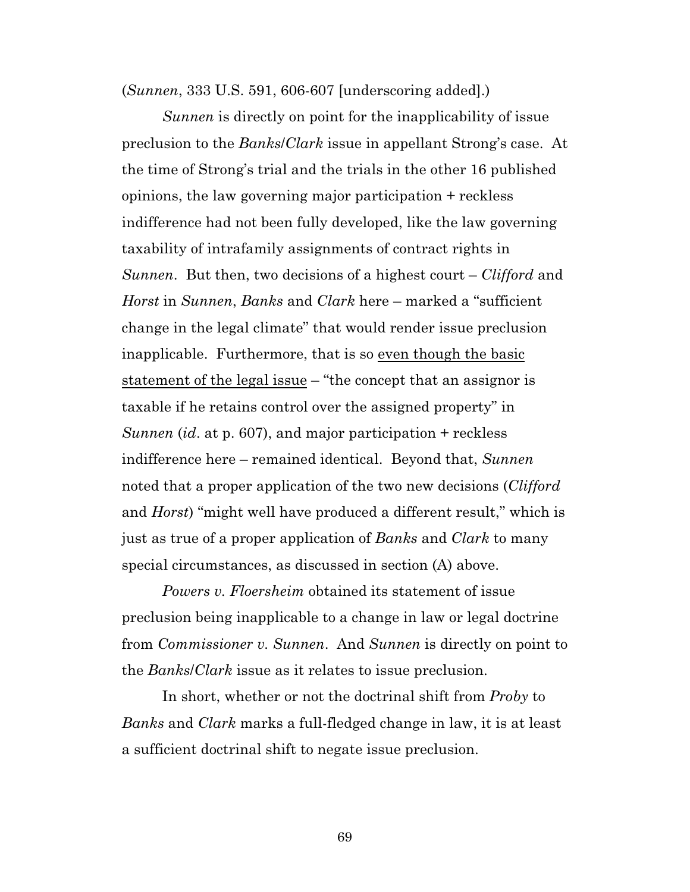(*Sunnen*, 333 U.S. 591, 606-607 [underscoring added].)

*Sunnen* is directly on point for the inapplicability of issue preclusion to the *Banks*/*Clark* issue in appellant Strong's case. At the time of Strong's trial and the trials in the other 16 published opinions, the law governing major participation + reckless indifference had not been fully developed, like the law governing taxability of intrafamily assignments of contract rights in *Sunnen*. But then, two decisions of a highest court – *Clifford* and *Horst* in *Sunnen*, *Banks* and *Clark* here – marked a "sufficient change in the legal climate" that would render issue preclusion inapplicable. Furthermore, that is so <u>even though the basic statement of the legal issue</u> – "the concept that an assignor is taxable if he retains control over the assigned property" in *Sunnen* (*id*. at p. 607), and major participation + reckless indifference here – remained identical. Beyond that, *Sunnen* noted that a proper application of the two new decisions (*Clifford* and *Horst*) "might well have produced a different result," which is just as true of a proper application of *Banks* and *Clark* to many special circumstances, as discussed in section (A) above.

*Powers v. Floersheim* obtained its statement of issue preclusion being inapplicable to a change in law or legal doctrine from *Commissioner v. Sunnen*. And *Sunnen* is directly on point to the *Banks*/*Clark* issue as it relates to issue preclusion.

In short, whether or not the doctrinal shift from *Proby* to *Banks* and *Clark* marks a full-fledged change in law, it is at least a sufficient doctrinal shift to negate issue preclusion.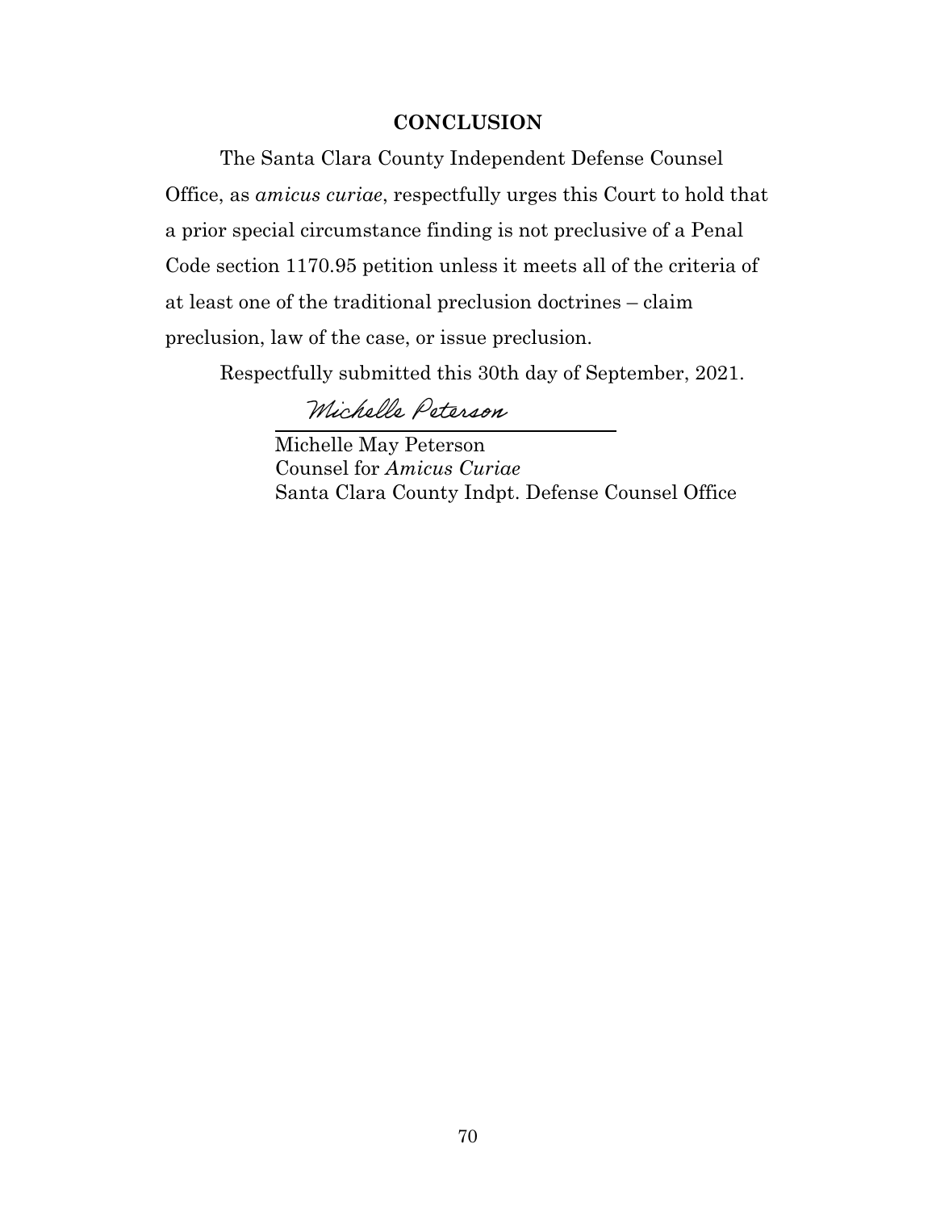## CONCLUSION

The Santa Clara County Independent Defense Counsel Office, as *amicus curiae*, respectfully urges this Court to hold that a prior special circumstance finding is not preclusive of a Penal Code section 1170.95 petition unless it meets all of the criteria of at least one of the traditional preclusion doctrines – claim preclusion, law of the case, or issue preclusion.

Respectfully submitted this 30th day of September, 2021.

*Michelle Peterson*

Michelle May Peterson
Counsel for *Amicus Curiae*
Santa Clara County Indpt. Defense Counsel Office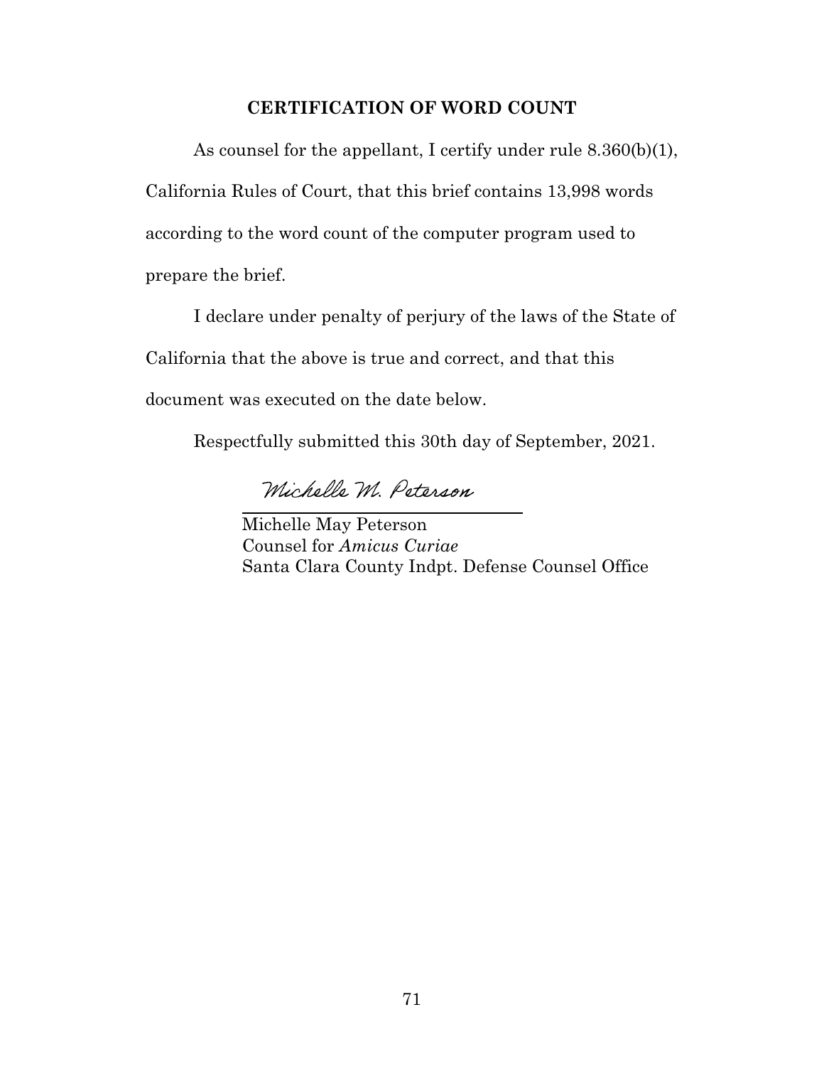**CERTIFICATION OF WORD COUNT**

As counsel for the appellant, I certify under rule 8.360(b)(1), California Rules of Court, that this brief contains 13,998 words according to the word count of the computer program used to prepare the brief.

I declare under penalty of perjury of the laws of the State of California that the above is true and correct, and that this document was executed on the date below.

Respectfully submitted this 30th day of September, 2021.

*Michelle M. Peterson*

Michelle May Peterson
Counsel for *Amicus Curiae*
Santa Clara County Indpt. Defense Counsel Office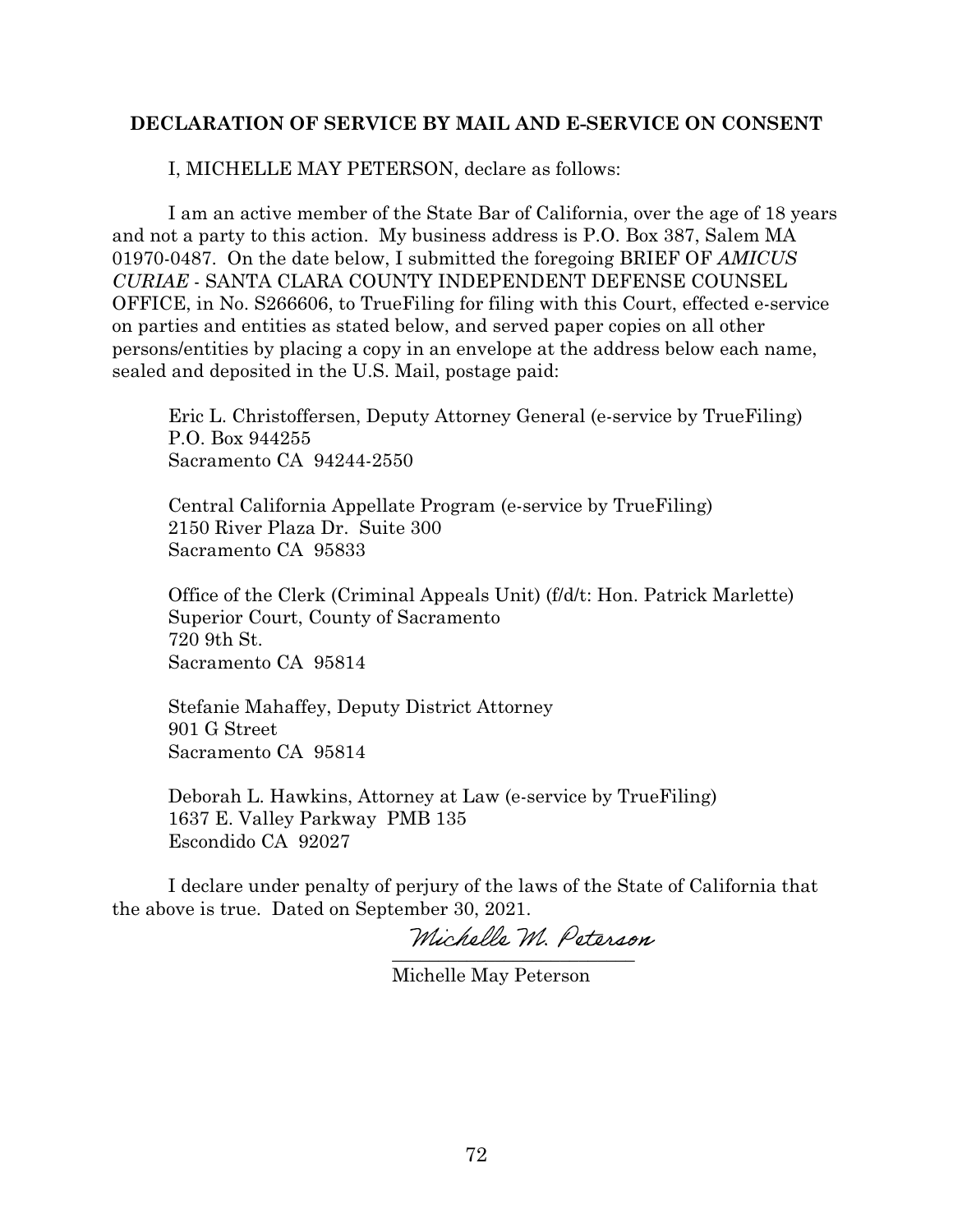**DECLARATION OF SERVICE BY MAIL AND E-SERVICE ON CONSENT**

I, MICHELLE MAY PETERSON, declare as follows:

I am an active member of the State Bar of California, over the age of 18 years and not a party to this action. My business address is P.O. Box 387, Salem MA 01970-0487. On the date below, I submitted the foregoing BRIEF OF *AMICUS CURIAE* - SANTA CLARA COUNTY INDEPENDENT DEFENSE COUNSEL OFFICE, in No. S266606, to TrueFiling for filing with this Court, effected e-service on parties and entities as stated below, and served paper copies on all other persons/entities by placing a copy in an envelope at the address below each name, sealed and deposited in the U.S. Mail, postage paid:

Eric L. Christoffersen, Deputy Attorney General (e-service by TrueFiling)
P.O. Box 944255
Sacramento CA 94244-2550

Central California Appellate Program (e-service by TrueFiling)
2150 River Plaza Dr. Suite 300
Sacramento CA 95833

Office of the Clerk (Criminal Appeals Unit) (f/d/t: Hon. Patrick Marlette)
Superior Court, County of Sacramento
720 9th St.
Sacramento CA 95814

Stefanie Mahaffey, Deputy District Attorney
901 G Street
Sacramento CA 95814

Deborah L. Hawkins, Attorney at Law (e-service by TrueFiling)
1637 E. Valley Parkway PMB 135
Escondido CA 92027

I declare under penalty of perjury of the laws of the State of California that the above is true. Dated on September 30, 2021.

*Michelle M. Peterson*
\_\_\_\_\_\_\_\_\_\_\_\_\_\_\_\_\_\_\_\_\_\_\_\_\_\_
Michelle May Peterson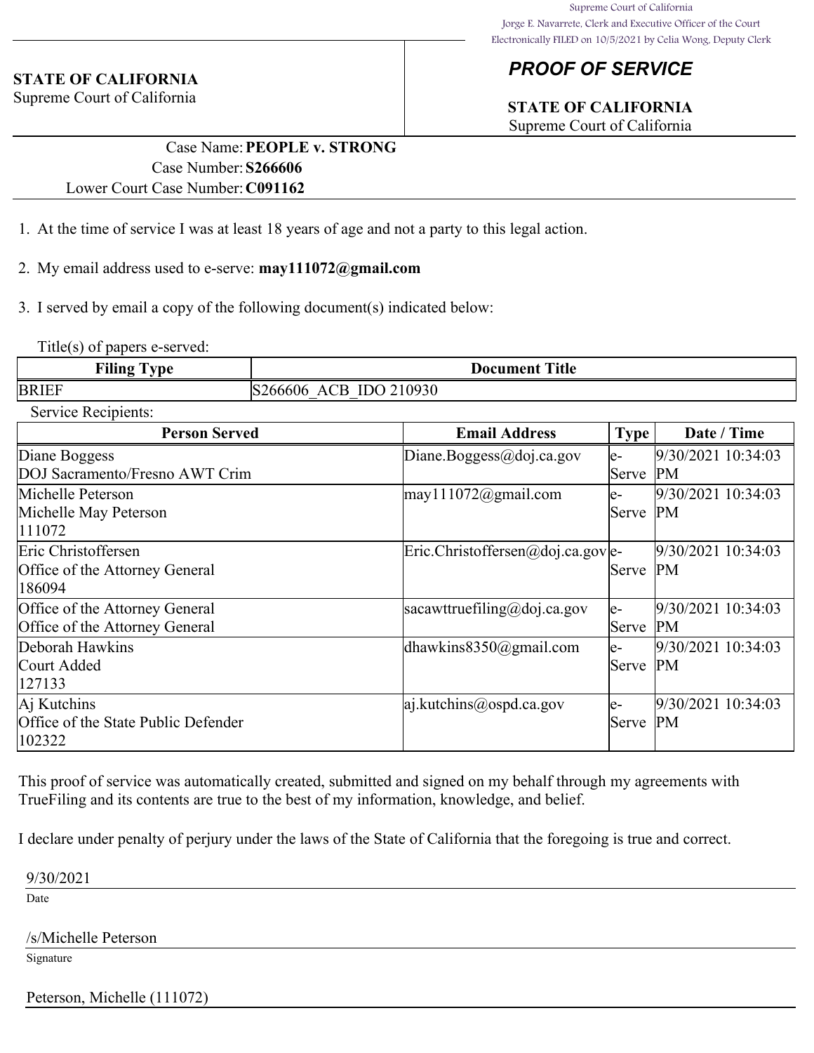Supreme Court of California
Jorge E. Navarrete, Clerk and Executive Officer of the Court
Electronically FILED on 10/5/2021 by Celia Wong, Deputy Clerk

**STATE OF CALIFORNIA**
Supreme Court of California

## *PROOF OF SERVICE*

**STATE OF CALIFORNIA**
Supreme Court of California

Case Name: **PEOPLE v. STRONG**
Case Number: **S266606**
Lower Court Case Number: **C091162**

1. At the time of service I was at least 18 years of age and not a party to this legal action.

2. My email address used to e-serve: **may111072@gmail.com**

3. I served by email a copy of the following document(s) indicated below:

Title(s) of papers e-served:

| Filing Type | Document Title |
|---|---|
| BRIEF | S266606_ACB_IDO 210930 |

Service Recipients:

| Person Served | Email Address | Type | Date / Time |
|---|---|---|---|
| Diane Boggess<br>DOJ Sacramento/Fresno AWT Crim | Diane.Boggess@doj.ca.gov | e-Serve | 9/30/2021 10:34:03 PM |
| Michelle Peterson<br>Michelle May Peterson<br>111072 | may111072@gmail.com | e-Serve | 9/30/2021 10:34:03 PM |
| Eric Christoffersen<br>Office of the Attorney General<br>186094 | Eric.Christoffersen@doj.ca.gov | e-Serve | 9/30/2021 10:34:03 PM |
| Office of the Attorney General<br>Office of the Attorney General | sacawttruefiling@doj.ca.gov | e-Serve | 9/30/2021 10:34:03 PM |
| Deborah Hawkins<br>Court Added<br>127133 | dhawkins8350@gmail.com | e-Serve | 9/30/2021 10:34:03 PM |
| Aj Kutchins<br>Office of the State Public Defender<br>102322 | aj.kutchins@ospd.ca.gov | e-Serve | 9/30/2021 10:34:03 PM |

This proof of service was automatically created, submitted and signed on my behalf through my agreements with TrueFiling and its contents are true to the best of my information, knowledge, and belief.

I declare under penalty of perjury under the laws of the State of California that the foregoing is true and correct.

9/30/2021
Date

/s/Michelle Peterson
Signature

Peterson, Michelle (111072)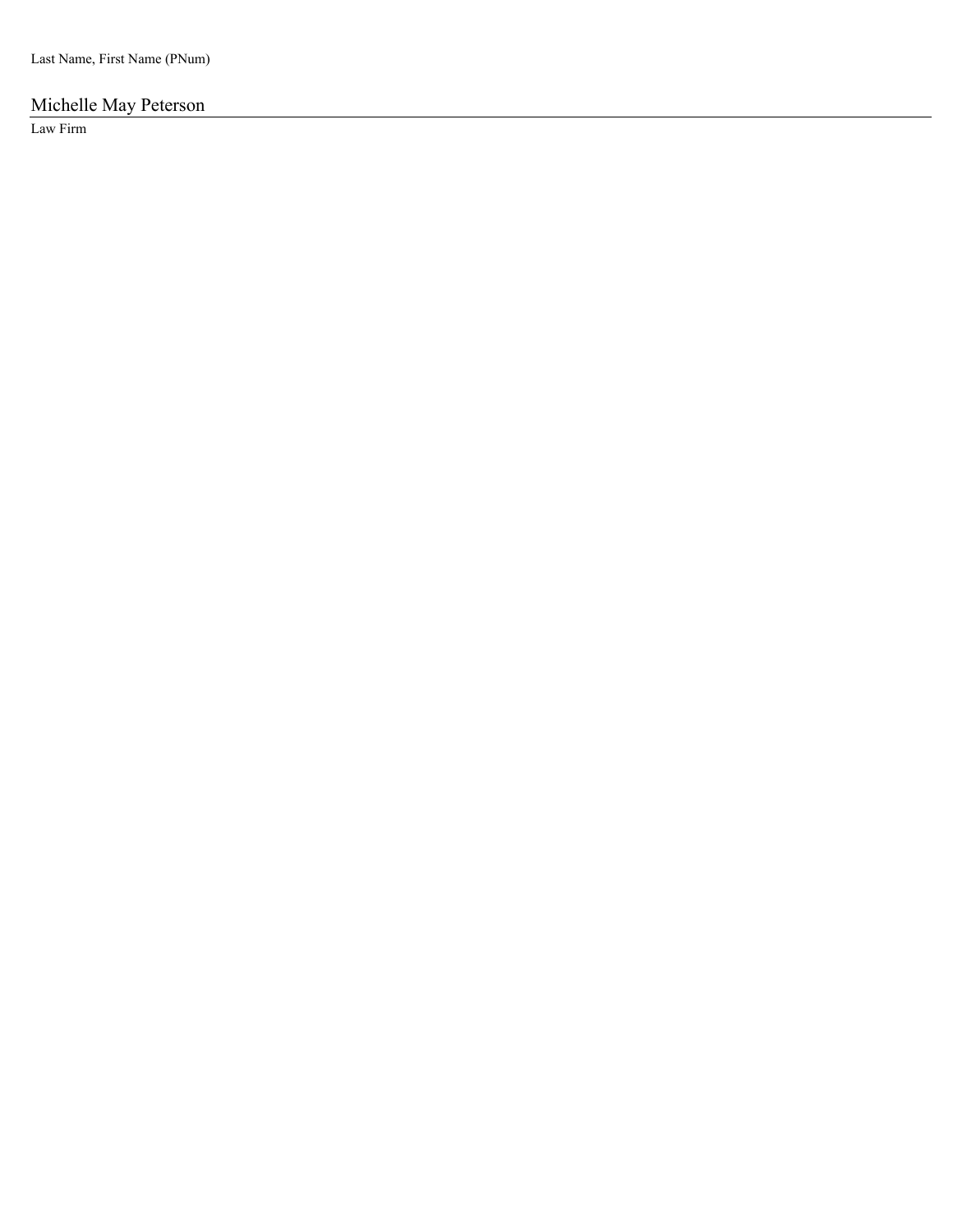Last Name, First Name (PNum)

Michelle May Peterson

Law Firm